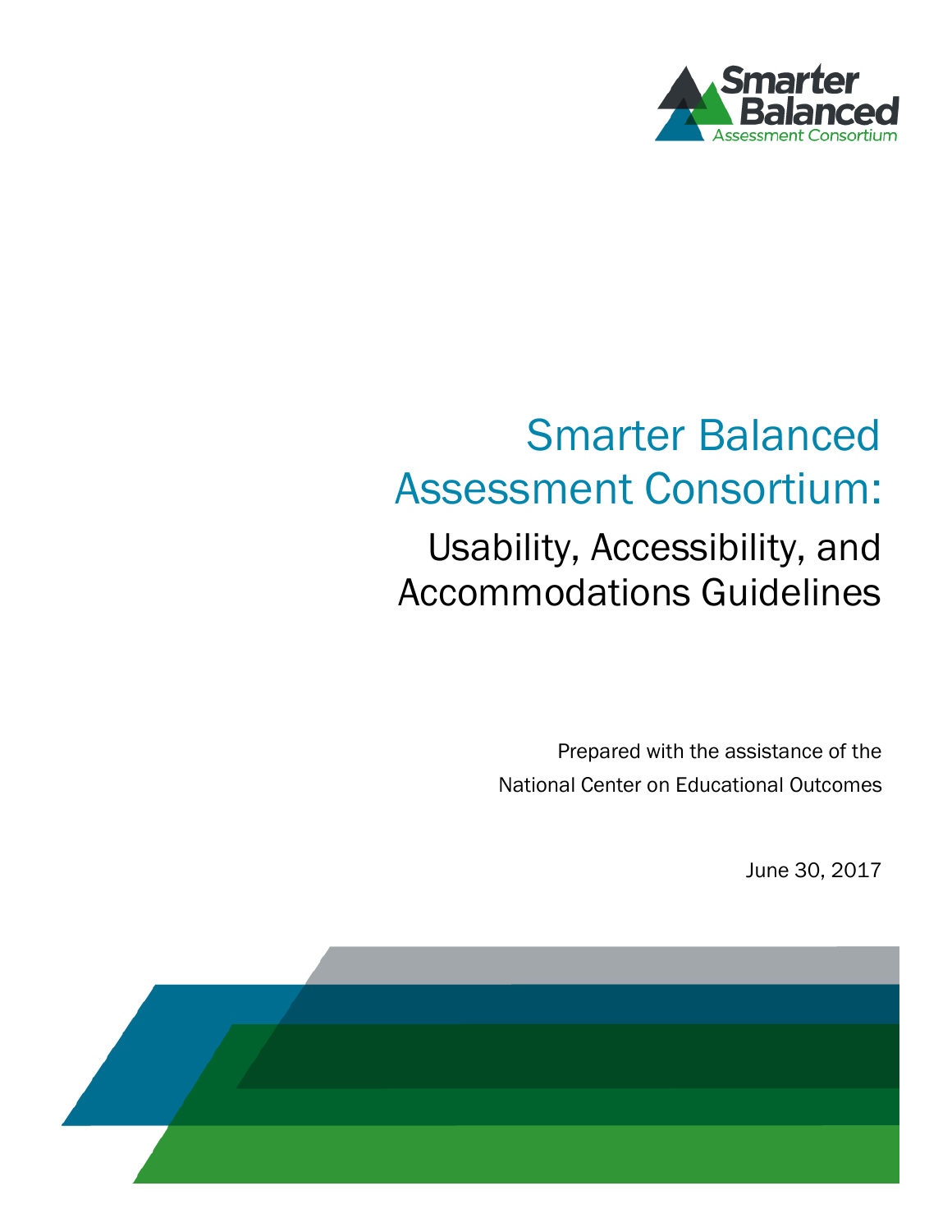Smarter Balanced
Assessment Consortium

# Smarter Balanced Assessment Consortium:

## Usability, Accessibility, and Accommodations Guidelines

Prepared with the assistance of the
National Center on Educational Outcomes

June 30, 2017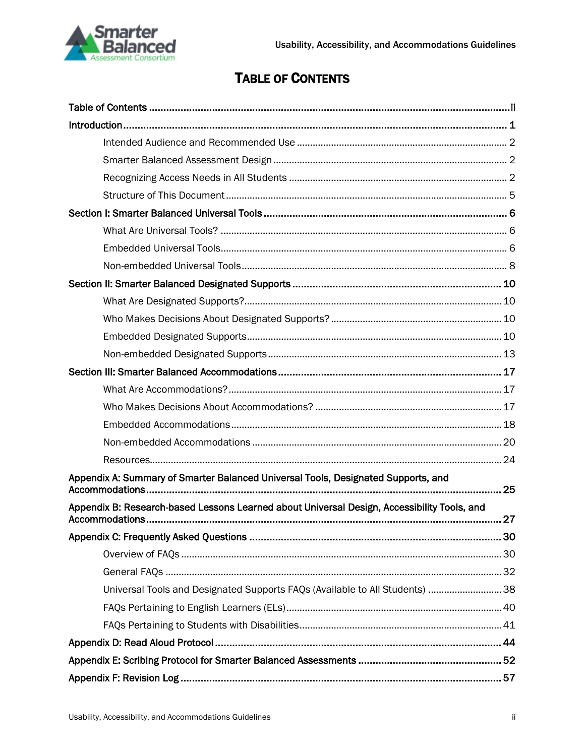# TABLE OF CONTENTS

Table of Contents ..... ii

Introduction ..... 1

- Intended Audience and Recommended Use ..... 2
- Smarter Balanced Assessment Design ..... 2
- Recognizing Access Needs in All Students ..... 2
- Structure of This Document ..... 5

Section I: Smarter Balanced Universal Tools ..... 6

- What Are Universal Tools? ..... 6
- Embedded Universal Tools ..... 6
- Non-embedded Universal Tools ..... 8

Section II: Smarter Balanced Designated Supports ..... 10

- What Are Designated Supports? ..... 10
- Who Makes Decisions About Designated Supports? ..... 10
- Embedded Designated Supports ..... 10
- Non-embedded Designated Supports ..... 13

Section III: Smarter Balanced Accommodations ..... 17

- What Are Accommodations? ..... 17
- Who Makes Decisions About Accommodations? ..... 17
- Embedded Accommodations ..... 18
- Non-embedded Accommodations ..... 20
- Resources ..... 24

Appendix A: Summary of Smarter Balanced Universal Tools, Designated Supports, and Accommodations ..... 25

Appendix B: Research-based Lessons Learned about Universal Design, Accessibility Tools, and Accommodations ..... 27

Appendix C: Frequently Asked Questions ..... 30

- Overview of FAQs ..... 30
- General FAQs ..... 32
- Universal Tools and Designated Supports FAQs (Available to All Students) ..... 38
- FAQs Pertaining to English Learners (ELs) ..... 40
- FAQs Pertaining to Students with Disabilities ..... 41

Appendix D: Read Aloud Protocol ..... 44

Appendix E: Scribing Protocol for Smarter Balanced Assessments ..... 52

Appendix F: Revision Log ..... 57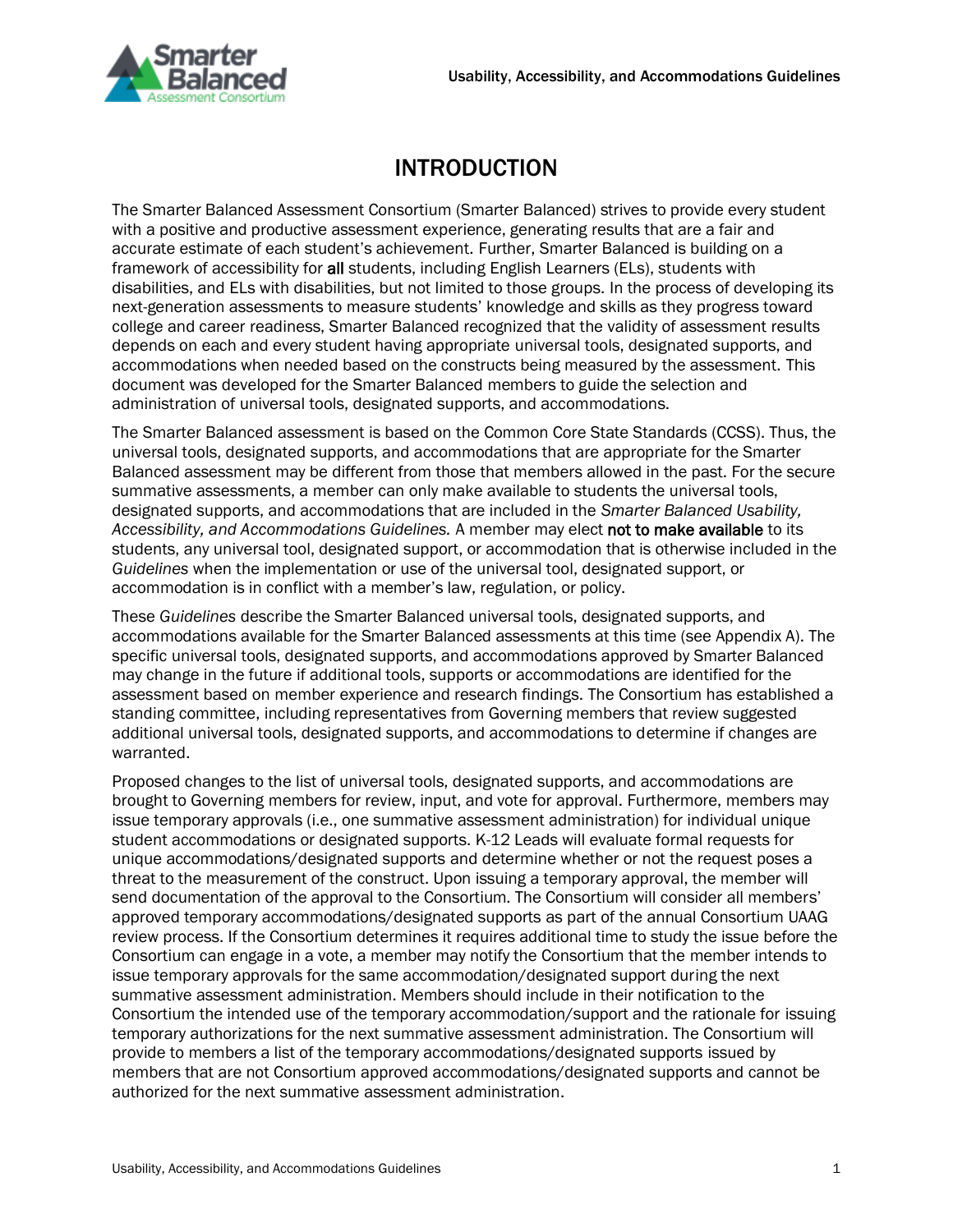# INTRODUCTION

The Smarter Balanced Assessment Consortium (Smarter Balanced) strives to provide every student with a positive and productive assessment experience, generating results that are a fair and accurate estimate of each student's achievement. Further, Smarter Balanced is building on a framework of accessibility for **all** students, including English Learners (ELs), students with disabilities, and ELs with disabilities, but not limited to those groups. In the process of developing its next-generation assessments to measure students' knowledge and skills as they progress toward college and career readiness, Smarter Balanced recognized that the validity of assessment results depends on each and every student having appropriate universal tools, designated supports, and accommodations when needed based on the constructs being measured by the assessment. This document was developed for the Smarter Balanced members to guide the selection and administration of universal tools, designated supports, and accommodations.

The Smarter Balanced assessment is based on the Common Core State Standards (CCSS). Thus, the universal tools, designated supports, and accommodations that are appropriate for the Smarter Balanced assessment may be different from those that members allowed in the past. For the secure summative assessments, a member can only make available to students the universal tools, designated supports, and accommodations that are included in the *Smarter Balanced Usability, Accessibility, and Accommodations Guidelines.* A member may elect **not to make available** to its students, any universal tool, designated support, or accommodation that is otherwise included in the *Guidelines* when the implementation or use of the universal tool, designated support, or accommodation is in conflict with a member's law, regulation, or policy.

These *Guidelines* describe the Smarter Balanced universal tools, designated supports, and accommodations available for the Smarter Balanced assessments at this time (see Appendix A). The specific universal tools, designated supports, and accommodations approved by Smarter Balanced may change in the future if additional tools, supports or accommodations are identified for the assessment based on member experience and research findings. The Consortium has established a standing committee, including representatives from Governing members that review suggested additional universal tools, designated supports, and accommodations to determine if changes are warranted.

Proposed changes to the list of universal tools, designated supports, and accommodations are brought to Governing members for review, input, and vote for approval. Furthermore, members may issue temporary approvals (i.e., one summative assessment administration) for individual unique student accommodations or designated supports. K-12 Leads will evaluate formal requests for unique accommodations/designated supports and determine whether or not the request poses a threat to the measurement of the construct. Upon issuing a temporary approval, the member will send documentation of the approval to the Consortium. The Consortium will consider all members' approved temporary accommodations/designated supports as part of the annual Consortium UAAG review process. If the Consortium determines it requires additional time to study the issue before the Consortium can engage in a vote, a member may notify the Consortium that the member intends to issue temporary approvals for the same accommodation/designated support during the next summative assessment administration. Members should include in their notification to the Consortium the intended use of the temporary accommodation/support and the rationale for issuing temporary authorizations for the next summative assessment administration. The Consortium will provide to members a list of the temporary accommodations/designated supports issued by members that are not Consortium approved accommodations/designated supports and cannot be authorized for the next summative assessment administration.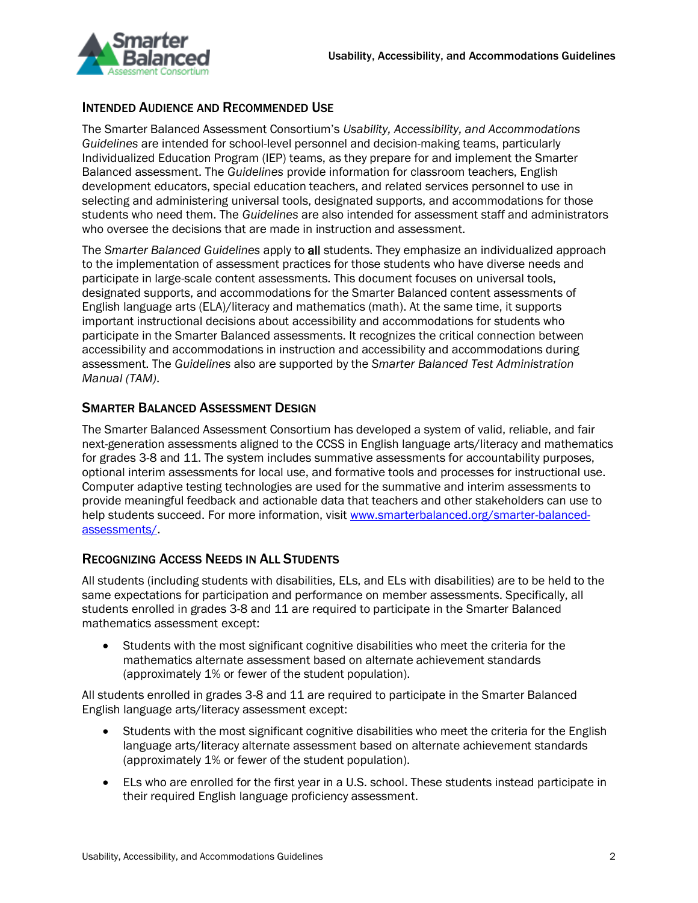## Intended Audience and Recommended Use

The Smarter Balanced Assessment Consortium's *Usability, Accessibility, and Accommodations Guidelines* are intended for school-level personnel and decision-making teams, particularly Individualized Education Program (IEP) teams, as they prepare for and implement the Smarter Balanced assessment. The *Guidelines* provide information for classroom teachers, English development educators, special education teachers, and related services personnel to use in selecting and administering universal tools, designated supports, and accommodations for those students who need them. The *Guidelines* are also intended for assessment staff and administrators who oversee the decisions that are made in instruction and assessment.

The *Smarter Balanced Guidelines* apply to **all** students. They emphasize an individualized approach to the implementation of assessment practices for those students who have diverse needs and participate in large-scale content assessments. This document focuses on universal tools, designated supports, and accommodations for the Smarter Balanced content assessments of English language arts (ELA)/literacy and mathematics (math). At the same time, it supports important instructional decisions about accessibility and accommodations for students who participate in the Smarter Balanced assessments. It recognizes the critical connection between accessibility and accommodations in instruction and accessibility and accommodations during assessment. The *Guidelines* also are supported by the *Smarter Balanced Test Administration Manual (TAM)*.

## Smarter Balanced Assessment Design

The Smarter Balanced Assessment Consortium has developed a system of valid, reliable, and fair next-generation assessments aligned to the CCSS in English language arts/literacy and mathematics for grades 3-8 and 11. The system includes summative assessments for accountability purposes, optional interim assessments for local use, and formative tools and processes for instructional use. Computer adaptive testing technologies are used for the summative and interim assessments to provide meaningful feedback and actionable data that teachers and other stakeholders can use to help students succeed. For more information, visit [www.smarterbalanced.org/smarter-balanced-assessments/](www.smarterbalanced.org/smarter-balanced-assessments/).

## Recognizing Access Needs in All Students

All students (including students with disabilities, ELs, and ELs with disabilities) are to be held to the same expectations for participation and performance on member assessments. Specifically, all students enrolled in grades 3-8 and 11 are required to participate in the Smarter Balanced mathematics assessment except:

- Students with the most significant cognitive disabilities who meet the criteria for the mathematics alternate assessment based on alternate achievement standards (approximately 1% or fewer of the student population).

All students enrolled in grades 3-8 and 11 are required to participate in the Smarter Balanced English language arts/literacy assessment except:

- Students with the most significant cognitive disabilities who meet the criteria for the English language arts/literacy alternate assessment based on alternate achievement standards (approximately 1% or fewer of the student population).
- ELs who are enrolled for the first year in a U.S. school. These students instead participate in their required English language proficiency assessment.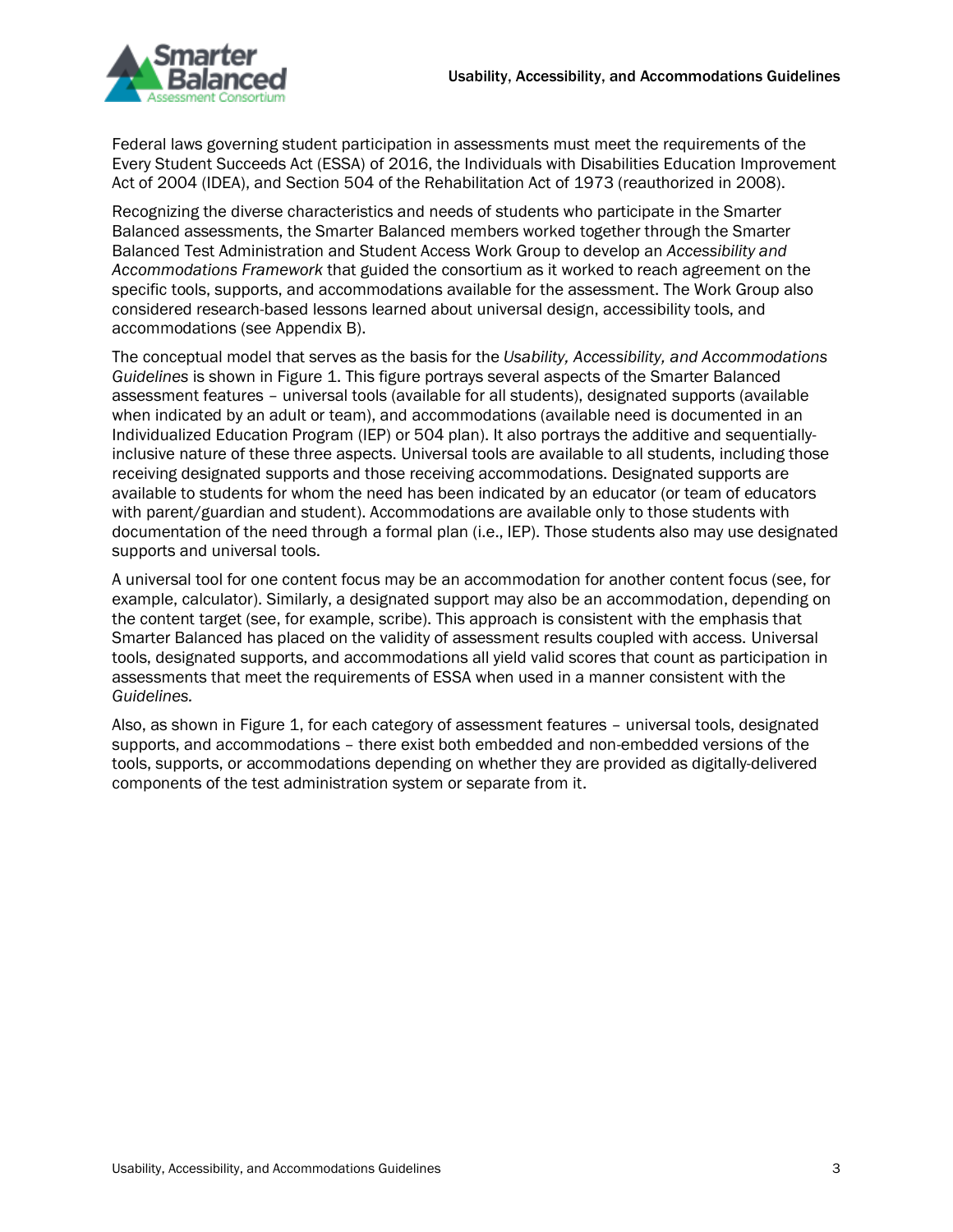Federal laws governing student participation in assessments must meet the requirements of the Every Student Succeeds Act (ESSA) of 2016, the Individuals with Disabilities Education Improvement Act of 2004 (IDEA), and Section 504 of the Rehabilitation Act of 1973 (reauthorized in 2008).

Recognizing the diverse characteristics and needs of students who participate in the Smarter Balanced assessments, the Smarter Balanced members worked together through the Smarter Balanced Test Administration and Student Access Work Group to develop an *Accessibility and Accommodations Framework* that guided the consortium as it worked to reach agreement on the specific tools, supports, and accommodations available for the assessment. The Work Group also considered research-based lessons learned about universal design, accessibility tools, and accommodations (see Appendix B).

The conceptual model that serves as the basis for the *Usability, Accessibility, and Accommodations Guidelines* is shown in Figure 1. This figure portrays several aspects of the Smarter Balanced assessment features – universal tools (available for all students), designated supports (available when indicated by an adult or team), and accommodations (available need is documented in an Individualized Education Program (IEP) or 504 plan). It also portrays the additive and sequentially-inclusive nature of these three aspects. Universal tools are available to all students, including those receiving designated supports and those receiving accommodations. Designated supports are available to students for whom the need has been indicated by an educator (or team of educators with parent/guardian and student). Accommodations are available only to those students with documentation of the need through a formal plan (i.e., IEP). Those students also may use designated supports and universal tools.

A universal tool for one content focus may be an accommodation for another content focus (see, for example, calculator). Similarly, a designated support may also be an accommodation, depending on the content target (see, for example, scribe). This approach is consistent with the emphasis that Smarter Balanced has placed on the validity of assessment results coupled with access. Universal tools, designated supports, and accommodations all yield valid scores that count as participation in assessments that meet the requirements of ESSA when used in a manner consistent with the *Guidelines.*

Also, as shown in Figure 1, for each category of assessment features – universal tools, designated supports, and accommodations – there exist both embedded and non-embedded versions of the tools, supports, or accommodations depending on whether they are provided as digitally-delivered components of the test administration system or separate from it.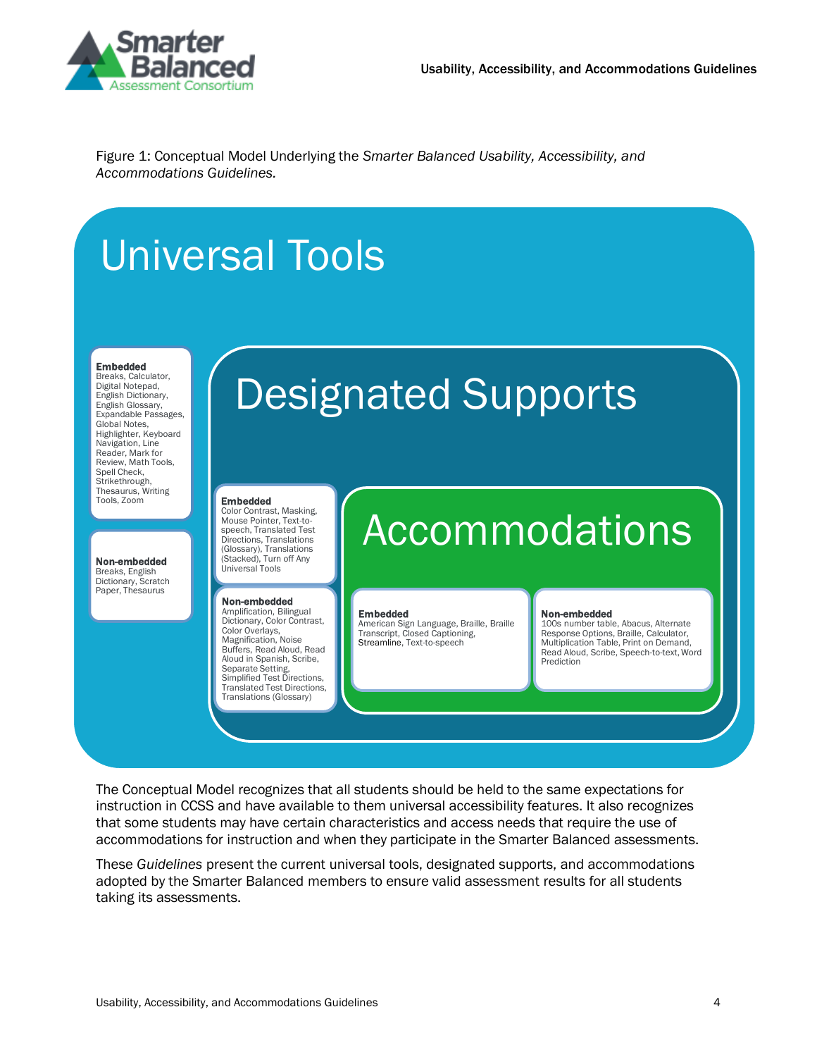Figure 1: Conceptual Model Underlying the *Smarter Balanced Usability, Accessibility, and Accommodations Guidelines.*

# Universal Tools

**Embedded**
Breaks, Calculator, Digital Notepad, English Dictionary, English Glossary, Expandable Passages, Global Notes, Highlighter, Keyboard Navigation, Line Reader, Mark for Review, Math Tools, Spell Check, Strikethrough, Thesaurus, Writing Tools, Zoom

**Non-embedded**
Breaks, English Dictionary, Scratch Paper, Thesaurus

## Designated Supports

**Embedded**
Color Contrast, Masking, Mouse Pointer, Text-to-speech, Translated Test Directions, Translations (Glossary), Translations (Stacked), Turn off Any Universal Tools

**Non-embedded**
Amplification, Bilingual Dictionary, Color Contrast, Color Overlays, Magnification, Noise Buffers, Read Aloud, Read Aloud in Spanish, Scribe, Separate Setting, Simplified Test Directions, Translated Test Directions, Translations (Glossary)

### Accommodations

**Embedded**
American Sign Language, Braille, Braille Transcript, Closed Captioning, Streamline, Text-to-speech

**Non-embedded**
100s number table, Abacus, Alternate Response Options, Braille, Calculator, Multiplication Table, Print on Demand, Read Aloud, Scribe, Speech-to-text, Word Prediction

The Conceptual Model recognizes that all students should be held to the same expectations for instruction in CCSS and have available to them universal accessibility features. It also recognizes that some students may have certain characteristics and access needs that require the use of accommodations for instruction and when they participate in the Smarter Balanced assessments.

These *Guidelines* present the current universal tools, designated supports, and accommodations adopted by the Smarter Balanced members to ensure valid assessment results for all students taking its assessments.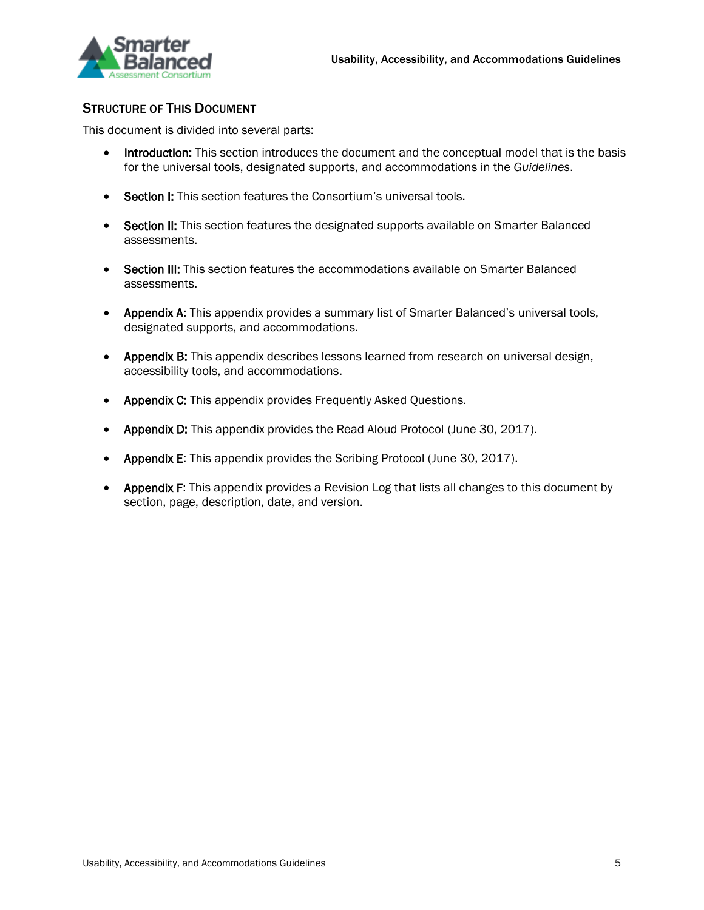## Structure of This Document

This document is divided into several parts:

- **Introduction:** This section introduces the document and the conceptual model that is the basis for the universal tools, designated supports, and accommodations in the *Guidelines*.
- **Section I:** This section features the Consortium's universal tools.
- **Section II:** This section features the designated supports available on Smarter Balanced assessments.
- **Section III:** This section features the accommodations available on Smarter Balanced assessments.
- **Appendix A:** This appendix provides a summary list of Smarter Balanced's universal tools, designated supports, and accommodations.
- **Appendix B:** This appendix describes lessons learned from research on universal design, accessibility tools, and accommodations.
- **Appendix C:** This appendix provides Frequently Asked Questions.
- **Appendix D:** This appendix provides the Read Aloud Protocol (June 30, 2017).
- **Appendix E**: This appendix provides the Scribing Protocol (June 30, 2017).
- **Appendix F**: This appendix provides a Revision Log that lists all changes to this document by section, page, description, date, and version.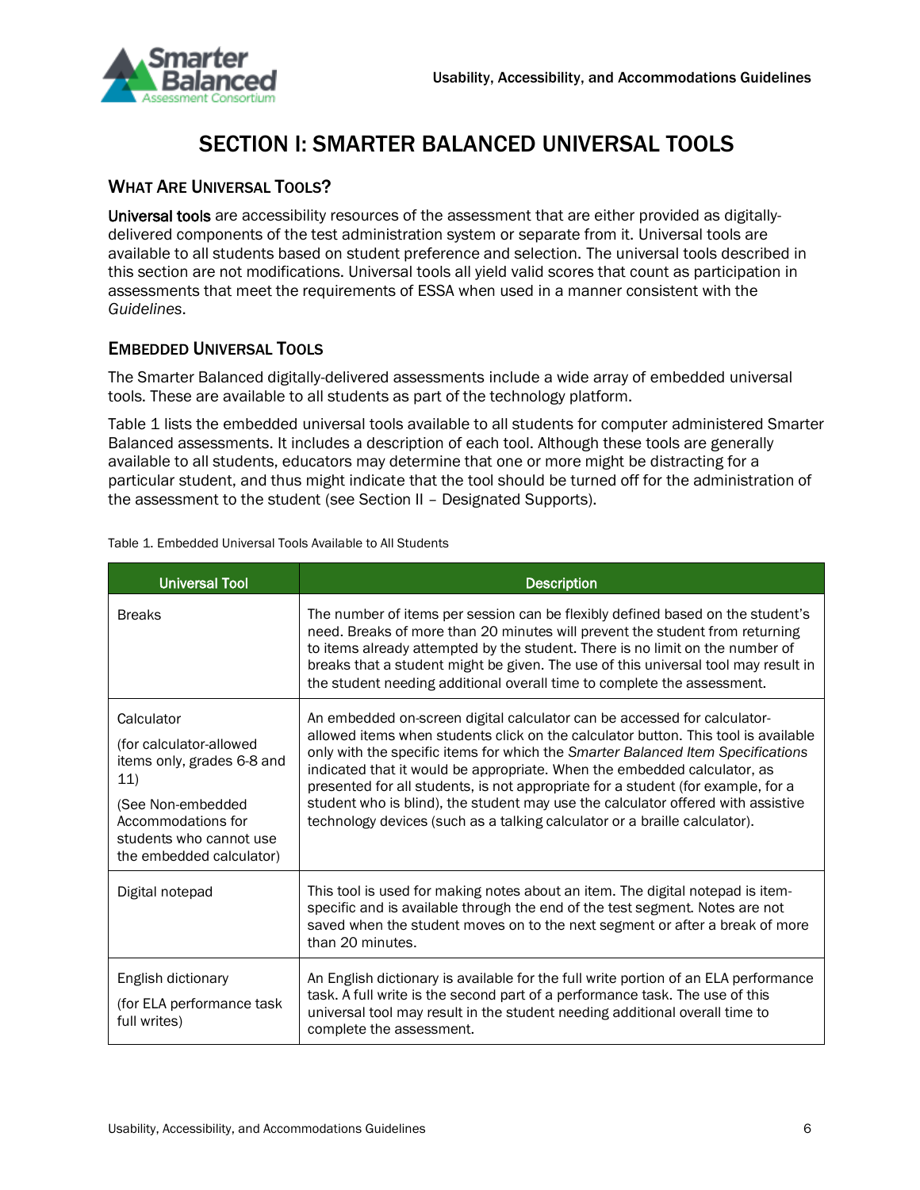# SECTION I: SMARTER BALANCED UNIVERSAL TOOLS

## WHAT ARE UNIVERSAL TOOLS?

**Universal tools** are accessibility resources of the assessment that are either provided as digitally-delivered components of the test administration system or separate from it. Universal tools are available to all students based on student preference and selection. The universal tools described in this section are not modifications. Universal tools all yield valid scores that count as participation in assessments that meet the requirements of ESSA when used in a manner consistent with the *Guidelines*.

## EMBEDDED UNIVERSAL TOOLS

The Smarter Balanced digitally-delivered assessments include a wide array of embedded universal tools. These are available to all students as part of the technology platform.

Table 1 lists the embedded universal tools available to all students for computer administered Smarter Balanced assessments. It includes a description of each tool. Although these tools are generally available to all students, educators may determine that one or more might be distracting for a particular student, and thus might indicate that the tool should be turned off for the administration of the assessment to the student (see Section II – Designated Supports).

Table 1. Embedded Universal Tools Available to All Students

| Universal Tool | Description |
|---|---|
| Breaks | The number of items per session can be flexibly defined based on the student's need. Breaks of more than 20 minutes will prevent the student from returning to items already attempted by the student. There is no limit on the number of breaks that a student might be given. The use of this universal tool may result in the student needing additional overall time to complete the assessment. |
| Calculator<br><br>(for calculator-allowed items only, grades 6-8 and 11)<br><br>(See Non-embedded Accommodations for students who cannot use the embedded calculator) | An embedded on-screen digital calculator can be accessed for calculator-allowed items when students click on the calculator button. This tool is available only with the specific items for which the *Smarter Balanced Item Specifications* indicated that it would be appropriate. When the embedded calculator, as presented for all students, is not appropriate for a student (for example, for a student who is blind), the student may use the calculator offered with assistive technology devices (such as a talking calculator or a braille calculator). |
| Digital notepad | This tool is used for making notes about an item. The digital notepad is item-specific and is available through the end of the test segment. Notes are not saved when the student moves on to the next segment or after a break of more than 20 minutes. |
| English dictionary<br><br>(for ELA performance task full writes) | An English dictionary is available for the full write portion of an ELA performance task. A full write is the second part of a performance task. The use of this universal tool may result in the student needing additional overall time to complete the assessment. |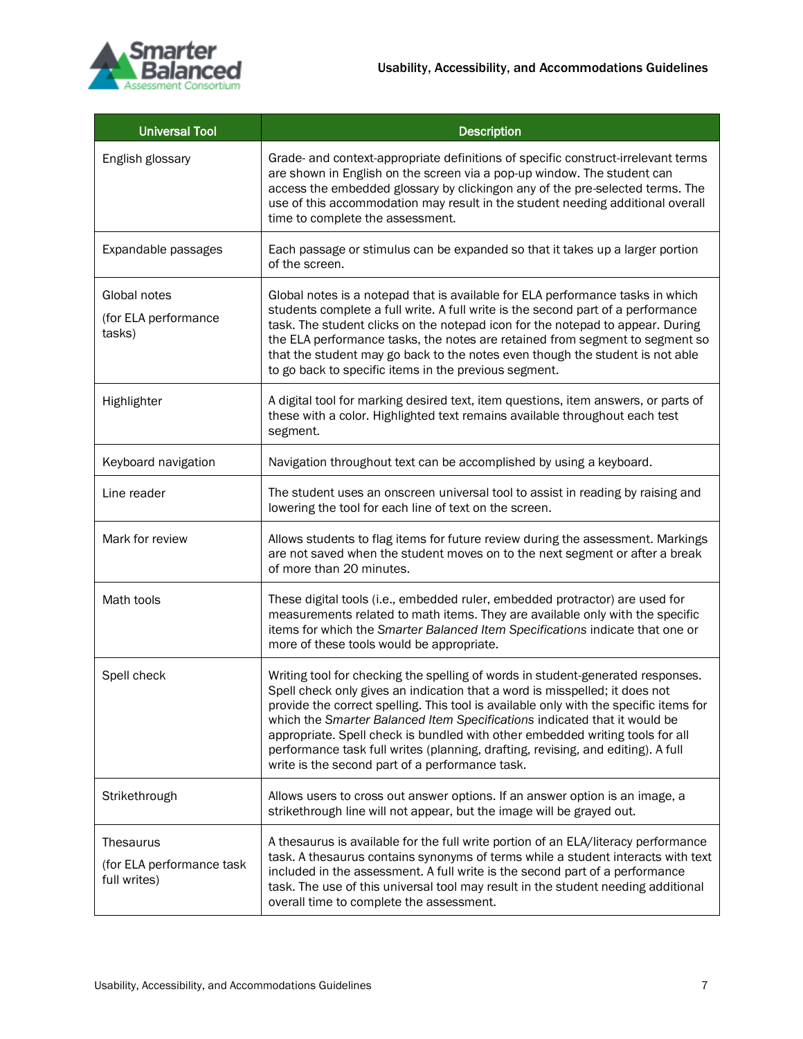| Universal Tool | Description |
|---|---|
| English glossary | Grade- and context-appropriate definitions of specific construct-irrelevant terms are shown in English on the screen via a pop-up window. The student can access the embedded glossary by clickingon any of the pre-selected terms. The use of this accommodation may result in the student needing additional overall time to complete the assessment. |
| Expandable passages | Each passage or stimulus can be expanded so that it takes up a larger portion of the screen. |
| Global notes (for ELA performance tasks) | Global notes is a notepad that is available for ELA performance tasks in which students complete a full write. A full write is the second part of a performance task. The student clicks on the notepad icon for the notepad to appear. During the ELA performance tasks, the notes are retained from segment to segment so that the student may go back to the notes even though the student is not able to go back to specific items in the previous segment. |
| Highlighter | A digital tool for marking desired text, item questions, item answers, or parts of these with a color. Highlighted text remains available throughout each test segment. |
| Keyboard navigation | Navigation throughout text can be accomplished by using a keyboard. |
| Line reader | The student uses an onscreen universal tool to assist in reading by raising and lowering the tool for each line of text on the screen. |
| Mark for review | Allows students to flag items for future review during the assessment. Markings are not saved when the student moves on to the next segment or after a break of more than 20 minutes. |
| Math tools | These digital tools (i.e., embedded ruler, embedded protractor) are used for measurements related to math items. They are available only with the specific items for which the *Smarter Balanced Item Specifications* indicate that one or more of these tools would be appropriate. |
| Spell check | Writing tool for checking the spelling of words in student-generated responses. Spell check only gives an indication that a word is misspelled; it does not provide the correct spelling. This tool is available only with the specific items for which the *Smarter Balanced Item Specifications* indicated that it would be appropriate. Spell check is bundled with other embedded writing tools for all performance task full writes (planning, drafting, revising, and editing). A full write is the second part of a performance task. |
| Strikethrough | Allows users to cross out answer options. If an answer option is an image, a strikethrough line will not appear, but the image will be grayed out. |
| Thesaurus (for ELA performance task full writes) | A thesaurus is available for the full write portion of an ELA/literacy performance task. A thesaurus contains synonyms of terms while a student interacts with text included in the assessment. A full write is the second part of a performance task. The use of this universal tool may result in the student needing additional overall time to complete the assessment. |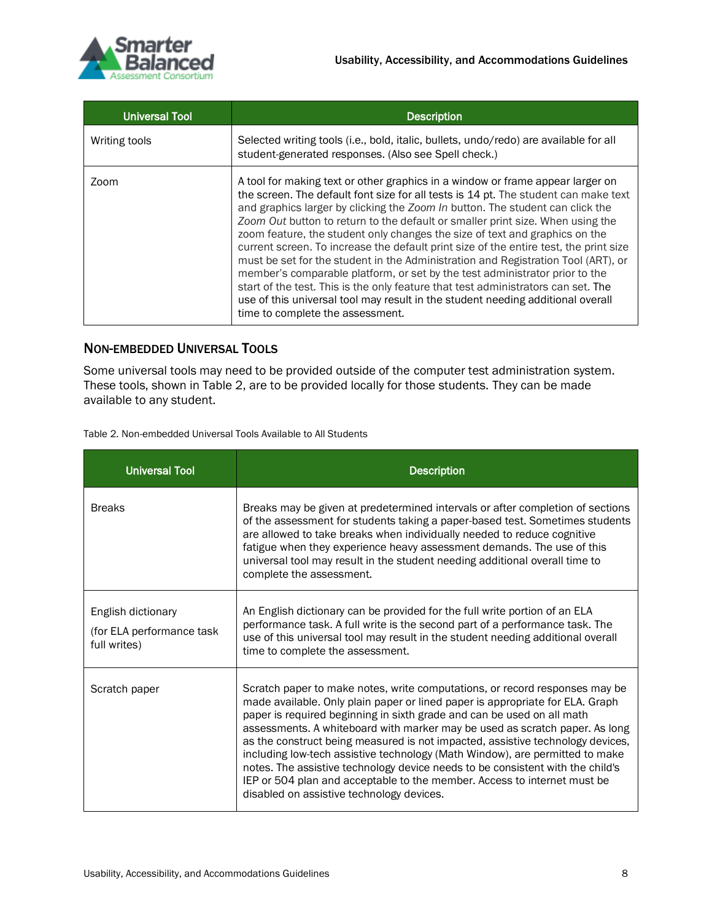| Universal Tool | Description |
| --- | --- |
| Writing tools | Selected writing tools (i.e., bold, italic, bullets, undo/redo) are available for all student-generated responses. (Also see Spell check.) |
| Zoom | A tool for making text or other graphics in a window or frame appear larger on the screen. The default font size for all tests is 14 pt. The student can make text and graphics larger by clicking the *Zoom In* button. The student can click the *Zoom Out* button to return to the default or smaller print size. When using the zoom feature, the student only changes the size of text and graphics on the current screen. To increase the default print size of the entire test, the print size must be set for the student in the Administration and Registration Tool (ART), or member's comparable platform, or set by the test administrator prior to the start of the test. This is the only feature that test administrators can set. The use of this universal tool may result in the student needing additional overall time to complete the assessment. |

### Non-embedded Universal Tools

Some universal tools may need to be provided outside of the computer test administration system. These tools, shown in Table 2, are to be provided locally for those students. They can be made available to any student.

Table 2. Non-embedded Universal Tools Available to All Students

| Universal Tool | Description |
| --- | --- |
| Breaks | Breaks may be given at predetermined intervals or after completion of sections of the assessment for students taking a paper-based test. Sometimes students are allowed to take breaks when individually needed to reduce cognitive fatigue when they experience heavy assessment demands. The use of this universal tool may result in the student needing additional overall time to complete the assessment. |
| English dictionary (for ELA performance task full writes) | An English dictionary can be provided for the full write portion of an ELA performance task. A full write is the second part of a performance task. The use of this universal tool may result in the student needing additional overall time to complete the assessment. |
| Scratch paper | Scratch paper to make notes, write computations, or record responses may be made available. Only plain paper or lined paper is appropriate for ELA. Graph paper is required beginning in sixth grade and can be used on all math assessments. A whiteboard with marker may be used as scratch paper. As long as the construct being measured is not impacted, assistive technology devices, including low-tech assistive technology (Math Window), are permitted to make notes. The assistive technology device needs to be consistent with the child's IEP or 504 plan and acceptable to the member. Access to internet must be disabled on assistive technology devices. |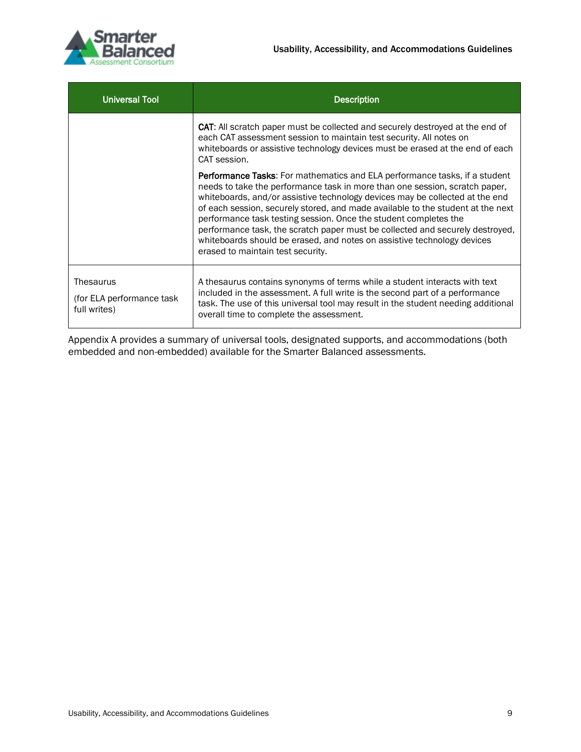| Universal Tool | Description |
|---|---|
| | **CAT**: All scratch paper must be collected and securely destroyed at the end of each CAT assessment session to maintain test security. All notes on whiteboards or assistive technology devices must be erased at the end of each CAT session.<br><br>**Performance Tasks**: For mathematics and ELA performance tasks, if a student needs to take the performance task in more than one session, scratch paper, whiteboards, and/or assistive technology devices may be collected at the end of each session, securely stored, and made available to the student at the next performance task testing session. Once the student completes the performance task, the scratch paper must be collected and securely destroyed, whiteboards should be erased, and notes on assistive technology devices erased to maintain test security. |
| Thesaurus<br><br>(for ELA performance task full writes) | A thesaurus contains synonyms of terms while a student interacts with text included in the assessment. A full write is the second part of a performance task. The use of this universal tool may result in the student needing additional overall time to complete the assessment. |

Appendix A provides a summary of universal tools, designated supports, and accommodations (both embedded and non-embedded) available for the Smarter Balanced assessments.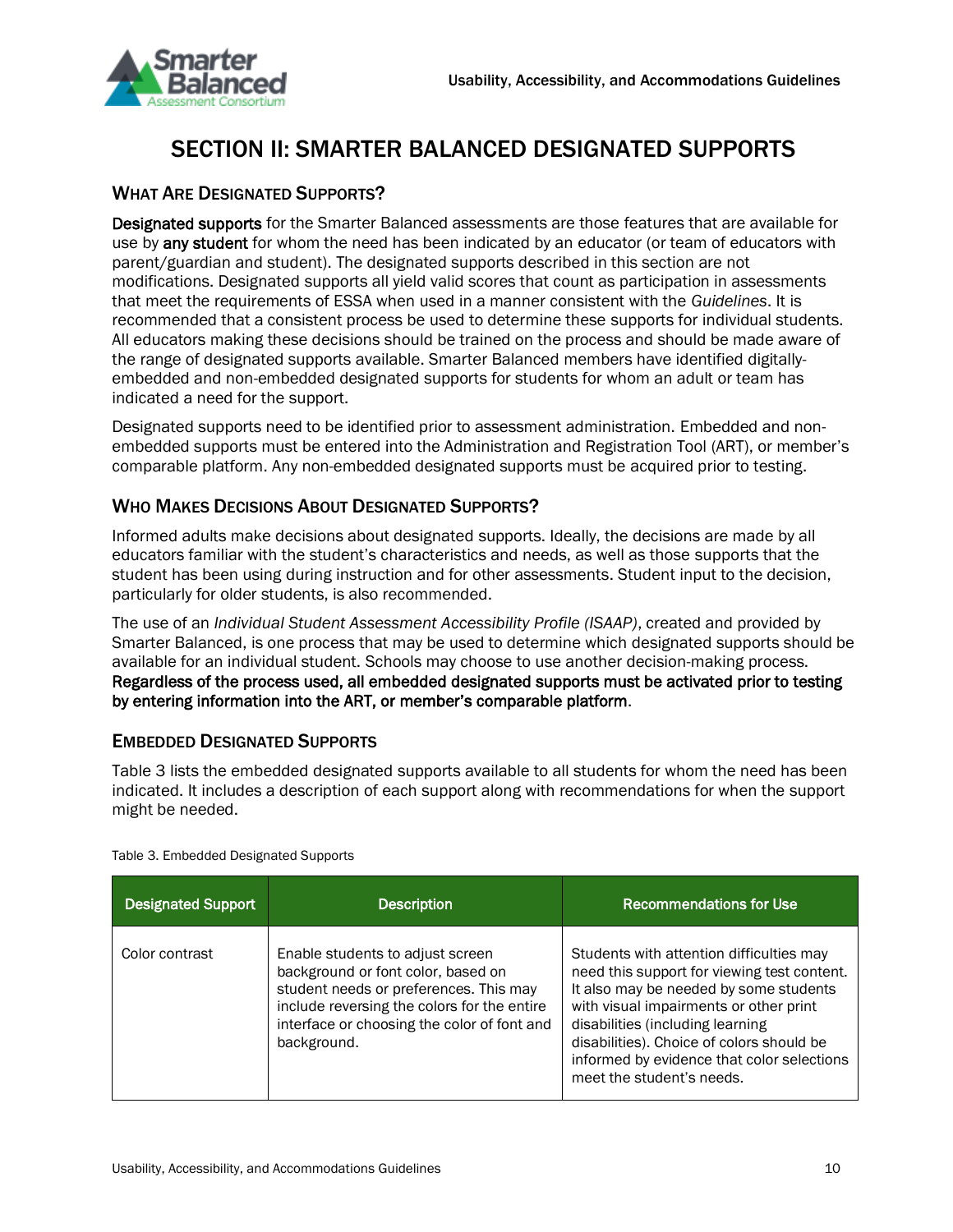# SECTION II: SMARTER BALANCED DESIGNATED SUPPORTS

## WHAT ARE DESIGNATED SUPPORTS?

**Designated supports** for the Smarter Balanced assessments are those features that are available for use by **any student** for whom the need has been indicated by an educator (or team of educators with parent/guardian and student). The designated supports described in this section are not modifications. Designated supports all yield valid scores that count as participation in assessments that meet the requirements of ESSA when used in a manner consistent with the *Guidelines*. It is recommended that a consistent process be used to determine these supports for individual students. All educators making these decisions should be trained on the process and should be made aware of the range of designated supports available. Smarter Balanced members have identified digitally-embedded and non-embedded designated supports for students for whom an adult or team has indicated a need for the support.

Designated supports need to be identified prior to assessment administration. Embedded and non-embedded supports must be entered into the Administration and Registration Tool (ART), or member's comparable platform. Any non-embedded designated supports must be acquired prior to testing.

## WHO MAKES DECISIONS ABOUT DESIGNATED SUPPORTS?

Informed adults make decisions about designated supports. Ideally, the decisions are made by all educators familiar with the student's characteristics and needs, as well as those supports that the student has been using during instruction and for other assessments. Student input to the decision, particularly for older students, is also recommended.

The use of an *Individual Student Assessment Accessibility Profile (ISAAP)*, created and provided by Smarter Balanced, is one process that may be used to determine which designated supports should be available for an individual student. Schools may choose to use another decision-making process. **Regardless of the process used, all embedded designated supports must be activated prior to testing by entering information into the ART, or member's comparable platform**.

## EMBEDDED DESIGNATED SUPPORTS

Table 3 lists the embedded designated supports available to all students for whom the need has been indicated. It includes a description of each support along with recommendations for when the support might be needed.

Table 3. Embedded Designated Supports

| Designated Support | Description | Recommendations for Use |
|---|---|---|
| Color contrast | Enable students to adjust screen background or font color, based on student needs or preferences. This may include reversing the colors for the entire interface or choosing the color of font and background. | Students with attention difficulties may need this support for viewing test content. It also may be needed by some students with visual impairments or other print disabilities (including learning disabilities). Choice of colors should be informed by evidence that color selections meet the student's needs. |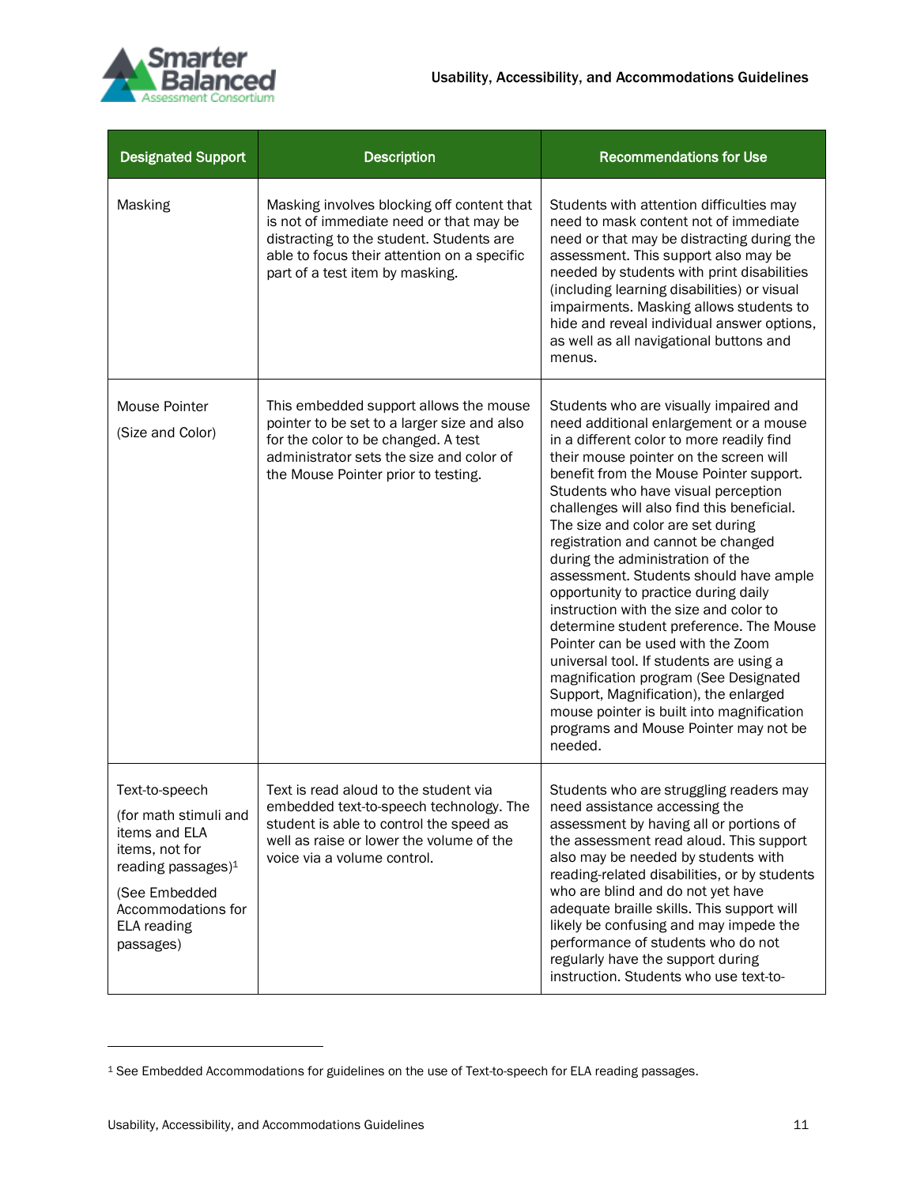| Designated Support | Description | Recommendations for Use |
|---|---|---|
| Masking | Masking involves blocking off content that is not of immediate need or that may be distracting to the student. Students are able to focus their attention on a specific part of a test item by masking. | Students with attention difficulties may need to mask content not of immediate need or that may be distracting during the assessment. This support also may be needed by students with print disabilities (including learning disabilities) or visual impairments. Masking allows students to hide and reveal individual answer options, as well as all navigational buttons and menus. |
| Mouse Pointer (Size and Color) | This embedded support allows the mouse pointer to be set to a larger size and also for the color to be changed. A test administrator sets the size and color of the Mouse Pointer prior to testing. | Students who are visually impaired and need additional enlargement or a mouse in a different color to more readily find their mouse pointer on the screen will benefit from the Mouse Pointer support. Students who have visual perception challenges will also find this beneficial. The size and color are set during registration and cannot be changed during the administration of the assessment. Students should have ample opportunity to practice during daily instruction with the size and color to determine student preference. The Mouse Pointer can be used with the Zoom universal tool. If students are using a magnification program (See Designated Support, Magnification), the enlarged mouse pointer is built into magnification programs and Mouse Pointer may not be needed. |
| Text-to-speech (for math stimuli and items and ELA items, not for reading passages)[1] (See Embedded Accommodations for ELA reading passages) | Text is read aloud to the student via embedded text-to-speech technology. The student is able to control the speed as well as raise or lower the volume of the voice via a volume control. | Students who are struggling readers may need assistance accessing the assessment by having all or portions of the assessment read aloud. This support also may be needed by students with reading-related disabilities, or by students who are blind and do not yet have adequate braille skills. This support will likely be confusing and may impede the performance of students who do not regularly have the support during instruction. Students who use text-to- |

[1] See Embedded Accommodations for guidelines on the use of Text-to-speech for ELA reading passages.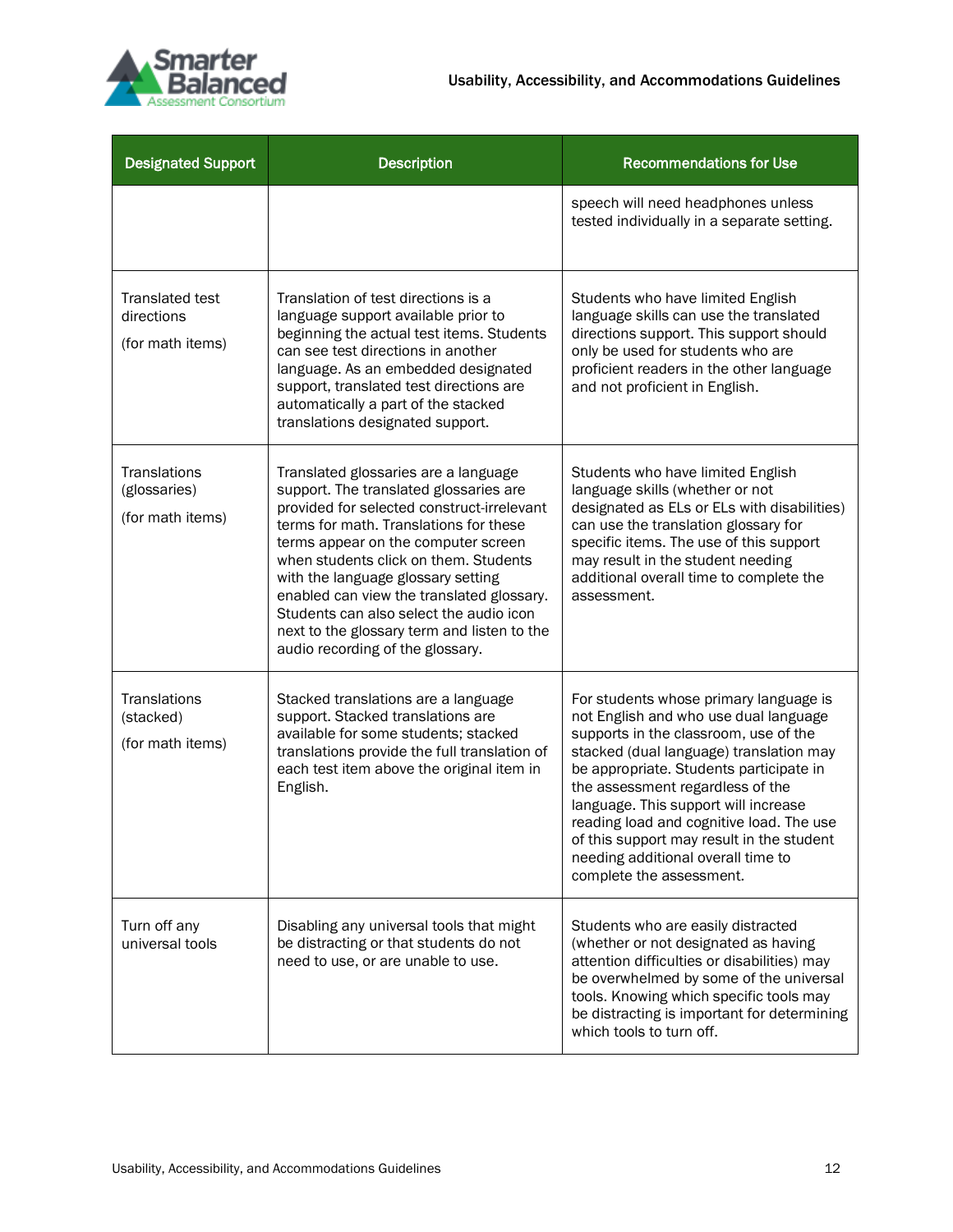| Designated Support | Description | Recommendations for Use |
|---|---|---|
| | | speech will need headphones unless tested individually in a separate setting. |
| Translated test directions<br><br>(for math items) | Translation of test directions is a language support available prior to beginning the actual test items. Students can see test directions in another language. As an embedded designated support, translated test directions are automatically a part of the stacked translations designated support. | Students who have limited English language skills can use the translated directions support. This support should only be used for students who are proficient readers in the other language and not proficient in English. |
| Translations (glossaries)<br><br>(for math items) | Translated glossaries are a language support. The translated glossaries are provided for selected construct-irrelevant terms for math. Translations for these terms appear on the computer screen when students click on them. Students with the language glossary setting enabled can view the translated glossary. Students can also select the audio icon next to the glossary term and listen to the audio recording of the glossary. | Students who have limited English language skills (whether or not designated as ELs or ELs with disabilities) can use the translation glossary for specific items. The use of this support may result in the student needing additional overall time to complete the assessment. |
| Translations (stacked)<br><br>(for math items) | Stacked translations are a language support. Stacked translations are available for some students; stacked translations provide the full translation of each test item above the original item in English. | For students whose primary language is not English and who use dual language supports in the classroom, use of the stacked (dual language) translation may be appropriate. Students participate in the assessment regardless of the language. This support will increase reading load and cognitive load. The use of this support may result in the student needing additional overall time to complete the assessment. |
| Turn off any universal tools | Disabling any universal tools that might be distracting or that students do not need to use, or are unable to use. | Students who are easily distracted (whether or not designated as having attention difficulties or disabilities) may be overwhelmed by some of the universal tools. Knowing which specific tools may be distracting is important for determining which tools to turn off. |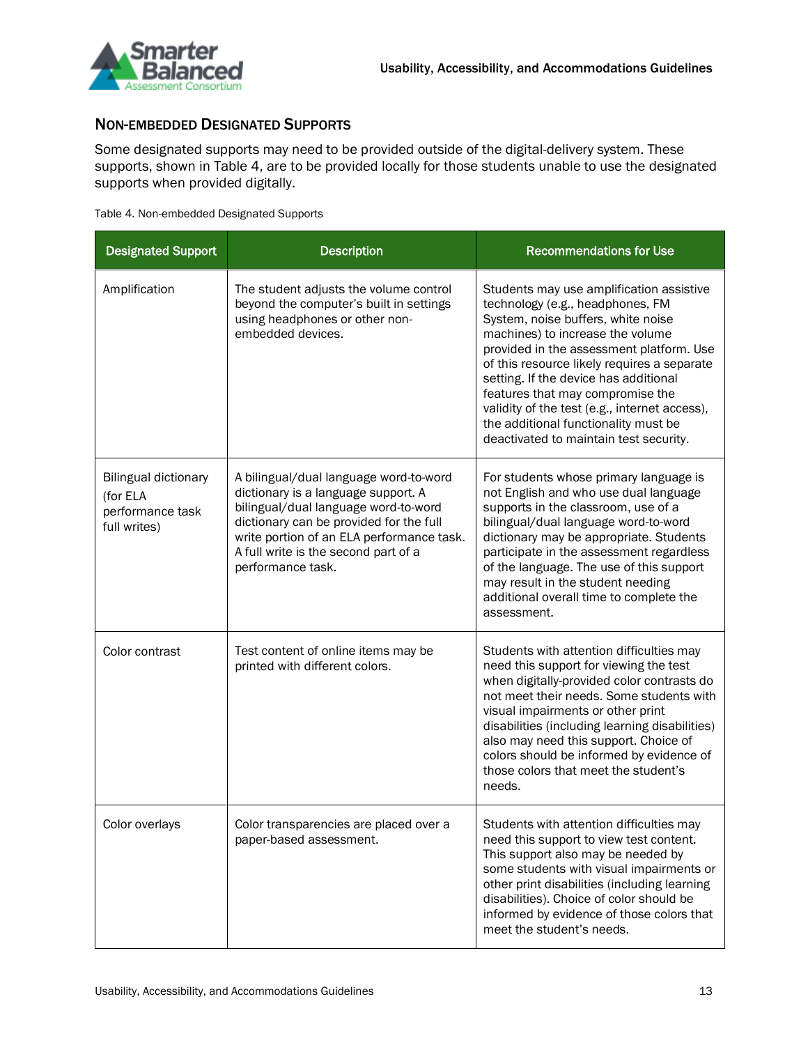## Non-embedded Designated Supports

Some designated supports may need to be provided outside of the digital-delivery system. These supports, shown in Table 4, are to be provided locally for those students unable to use the designated supports when provided digitally.

Table 4. Non-embedded Designated Supports

| Designated Support | Description | Recommendations for Use |
|---|---|---|
| Amplification | The student adjusts the volume control beyond the computer's built in settings using headphones or other non-embedded devices. | Students may use amplification assistive technology (e.g., headphones, FM System, noise buffers, white noise machines) to increase the volume provided in the assessment platform. Use of this resource likely requires a separate setting. If the device has additional features that may compromise the validity of the test (e.g., internet access), the additional functionality must be deactivated to maintain test security. |
| Bilingual dictionary (for ELA performance task full writes) | A bilingual/dual language word-to-word dictionary is a language support. A bilingual/dual language word-to-word dictionary can be provided for the full write portion of an ELA performance task. A full write is the second part of a performance task. | For students whose primary language is not English and who use dual language supports in the classroom, use of a bilingual/dual language word-to-word dictionary may be appropriate. Students participate in the assessment regardless of the language. The use of this support may result in the student needing additional overall time to complete the assessment. |
| Color contrast | Test content of online items may be printed with different colors. | Students with attention difficulties may need this support for viewing the test when digitally-provided color contrasts do not meet their needs. Some students with visual impairments or other print disabilities (including learning disabilities) also may need this support. Choice of colors should be informed by evidence of those colors that meet the student's needs. |
| Color overlays | Color transparencies are placed over a paper-based assessment. | Students with attention difficulties may need this support to view test content. This support also may be needed by some students with visual impairments or other print disabilities (including learning disabilities). Choice of color should be informed by evidence of those colors that meet the student's needs. |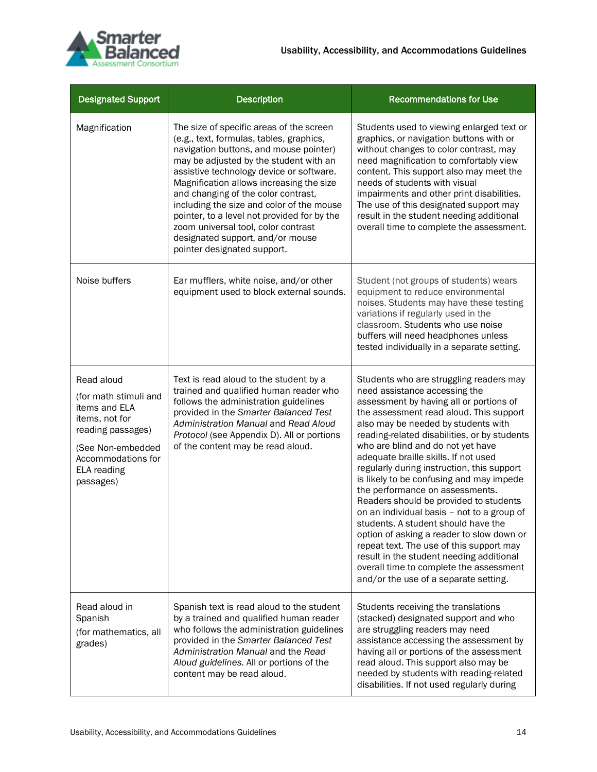| Designated Support | Description | Recommendations for Use |
|---|---|---|
| Magnification | The size of specific areas of the screen (e.g., text, formulas, tables, graphics, navigation buttons, and mouse pointer) may be adjusted by the student with an assistive technology device or software. Magnification allows increasing the size and changing of the color contrast, including the size and color of the mouse pointer, to a level not provided for by the zoom universal tool, color contrast designated support, and/or mouse pointer designated support. | Students used to viewing enlarged text or graphics, or navigation buttons with or without changes to color contrast, may need magnification to comfortably view content. This support also may meet the needs of students with visual impairments and other print disabilities. The use of this designated support may result in the student needing additional overall time to complete the assessment. |
| Noise buffers | Ear mufflers, white noise, and/or other equipment used to block external sounds. | Student (not groups of students) wears equipment to reduce environmental noises. Students may have these testing variations if regularly used in the classroom. Students who use noise buffers will need headphones unless tested individually in a separate setting. |
| Read aloud<br>(for math stimuli and items and ELA items, not for reading passages)<br>(See Non-embedded Accommodations for ELA reading passages) | Text is read aloud to the student by a trained and qualified human reader who follows the administration guidelines provided in the *Smarter Balanced Test Administration Manual* and *Read Aloud Protocol* (see Appendix D). All or portions of the content may be read aloud. | Students who are struggling readers may need assistance accessing the assessment by having all or portions of the assessment read aloud. This support also may be needed by students with reading-related disabilities, or by students who are blind and do not yet have adequate braille skills. If not used regularly during instruction, this support is likely to be confusing and may impede the performance on assessments. Readers should be provided to students on an individual basis – not to a group of students. A student should have the option of asking a reader to slow down or repeat text. The use of this support may result in the student needing additional overall time to complete the assessment and/or the use of a separate setting. |
| Read aloud in Spanish<br>(for mathematics, all grades) | Spanish text is read aloud to the student by a trained and qualified human reader who follows the administration guidelines provided in the *Smarter Balanced Test Administration Manual* and the *Read Aloud guidelines*. All or portions of the content may be read aloud. | Students receiving the translations (stacked) designated support and who are struggling readers may need assistance accessing the assessment by having all or portions of the assessment read aloud. This support also may be needed by students with reading-related disabilities. If not used regularly during |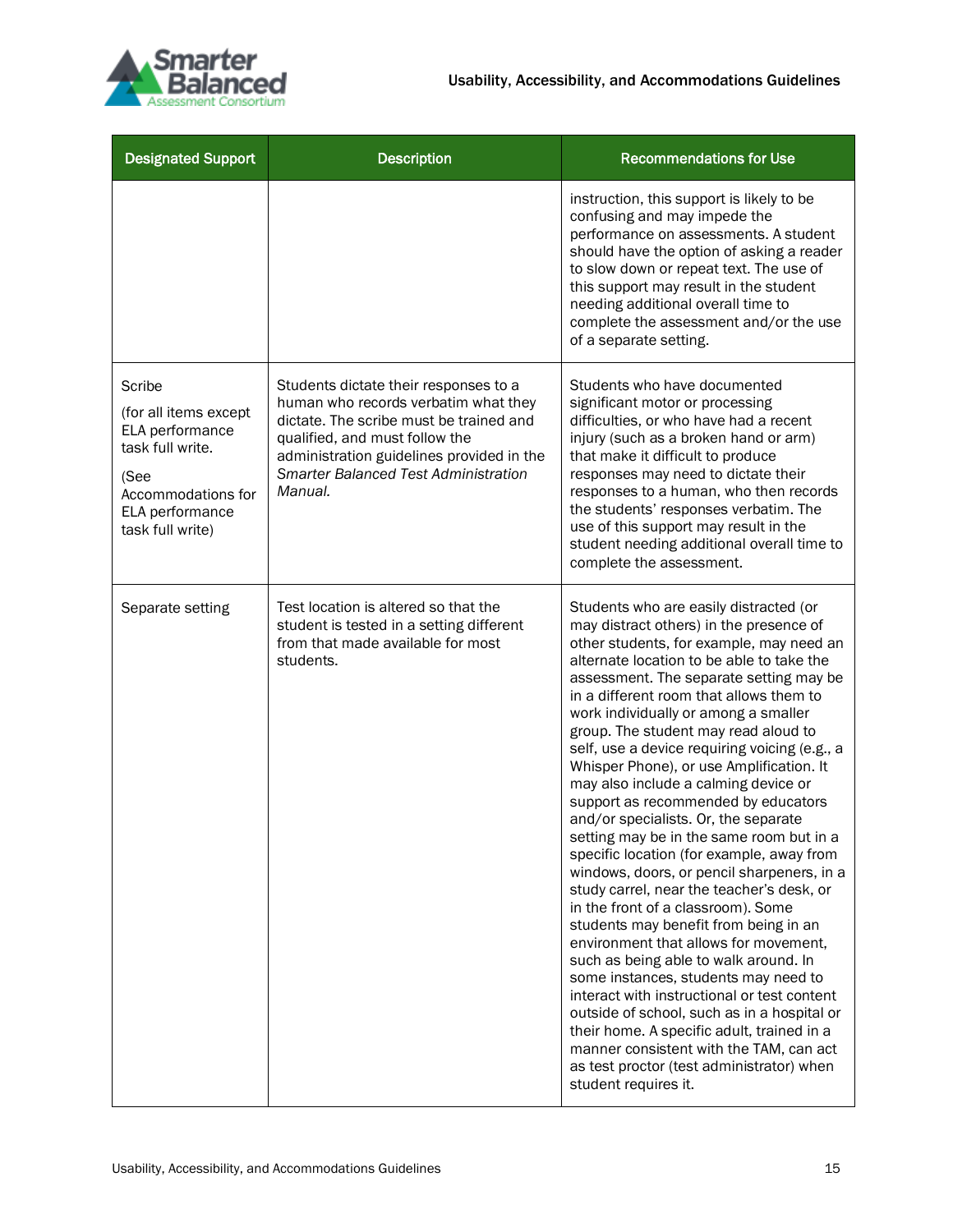| Designated Support | Description | Recommendations for Use |
|---|---|---|
| | | instruction, this support is likely to be confusing and may impede the performance on assessments. A student should have the option of asking a reader to slow down or repeat text. The use of this support may result in the student needing additional overall time to complete the assessment and/or the use of a separate setting. |
| Scribe<br><br>(for all items except ELA performance task full write.<br><br>(See Accommodations for ELA performance task full write) | Students dictate their responses to a human who records verbatim what they dictate. The scribe must be trained and qualified, and must follow the administration guidelines provided in the *Smarter Balanced Test Administration Manual.* | Students who have documented significant motor or processing difficulties, or who have had a recent injury (such as a broken hand or arm) that make it difficult to produce responses may need to dictate their responses to a human, who then records the students' responses verbatim. The use of this support may result in the student needing additional overall time to complete the assessment. |
| Separate setting | Test location is altered so that the student is tested in a setting different from that made available for most students. | Students who are easily distracted (or may distract others) in the presence of other students, for example, may need an alternate location to be able to take the assessment. The separate setting may be in a different room that allows them to work individually or among a smaller group. The student may read aloud to self, use a device requiring voicing (e.g., a Whisper Phone), or use Amplification. It may also include a calming device or support as recommended by educators and/or specialists. Or, the separate setting may be in the same room but in a specific location (for example, away from windows, doors, or pencil sharpeners, in a study carrel, near the teacher's desk, or in the front of a classroom). Some students may benefit from being in an environment that allows for movement, such as being able to walk around. In some instances, students may need to interact with instructional or test content outside of school, such as in a hospital or their home. A specific adult, trained in a manner consistent with the TAM, can act as test proctor (test administrator) when student requires it. |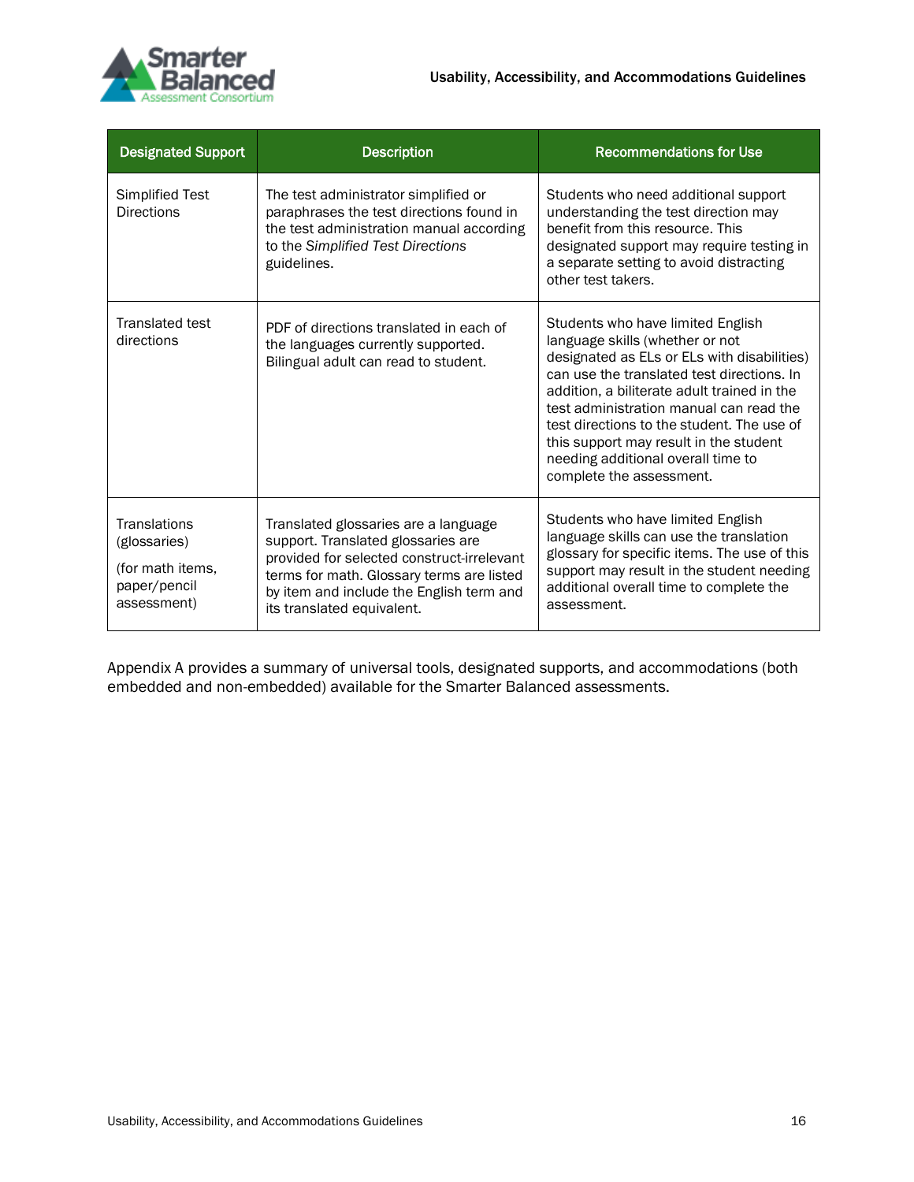| Designated Support | Description | Recommendations for Use |
| --- | --- | --- |
| Simplified Test Directions | The test administrator simplified or paraphrases the test directions found in the test administration manual according to the *Simplified Test Directions* guidelines. | Students who need additional support understanding the test direction may benefit from this resource. This designated support may require testing in a separate setting to avoid distracting other test takers. |
| Translated test directions | PDF of directions translated in each of the languages currently supported. Bilingual adult can read to student. | Students who have limited English language skills (whether or not designated as ELs or ELs with disabilities) can use the translated test directions. In addition, a biliterate adult trained in the test administration manual can read the test directions to the student. The use of this support may result in the student needing additional overall time to complete the assessment. |
| Translations (glossaries) (for math items, paper/pencil assessment) | Translated glossaries are a language support. Translated glossaries are provided for selected construct-irrelevant terms for math. Glossary terms are listed by item and include the English term and its translated equivalent. | Students who have limited English language skills can use the translation glossary for specific items. The use of this support may result in the student needing additional overall time to complete the assessment. |

Appendix A provides a summary of universal tools, designated supports, and accommodations (both embedded and non-embedded) available for the Smarter Balanced assessments.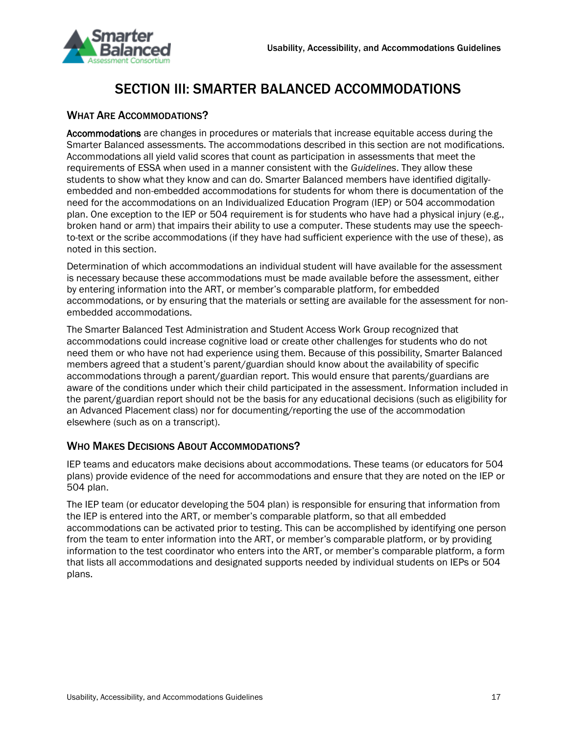# SECTION III: SMARTER BALANCED ACCOMMODATIONS

## What Are Accommodations?

**Accommodations** are changes in procedures or materials that increase equitable access during the Smarter Balanced assessments. The accommodations described in this section are not modifications. Accommodations all yield valid scores that count as participation in assessments that meet the requirements of ESSA when used in a manner consistent with the *Guidelines*. They allow these students to show what they know and can do. Smarter Balanced members have identified digitally-embedded and non-embedded accommodations for students for whom there is documentation of the need for the accommodations on an Individualized Education Program (IEP) or 504 accommodation plan. One exception to the IEP or 504 requirement is for students who have had a physical injury (e.g., broken hand or arm) that impairs their ability to use a computer. These students may use the speech-to-text or the scribe accommodations (if they have had sufficient experience with the use of these), as noted in this section.

Determination of which accommodations an individual student will have available for the assessment is necessary because these accommodations must be made available before the assessment, either by entering information into the ART, or member's comparable platform, for embedded accommodations, or by ensuring that the materials or setting are available for the assessment for non-embedded accommodations.

The Smarter Balanced Test Administration and Student Access Work Group recognized that accommodations could increase cognitive load or create other challenges for students who do not need them or who have not had experience using them. Because of this possibility, Smarter Balanced members agreed that a student's parent/guardian should know about the availability of specific accommodations through a parent/guardian report. This would ensure that parents/guardians are aware of the conditions under which their child participated in the assessment. Information included in the parent/guardian report should not be the basis for any educational decisions (such as eligibility for an Advanced Placement class) nor for documenting/reporting the use of the accommodation elsewhere (such as on a transcript).

## Who Makes Decisions About Accommodations?

IEP teams and educators make decisions about accommodations. These teams (or educators for 504 plans) provide evidence of the need for accommodations and ensure that they are noted on the IEP or 504 plan.

The IEP team (or educator developing the 504 plan) is responsible for ensuring that information from the IEP is entered into the ART, or member's comparable platform, so that all embedded accommodations can be activated prior to testing. This can be accomplished by identifying one person from the team to enter information into the ART, or member's comparable platform, or by providing information to the test coordinator who enters into the ART, or member's comparable platform, a form that lists all accommodations and designated supports needed by individual students on IEPs or 504 plans.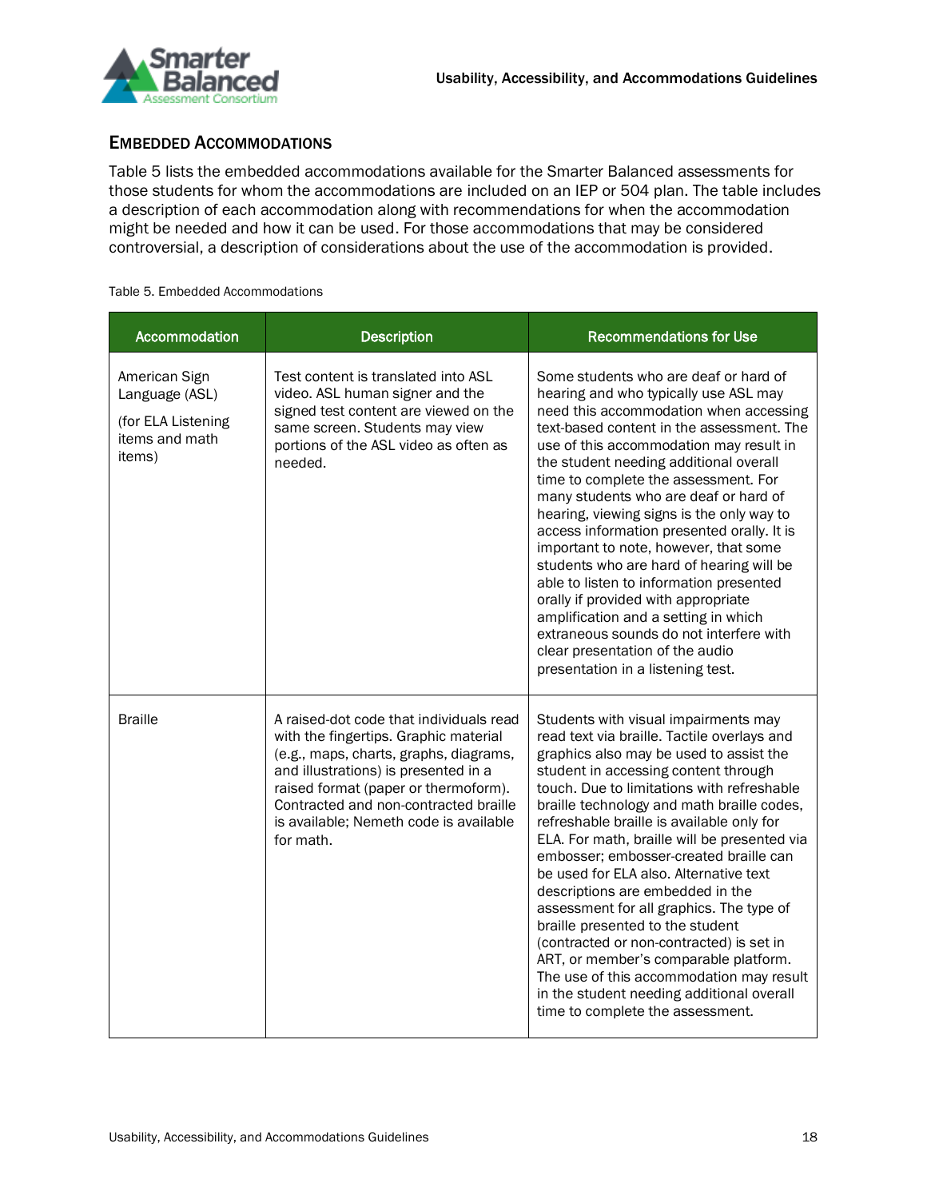## EMBEDDED ACCOMMODATIONS

Table 5 lists the embedded accommodations available for the Smarter Balanced assessments for those students for whom the accommodations are included on an IEP or 504 plan. The table includes a description of each accommodation along with recommendations for when the accommodation might be needed and how it can be used. For those accommodations that may be considered controversial, a description of considerations about the use of the accommodation is provided.

Table 5. Embedded Accommodations

| Accommodation | Description | Recommendations for Use |
|---|---|---|
| American Sign Language (ASL) (for ELA Listening items and math items) | Test content is translated into ASL video. ASL human signer and the signed test content are viewed on the same screen. Students may view portions of the ASL video as often as needed. | Some students who are deaf or hard of hearing and who typically use ASL may need this accommodation when accessing text-based content in the assessment. The use of this accommodation may result in the student needing additional overall time to complete the assessment. For many students who are deaf or hard of hearing, viewing signs is the only way to access information presented orally. It is important to note, however, that some students who are hard of hearing will be able to listen to information presented orally if provided with appropriate amplification and a setting in which extraneous sounds do not interfere with clear presentation of the audio presentation in a listening test. |
| Braille | A raised-dot code that individuals read with the fingertips. Graphic material (e.g., maps, charts, graphs, diagrams, and illustrations) is presented in a raised format (paper or thermoform). Contracted and non-contracted braille is available; Nemeth code is available for math. | Students with visual impairments may read text via braille. Tactile overlays and graphics also may be used to assist the student in accessing content through touch. Due to limitations with refreshable braille technology and math braille codes, refreshable braille is available only for ELA. For math, braille will be presented via embosser; embosser-created braille can be used for ELA also. Alternative text descriptions are embedded in the assessment for all graphics. The type of braille presented to the student (contracted or non-contracted) is set in ART, or member's comparable platform. The use of this accommodation may result in the student needing additional overall time to complete the assessment. |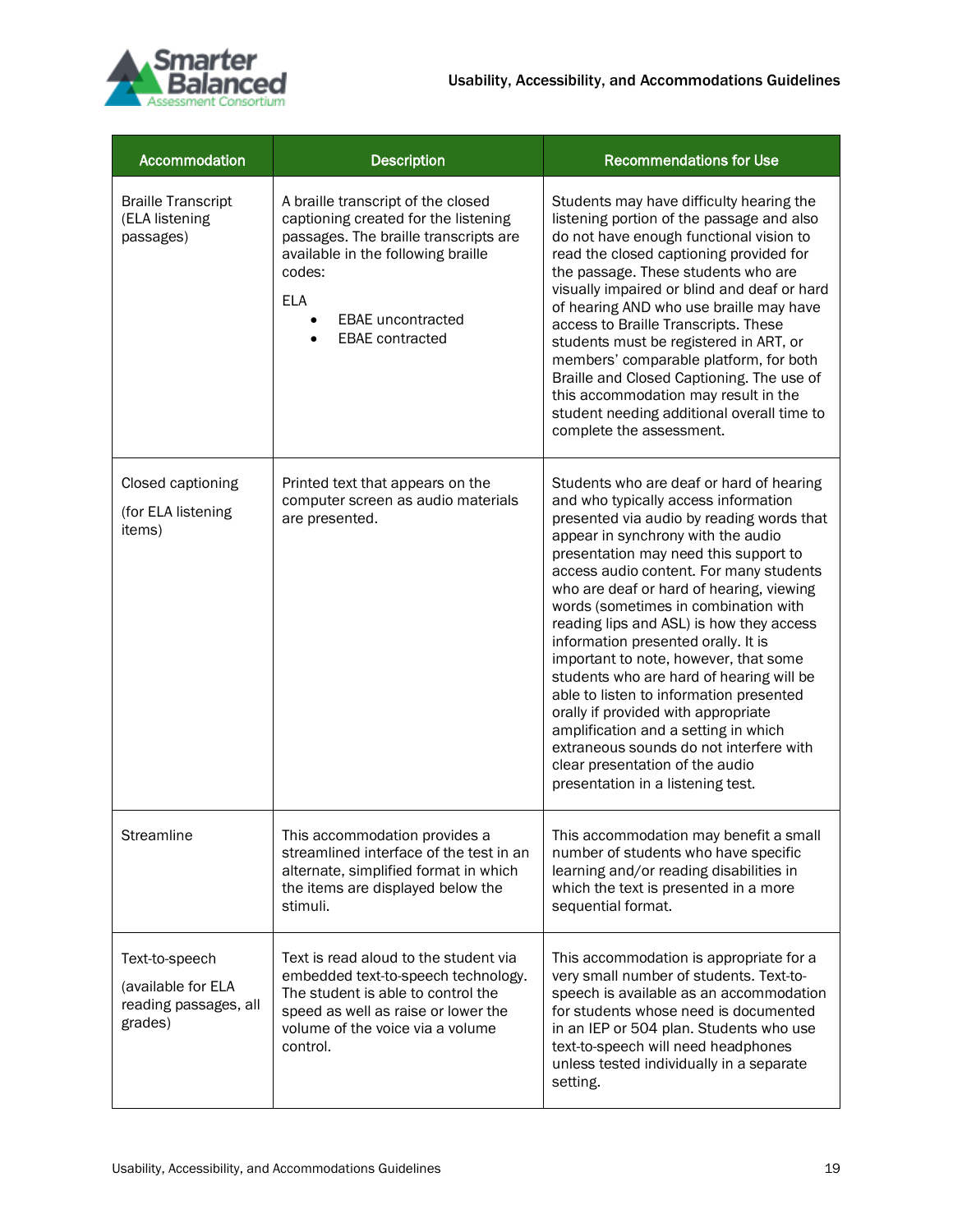| Accommodation | Description | Recommendations for Use |
|---|---|---|
| Braille Transcript (ELA listening passages) | A braille transcript of the closed captioning created for the listening passages. The braille transcripts are available in the following braille codes:<br>ELA<br>• EBAE uncontracted<br>• EBAE contracted | Students may have difficulty hearing the listening portion of the passage and also do not have enough functional vision to read the closed captioning provided for the passage. These students who are visually impaired or blind and deaf or hard of hearing AND who use braille may have access to Braille Transcripts. These students must be registered in ART, or members' comparable platform, for both Braille and Closed Captioning. The use of this accommodation may result in the student needing additional overall time to complete the assessment. |
| Closed captioning<br>(for ELA listening items) | Printed text that appears on the computer screen as audio materials are presented. | Students who are deaf or hard of hearing and who typically access information presented via audio by reading words that appear in synchrony with the audio presentation may need this support to access audio content. For many students who are deaf or hard of hearing, viewing words (sometimes in combination with reading lips and ASL) is how they access information presented orally. It is important to note, however, that some students who are hard of hearing will be able to listen to information presented orally if provided with appropriate amplification and a setting in which extraneous sounds do not interfere with clear presentation of the audio presentation in a listening test. |
| Streamline | This accommodation provides a streamlined interface of the test in an alternate, simplified format in which the items are displayed below the stimuli. | This accommodation may benefit a small number of students who have specific learning and/or reading disabilities in which the text is presented in a more sequential format. |
| Text-to-speech<br>(available for ELA reading passages, all grades) | Text is read aloud to the student via embedded text-to-speech technology. The student is able to control the speed as well as raise or lower the volume of the voice via a volume control. | This accommodation is appropriate for a very small number of students. Text-to-speech is available as an accommodation for students whose need is documented in an IEP or 504 plan. Students who use text-to-speech will need headphones unless tested individually in a separate setting. |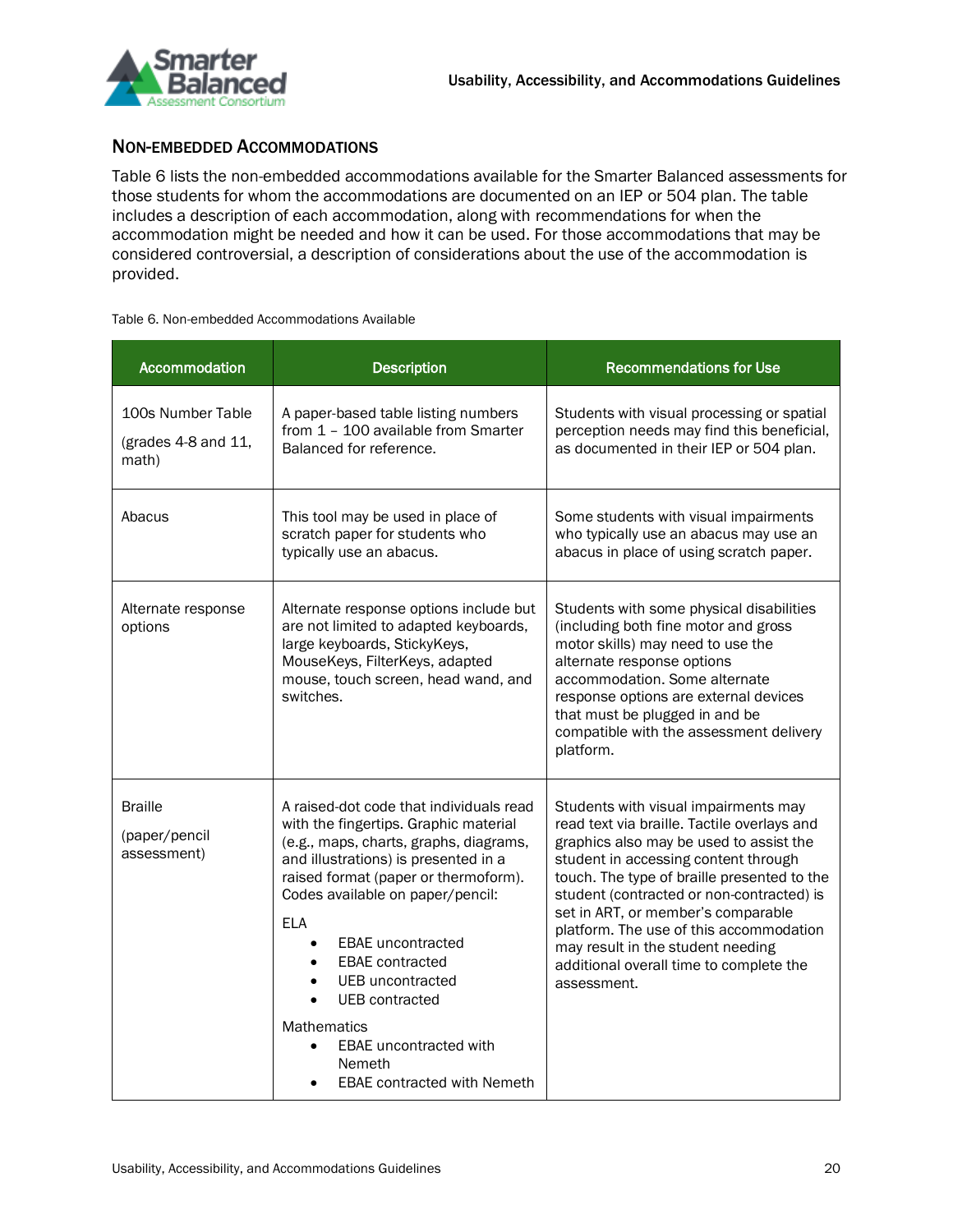## Non-embedded Accommodations

Table 6 lists the non-embedded accommodations available for the Smarter Balanced assessments for those students for whom the accommodations are documented on an IEP or 504 plan. The table includes a description of each accommodation, along with recommendations for when the accommodation might be needed and how it can be used. For those accommodations that may be considered controversial, a description of considerations about the use of the accommodation is provided.

Table 6. Non-embedded Accommodations Available

| Accommodation | Description | Recommendations for Use |
|---|---|---|
| 100s Number Table<br><br>(grades 4-8 and 11, math) | A paper-based table listing numbers from 1 – 100 available from Smarter Balanced for reference. | Students with visual processing or spatial perception needs may find this beneficial, as documented in their IEP or 504 plan. |
| Abacus | This tool may be used in place of scratch paper for students who typically use an abacus. | Some students with visual impairments who typically use an abacus may use an abacus in place of using scratch paper. |
| Alternate response options | Alternate response options include but are not limited to adapted keyboards, large keyboards, StickyKeys, MouseKeys, FilterKeys, adapted mouse, touch screen, head wand, and switches. | Students with some physical disabilities (including both fine motor and gross motor skills) may need to use the alternate response options accommodation. Some alternate response options are external devices that must be plugged in and be compatible with the assessment delivery platform. |
| Braille<br><br>(paper/pencil assessment) | A raised-dot code that individuals read with the fingertips. Graphic material (e.g., maps, charts, graphs, diagrams, and illustrations) is presented in a raised format (paper or thermoform). Codes available on paper/pencil:<br><br>ELA<br>• EBAE uncontracted<br>• EBAE contracted<br>• UEB uncontracted<br>• UEB contracted<br><br>Mathematics<br>• EBAE uncontracted with Nemeth<br>• EBAE contracted with Nemeth | Students with visual impairments may read text via braille. Tactile overlays and graphics also may be used to assist the student in accessing content through touch. The type of braille presented to the student (contracted or non-contracted) is set in ART, or member's comparable platform. The use of this accommodation may result in the student needing additional overall time to complete the assessment. |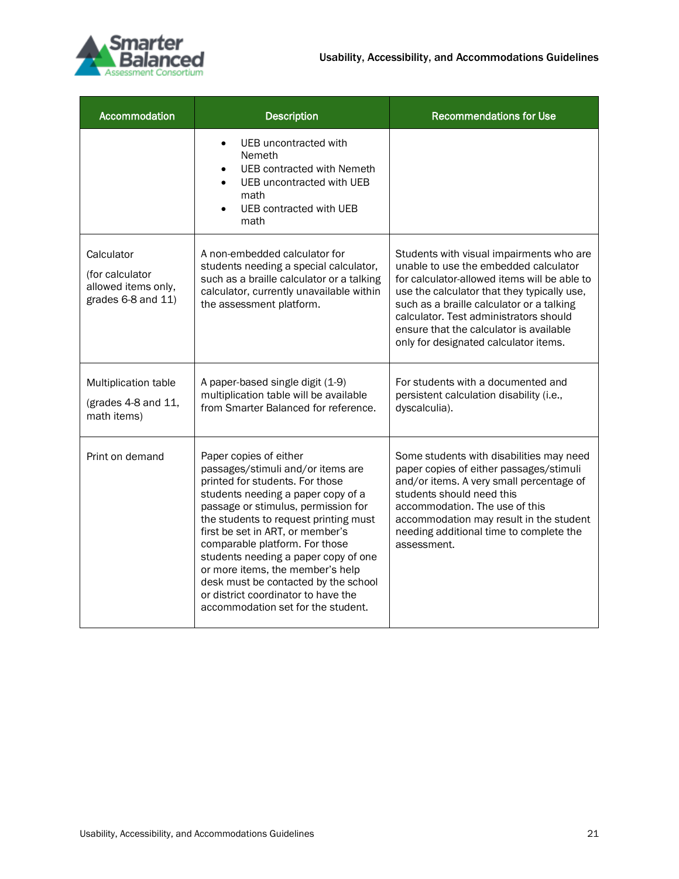| Accommodation | Description | Recommendations for Use |
|---|---|---|
| | • UEB uncontracted with Nemeth<br>• UEB contracted with Nemeth<br>• UEB uncontracted with UEB math<br>• UEB contracted with UEB math | |
| Calculator<br><br>(for calculator allowed items only, grades 6-8 and 11) | A non-embedded calculator for students needing a special calculator, such as a braille calculator or a talking calculator, currently unavailable within the assessment platform. | Students with visual impairments who are unable to use the embedded calculator for calculator-allowed items will be able to use the calculator that they typically use, such as a braille calculator or a talking calculator. Test administrators should ensure that the calculator is available only for designated calculator items. |
| Multiplication table<br><br>(grades 4-8 and 11, math items) | A paper-based single digit (1-9) multiplication table will be available from Smarter Balanced for reference. | For students with a documented and persistent calculation disability (i.e., dyscalculia). |
| Print on demand | Paper copies of either passages/stimuli and/or items are printed for students. For those students needing a paper copy of a passage or stimulus, permission for the students to request printing must first be set in ART, or member's comparable platform. For those students needing a paper copy of one or more items, the member's help desk must be contacted by the school or district coordinator to have the accommodation set for the student. | Some students with disabilities may need paper copies of either passages/stimuli and/or items. A very small percentage of students should need this accommodation. The use of this accommodation may result in the student needing additional time to complete the assessment. |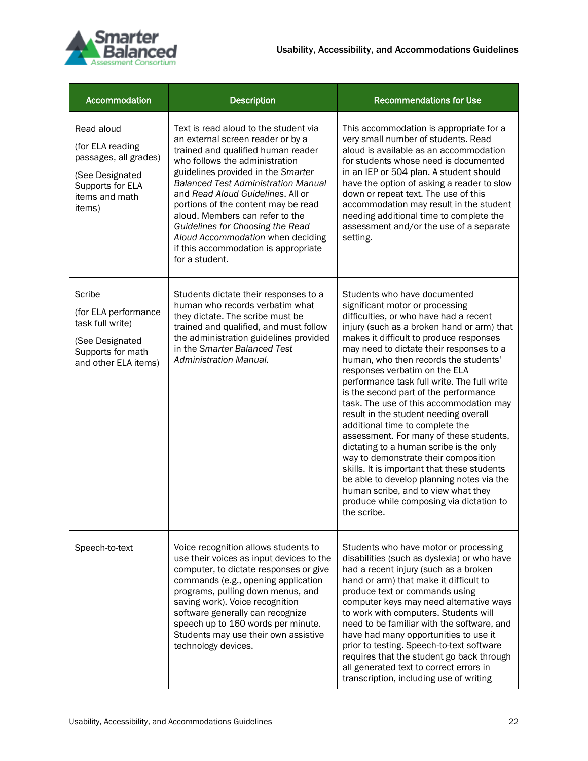| Accommodation | Description | Recommendations for Use |
|---|---|---|
| Read aloud (for ELA reading passages, all grades) (See Designated Supports for ELA items and math items) | Text is read aloud to the student via an external screen reader or by a trained and qualified human reader who follows the administration guidelines provided in the *Smarter Balanced Test Administration Manual* and *Read Aloud Guidelines*. All or portions of the content may be read aloud. Members can refer to the *Guidelines for Choosing the Read Aloud Accommodation* when deciding if this accommodation is appropriate for a student. | This accommodation is appropriate for a very small number of students. Read aloud is available as an accommodation for students whose need is documented in an IEP or 504 plan. A student should have the option of asking a reader to slow down or repeat text. The use of this accommodation may result in the student needing additional time to complete the assessment and/or the use of a separate setting. |
| Scribe (for ELA performance task full write) (See Designated Supports for math and other ELA items) | Students dictate their responses to a human who records verbatim what they dictate. The scribe must be trained and qualified, and must follow the administration guidelines provided in the *Smarter Balanced Test Administration Manual.* | Students who have documented significant motor or processing difficulties, or who have had a recent injury (such as a broken hand or arm) that makes it difficult to produce responses may need to dictate their responses to a human, who then records the students' responses verbatim on the ELA performance task full write. The full write is the second part of the performance task. The use of this accommodation may result in the student needing overall additional time to complete the assessment. For many of these students, dictating to a human scribe is the only way to demonstrate their composition skills. It is important that these students be able to develop planning notes via the human scribe, and to view what they produce while composing via dictation to the scribe. |
| Speech-to-text | Voice recognition allows students to use their voices as input devices to the computer, to dictate responses or give commands (e.g., opening application programs, pulling down menus, and saving work). Voice recognition software generally can recognize speech up to 160 words per minute. Students may use their own assistive technology devices. | Students who have motor or processing disabilities (such as dyslexia) or who have had a recent injury (such as a broken hand or arm) that make it difficult to produce text or commands using computer keys may need alternative ways to work with computers. Students will need to be familiar with the software, and have had many opportunities to use it prior to testing. Speech-to-text software requires that the student go back through all generated text to correct errors in transcription, including use of writing |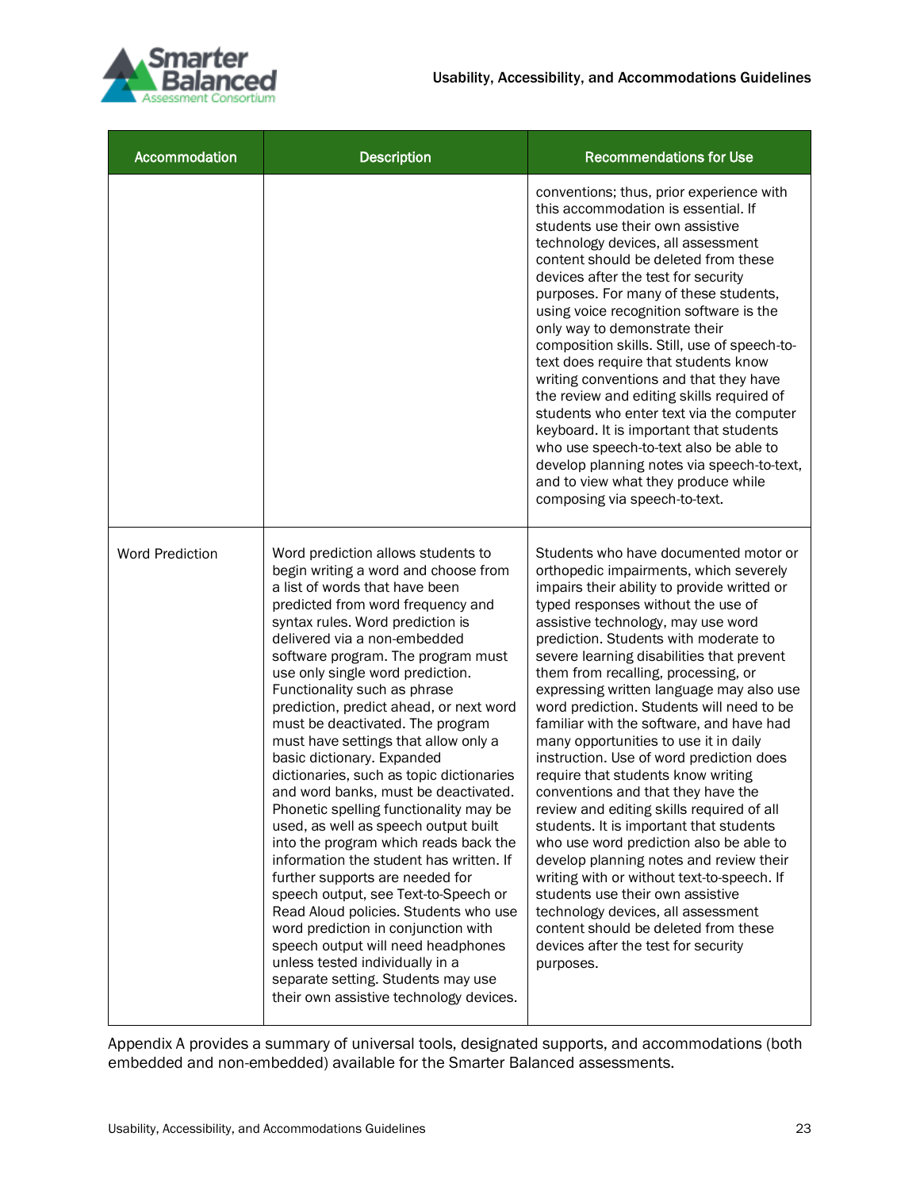| Accommodation | Description | Recommendations for Use |
| --- | --- | --- |
| | | conventions; thus, prior experience with this accommodation is essential. If students use their own assistive technology devices, all assessment content should be deleted from these devices after the test for security purposes. For many of these students, using voice recognition software is the only way to demonstrate their composition skills. Still, use of speech-to-text does require that students know writing conventions and that they have the review and editing skills required of students who enter text via the computer keyboard. It is important that students who use speech-to-text also be able to develop planning notes via speech-to-text, and to view what they produce while composing via speech-to-text. |
| Word Prediction | Word prediction allows students to begin writing a word and choose from a list of words that have been predicted from word frequency and syntax rules. Word prediction is delivered via a non-embedded software program. The program must use only single word prediction. Functionality such as phrase prediction, predict ahead, or next word must be deactivated. The program must have settings that allow only a basic dictionary. Expanded dictionaries, such as topic dictionaries and word banks, must be deactivated. Phonetic spelling functionality may be used, as well as speech output built into the program which reads back the information the student has written. If further supports are needed for speech output, see Text-to-Speech or Read Aloud policies. Students who use word prediction in conjunction with speech output will need headphones unless tested individually in a separate setting. Students may use their own assistive technology devices. | Students who have documented motor or orthopedic impairments, which severely impairs their ability to provide writted or typed responses without the use of assistive technology, may use word prediction. Students with moderate to severe learning disabilities that prevent them from recalling, processing, or expressing written language may also use word prediction. Students will need to be familiar with the software, and have had many opportunities to use it in daily instruction. Use of word prediction does require that students know writing conventions and that they have the review and editing skills required of all students. It is important that students who use word prediction also be able to develop planning notes and review their writing with or without text-to-speech. If students use their own assistive technology devices, all assessment content should be deleted from these devices after the test for security purposes. |

Appendix A provides a summary of universal tools, designated supports, and accommodations (both embedded and non-embedded) available for the Smarter Balanced assessments.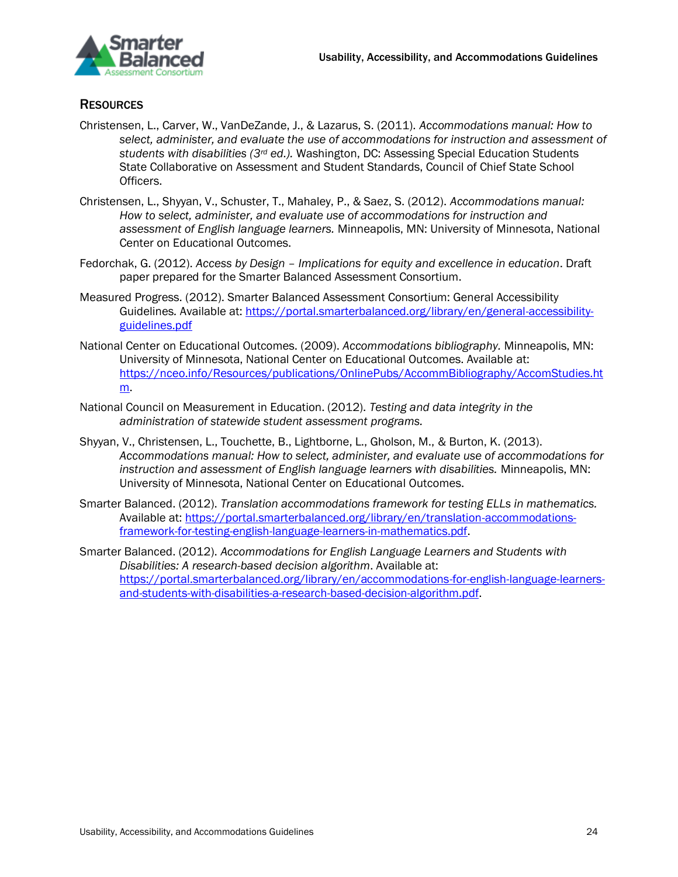## RESOURCES

Christensen, L., Carver, W., VanDeZande, J., & Lazarus, S. (2011). *Accommodations manual: How to select, administer, and evaluate the use of accommodations for instruction and assessment of students with disabilities (3rd ed.).* Washington, DC: Assessing Special Education Students State Collaborative on Assessment and Student Standards, Council of Chief State School Officers.

Christensen, L., Shyyan, V., Schuster, T., Mahaley, P., & Saez, S. (2012). *Accommodations manual: How to select, administer, and evaluate use of accommodations for instruction and assessment of English language learners.* Minneapolis, MN: University of Minnesota, National Center on Educational Outcomes.

Fedorchak, G. (2012). *Access by Design – Implications for equity and excellence in education*. Draft paper prepared for the Smarter Balanced Assessment Consortium.

Measured Progress. (2012). Smarter Balanced Assessment Consortium: General Accessibility Guidelines. Available at: https://portal.smarterbalanced.org/library/en/general-accessibility-guidelines.pdf

National Center on Educational Outcomes. (2009). *Accommodations bibliography.* Minneapolis, MN: University of Minnesota, National Center on Educational Outcomes. Available at: https://nceo.info/Resources/publications/OnlinePubs/AccommBibliography/AccomStudies.htm.

National Council on Measurement in Education. (2012). *Testing and data integrity in the administration of statewide student assessment programs.*

Shyyan, V., Christensen, L., Touchette, B., Lightborne, L., Gholson, M., & Burton, K. (2013). *Accommodations manual: How to select, administer, and evaluate use of accommodations for instruction and assessment of English language learners with disabilities.* Minneapolis, MN: University of Minnesota, National Center on Educational Outcomes.

Smarter Balanced. (2012). *Translation accommodations framework for testing ELLs in mathematics.* Available at: https://portal.smarterbalanced.org/library/en/translation-accommodations-framework-for-testing-english-language-learners-in-mathematics.pdf.

Smarter Balanced. (2012). *Accommodations for English Language Learners and Students with Disabilities: A research-based decision algorithm*. Available at: https://portal.smarterbalanced.org/library/en/accommodations-for-english-language-learners-and-students-with-disabilities-a-research-based-decision-algorithm.pdf.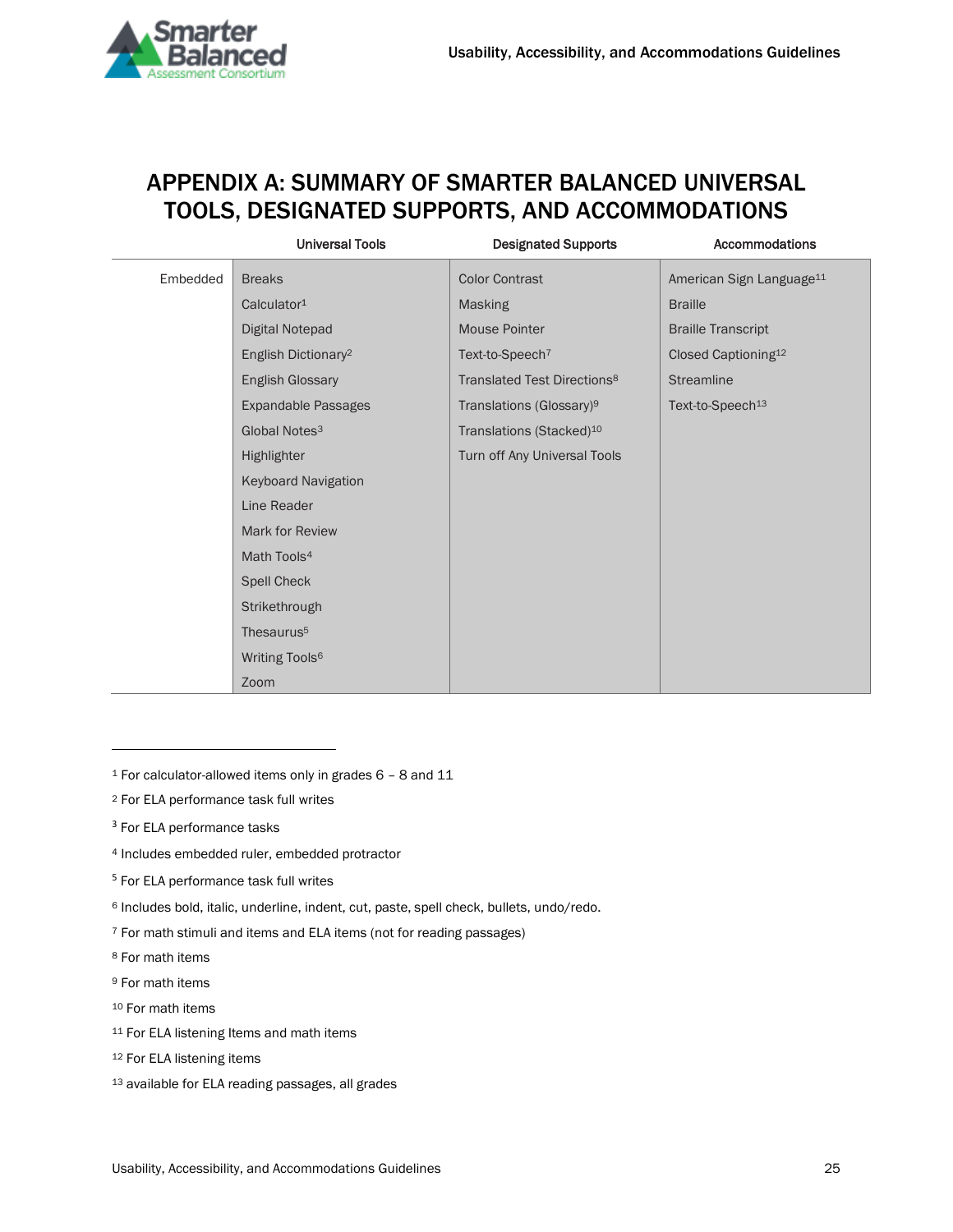# APPENDIX A: SUMMARY OF SMARTER BALANCED UNIVERSAL TOOLS, DESIGNATED SUPPORTS, AND ACCOMMODATIONS

| | Universal Tools | Designated Supports | Accommodations |
|---|---|---|---|
| Embedded | Breaks | Color Contrast | American Sign Language[11] |
| | Calculator[1] | Masking | Braille |
| | Digital Notepad | Mouse Pointer | Braille Transcript |
| | English Dictionary[2] | Text-to-Speech[7] | Closed Captioning[12] |
| | English Glossary | Translated Test Directions[8] | Streamline |
| | Expandable Passages | Translations (Glossary)[9] | Text-to-Speech[13] |
| | Global Notes[3] | Translations (Stacked)[10] | |
| | Highlighter | Turn off Any Universal Tools | |
| | Keyboard Navigation | | |
| | Line Reader | | |
| | Mark for Review | | |
| | Math Tools[4] | | |
| | Spell Check | | |
| | Strikethrough | | |
| | Thesaurus[5] | | |
| | Writing Tools[6] | | |
| | Zoom | | |

[1] For calculator-allowed items only in grades 6 – 8 and 11

[2] For ELA performance task full writes

[3] For ELA performance tasks

[4] Includes embedded ruler, embedded protractor

[5] For ELA performance task full writes

[6] Includes bold, italic, underline, indent, cut, paste, spell check, bullets, undo/redo.

[7] For math stimuli and items and ELA items (not for reading passages)

[8] For math items

[9] For math items

[10] For math items

[11] For ELA listening Items and math items

[12] For ELA listening items

[13] available for ELA reading passages, all grades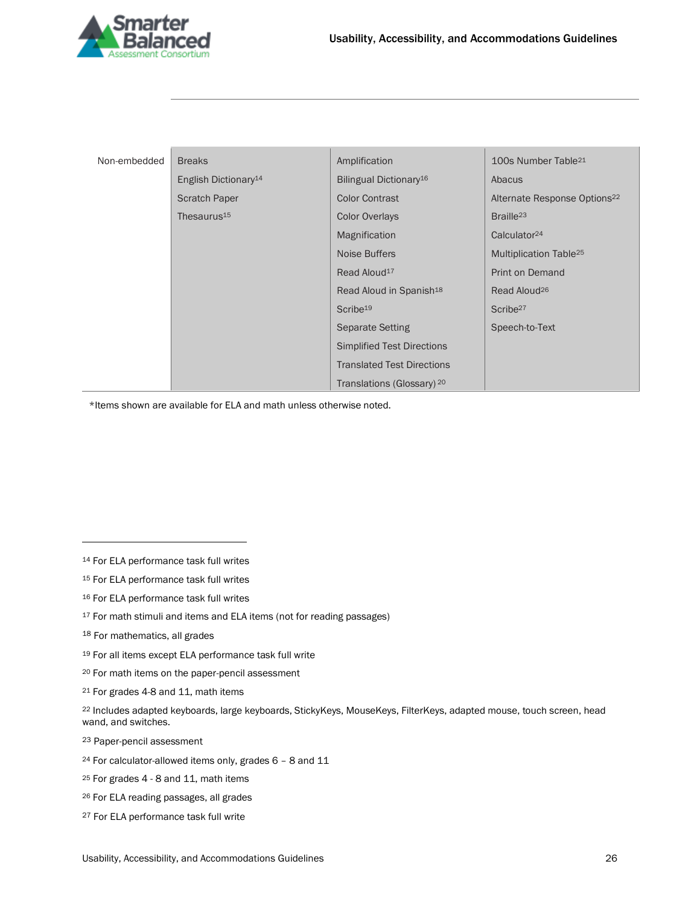| | | | |
|---|---|---|---|
| Non-embedded | Breaks<br>English Dictionary[14]<br>Scratch Paper<br>Thesaurus[15] | Amplification<br>Bilingual Dictionary[16]<br>Color Contrast<br>Color Overlays<br>Magnification<br>Noise Buffers<br>Read Aloud[17]<br>Read Aloud in Spanish[18]<br>Scribe[19]<br>Separate Setting<br>Simplified Test Directions<br>Translated Test Directions<br>Translations (Glossary)[20] | 100s Number Table[21]<br>Abacus<br>Alternate Response Options[22]<br>Braille[23]<br>Calculator[24]<br>Multiplication Table[25]<br>Print on Demand<br>Read Aloud[26]<br>Scribe[27]<br>Speech-to-Text |

*Items shown are available for ELA and math unless otherwise noted.

[14] For ELA performance task full writes

[15] For ELA performance task full writes

[16] For ELA performance task full writes

[17] For math stimuli and items and ELA items (not for reading passages)

[18] For mathematics, all grades

[19] For all items except ELA performance task full write

[20] For math items on the paper-pencil assessment

[21] For grades 4-8 and 11, math items

[22] Includes adapted keyboards, large keyboards, StickyKeys, MouseKeys, FilterKeys, adapted mouse, touch screen, head wand, and switches.

[23] Paper-pencil assessment

[24] For calculator-allowed items only, grades 6 – 8 and 11

[25] For grades 4 - 8 and 11, math items

[26] For ELA reading passages, all grades

[27] For ELA performance task full write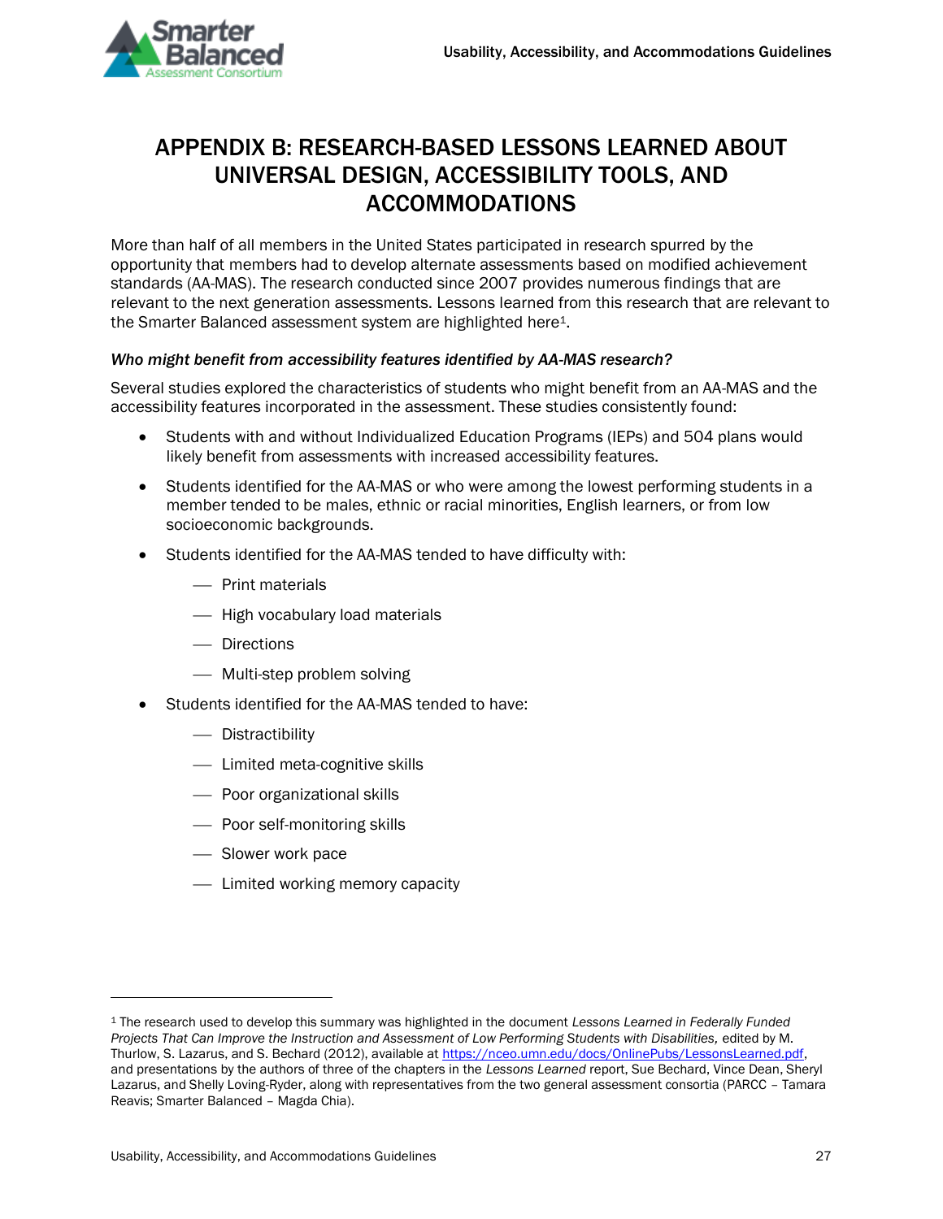# APPENDIX B: RESEARCH-BASED LESSONS LEARNED ABOUT UNIVERSAL DESIGN, ACCESSIBILITY TOOLS, AND ACCOMMODATIONS

More than half of all members in the United States participated in research spurred by the opportunity that members had to develop alternate assessments based on modified achievement standards (AA-MAS). The research conducted since 2007 provides numerous findings that are relevant to the next generation assessments. Lessons learned from this research that are relevant to the Smarter Balanced assessment system are highlighted here[1].

***Who might benefit from accessibility features identified by AA-MAS research?***

Several studies explored the characteristics of students who might benefit from an AA-MAS and the accessibility features incorporated in the assessment. These studies consistently found:

- Students with and without Individualized Education Programs (IEPs) and 504 plans would likely benefit from assessments with increased accessibility features.
- Students identified for the AA-MAS or who were among the lowest performing students in a member tended to be males, ethnic or racial minorities, English learners, or from low socioeconomic backgrounds.
- Students identified for the AA-MAS tended to have difficulty with:
  - Print materials
  - High vocabulary load materials
  - Directions
  - Multi-step problem solving
- Students identified for the AA-MAS tended to have:
  - Distractibility
  - Limited meta-cognitive skills
  - Poor organizational skills
  - Poor self-monitoring skills
  - Slower work pace
  - Limited working memory capacity

---

[1] The research used to develop this summary was highlighted in the document *Lessons Learned in Federally Funded Projects That Can Improve the Instruction and Assessment of Low Performing Students with Disabilities,* edited by M. Thurlow, S. Lazarus, and S. Bechard (2012), available at https://nceo.umn.edu/docs/OnlinePubs/LessonsLearned.pdf, and presentations by the authors of three of the chapters in the *Lessons Learned* report, Sue Bechard, Vince Dean, Sheryl Lazarus, and Shelly Loving-Ryder, along with representatives from the two general assessment consortia (PARCC – Tamara Reavis; Smarter Balanced – Magda Chia).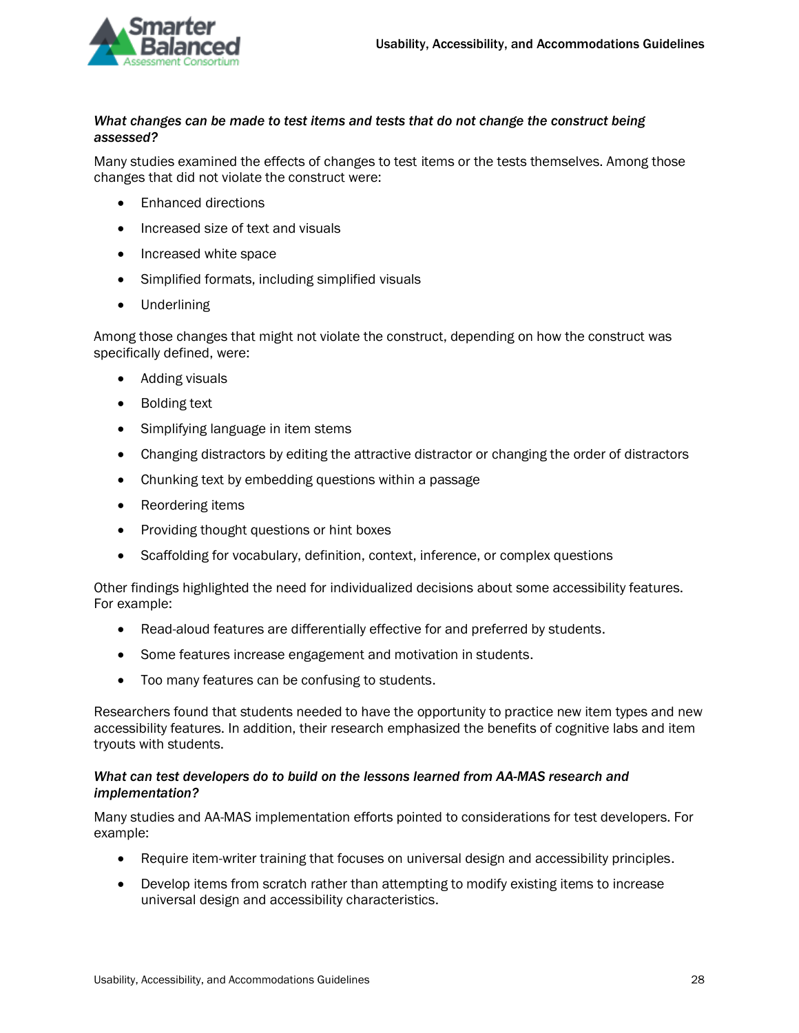***What changes can be made to test items and tests that do not change the construct being assessed?***

Many studies examined the effects of changes to test items or the tests themselves. Among those changes that did not violate the construct were:

- Enhanced directions
- Increased size of text and visuals
- Increased white space
- Simplified formats, including simplified visuals
- Underlining

Among those changes that might not violate the construct, depending on how the construct was specifically defined, were:

- Adding visuals
- Bolding text
- Simplifying language in item stems
- Changing distractors by editing the attractive distractor or changing the order of distractors
- Chunking text by embedding questions within a passage
- Reordering items
- Providing thought questions or hint boxes
- Scaffolding for vocabulary, definition, context, inference, or complex questions

Other findings highlighted the need for individualized decisions about some accessibility features. For example:

- Read-aloud features are differentially effective for and preferred by students.
- Some features increase engagement and motivation in students.
- Too many features can be confusing to students.

Researchers found that students needed to have the opportunity to practice new item types and new accessibility features. In addition, their research emphasized the benefits of cognitive labs and item tryouts with students.

***What can test developers do to build on the lessons learned from AA-MAS research and implementation?***

Many studies and AA-MAS implementation efforts pointed to considerations for test developers. For example:

- Require item-writer training that focuses on universal design and accessibility principles.
- Develop items from scratch rather than attempting to modify existing items to increase universal design and accessibility characteristics.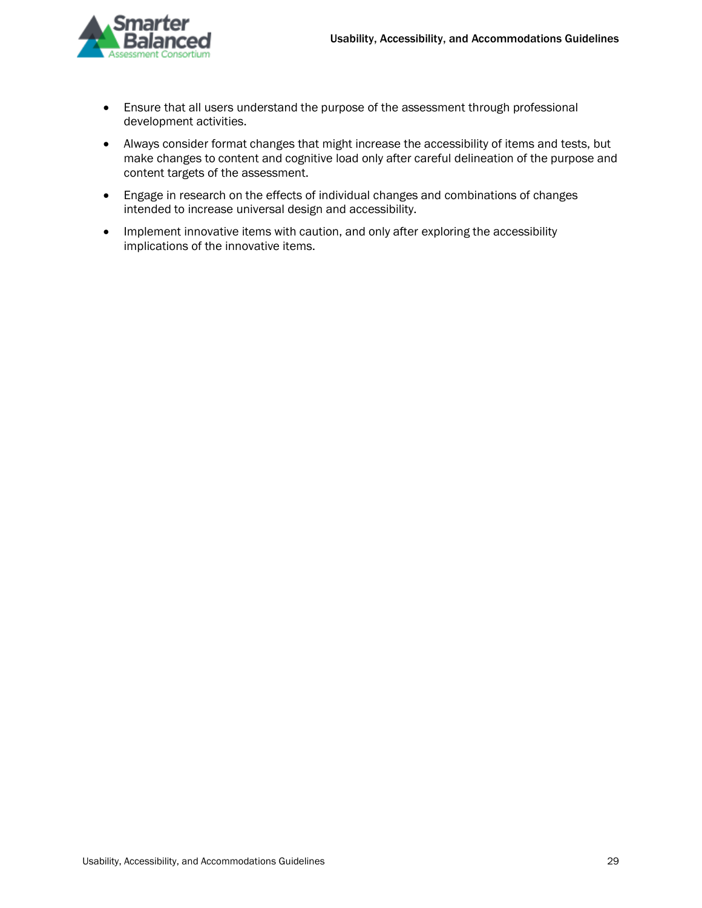- Ensure that all users understand the purpose of the assessment through professional development activities.
- Always consider format changes that might increase the accessibility of items and tests, but make changes to content and cognitive load only after careful delineation of the purpose and content targets of the assessment.
- Engage in research on the effects of individual changes and combinations of changes intended to increase universal design and accessibility.
- Implement innovative items with caution, and only after exploring the accessibility implications of the innovative items.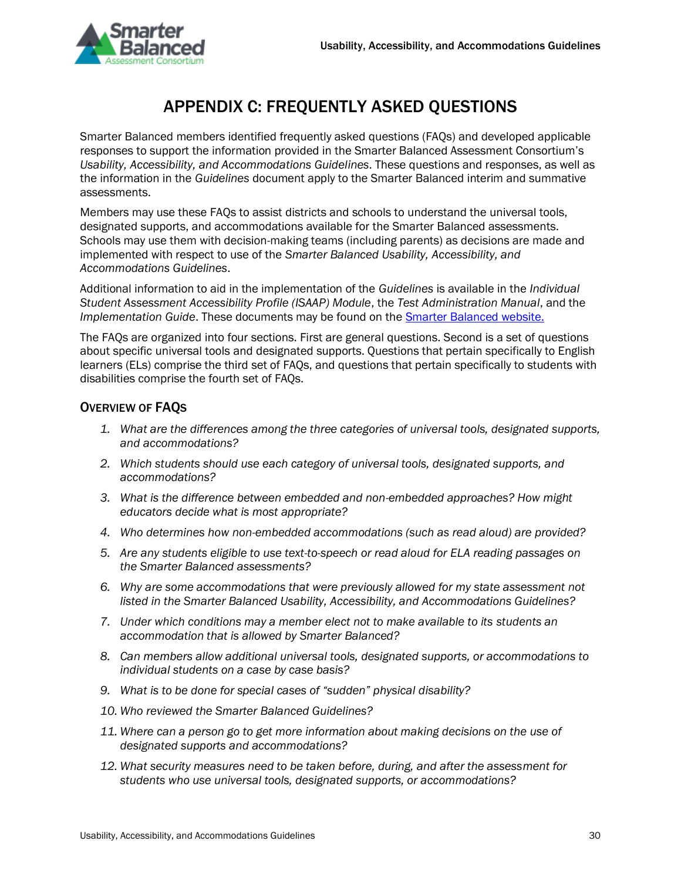# APPENDIX C: FREQUENTLY ASKED QUESTIONS

Smarter Balanced members identified frequently asked questions (FAQs) and developed applicable responses to support the information provided in the Smarter Balanced Assessment Consortium's *Usability, Accessibility, and Accommodations Guidelines*. These questions and responses, as well as the information in the *Guidelines* document apply to the Smarter Balanced interim and summative assessments.

Members may use these FAQs to assist districts and schools to understand the universal tools, designated supports, and accommodations available for the Smarter Balanced assessments. Schools may use them with decision-making teams (including parents) as decisions are made and implemented with respect to use of the *Smarter Balanced Usability, Accessibility, and Accommodations Guidelines*.

Additional information to aid in the implementation of the *Guidelines* is available in the *Individual Student Assessment Accessibility Profile (ISAAP) Module*, the *Test Administration Manual*, and the *Implementation Guide*. These documents may be found on the [Smarter Balanced website.]()

The FAQs are organized into four sections. First are general questions. Second is a set of questions about specific universal tools and designated supports. Questions that pertain specifically to English learners (ELs) comprise the third set of FAQs, and questions that pertain specifically to students with disabilities comprise the fourth set of FAQs.

### Overview of FAQs

1. *What are the differences among the three categories of universal tools, designated supports, and accommodations?*
2. *Which students should use each category of universal tools, designated supports, and accommodations?*
3. *What is the difference between embedded and non-embedded approaches? How might educators decide what is most appropriate?*
4. *Who determines how non-embedded accommodations (such as read aloud) are provided?*
5. *Are any students eligible to use text-to-speech or read aloud for ELA reading passages on the Smarter Balanced assessments?*
6. *Why are some accommodations that were previously allowed for my state assessment not listed in the Smarter Balanced Usability, Accessibility, and Accommodations Guidelines?*
7. *Under which conditions may a member elect not to make available to its students an accommodation that is allowed by Smarter Balanced?*
8. *Can members allow additional universal tools, designated supports, or accommodations to individual students on a case by case basis?*
9. *What is to be done for special cases of "sudden" physical disability?*
10. *Who reviewed the Smarter Balanced Guidelines?*
11. *Where can a person go to get more information about making decisions on the use of designated supports and accommodations?*
12. *What security measures need to be taken before, during, and after the assessment for students who use universal tools, designated supports, or accommodations?*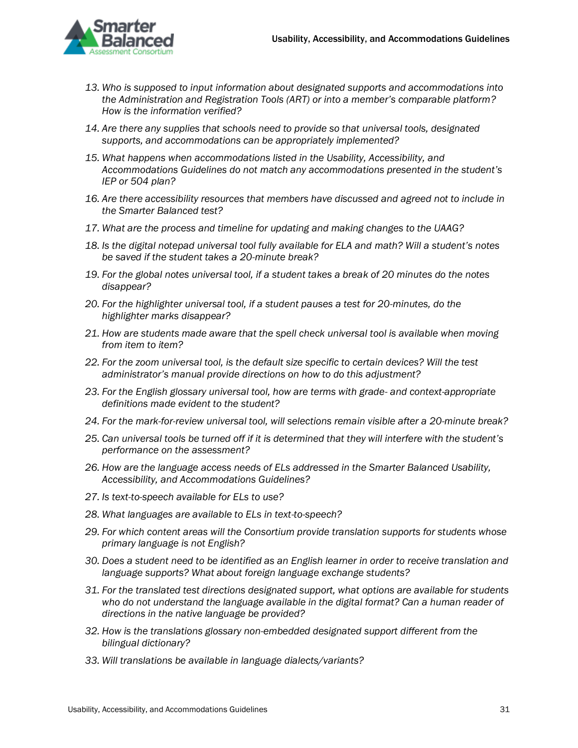13. *Who is supposed to input information about designated supports and accommodations into the Administration and Registration Tools (ART) or into a member's comparable platform? How is the information verified?*
14. *Are there any supplies that schools need to provide so that universal tools, designated supports, and accommodations can be appropriately implemented?*
15. *What happens when accommodations listed in the Usability, Accessibility, and Accommodations Guidelines do not match any accommodations presented in the student's IEP or 504 plan?*
16. *Are there accessibility resources that members have discussed and agreed not to include in the Smarter Balanced test?*
17. *What are the process and timeline for updating and making changes to the UAAG?*
18. *Is the digital notepad universal tool fully available for ELA and math? Will a student's notes be saved if the student takes a 20-minute break?*
19. *For the global notes universal tool, if a student takes a break of 20 minutes do the notes disappear?*
20. *For the highlighter universal tool, if a student pauses a test for 20-minutes, do the highlighter marks disappear?*
21. *How are students made aware that the spell check universal tool is available when moving from item to item?*
22. *For the zoom universal tool, is the default size specific to certain devices? Will the test administrator's manual provide directions on how to do this adjustment?*
23. *For the English glossary universal tool, how are terms with grade- and context-appropriate definitions made evident to the student?*
24. *For the mark-for-review universal tool, will selections remain visible after a 20-minute break?*
25. *Can universal tools be turned off if it is determined that they will interfere with the student's performance on the assessment?*
26. *How are the language access needs of ELs addressed in the Smarter Balanced Usability, Accessibility, and Accommodations Guidelines?*
27. *Is text-to-speech available for ELs to use?*
28. *What languages are available to ELs in text-to-speech?*
29. *For which content areas will the Consortium provide translation supports for students whose primary language is not English?*
30. *Does a student need to be identified as an English learner in order to receive translation and language supports? What about foreign language exchange students?*
31. *For the translated test directions designated support, what options are available for students who do not understand the language available in the digital format? Can a human reader of directions in the native language be provided?*
32. *How is the translations glossary non-embedded designated support different from the bilingual dictionary?*
33. *Will translations be available in language dialects/variants?*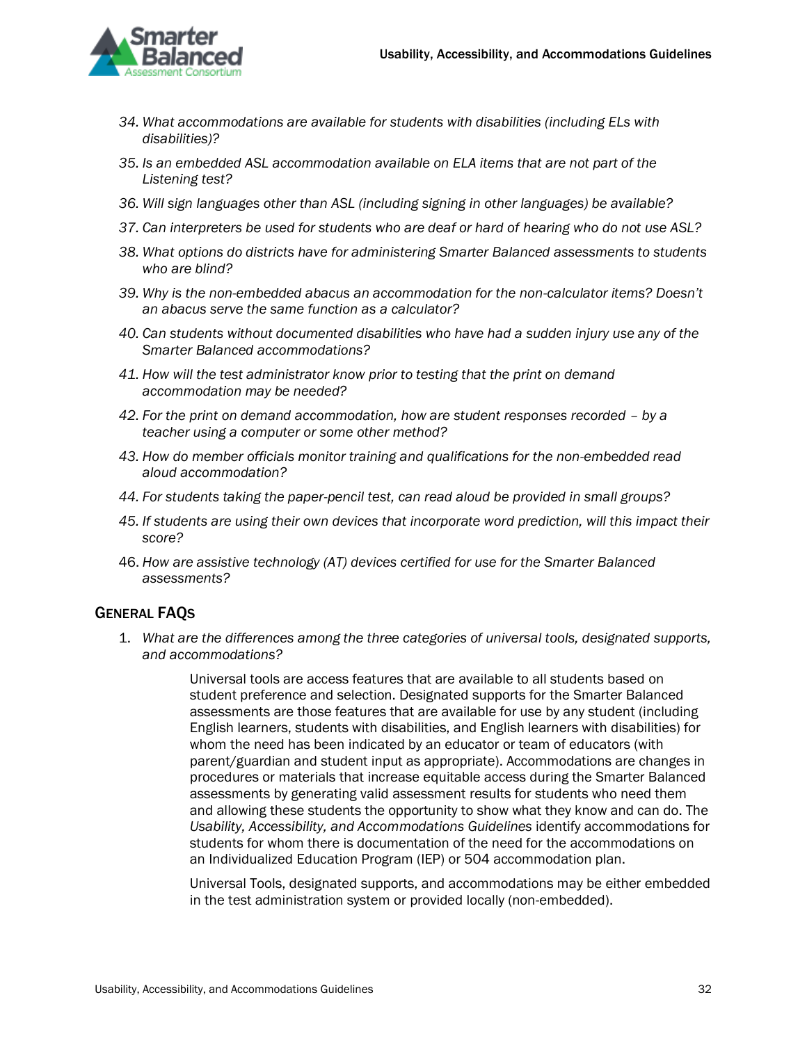34. *What accommodations are available for students with disabilities (including ELs with disabilities)?*
35. *Is an embedded ASL accommodation available on ELA items that are not part of the Listening test?*
36. *Will sign languages other than ASL (including signing in other languages) be available?*
37. *Can interpreters be used for students who are deaf or hard of hearing who do not use ASL?*
38. *What options do districts have for administering Smarter Balanced assessments to students who are blind?*
39. *Why is the non-embedded abacus an accommodation for the non-calculator items? Doesn't an abacus serve the same function as a calculator?*
40. *Can students without documented disabilities who have had a sudden injury use any of the Smarter Balanced accommodations?*
41. *How will the test administrator know prior to testing that the print on demand accommodation may be needed?*
42. *For the print on demand accommodation, how are student responses recorded – by a teacher using a computer or some other method?*
43. *How do member officials monitor training and qualifications for the non-embedded read aloud accommodation?*
44. *For students taking the paper-pencil test, can read aloud be provided in small groups?*
45. *If students are using their own devices that incorporate word prediction, will this impact their score?*
46. *How are assistive technology (AT) devices certified for use for the Smarter Balanced assessments?*

## General FAQs

1. *What are the differences among the three categories of universal tools, designated supports, and accommodations?*

   Universal tools are access features that are available to all students based on student preference and selection. Designated supports for the Smarter Balanced assessments are those features that are available for use by any student (including English learners, students with disabilities, and English learners with disabilities) for whom the need has been indicated by an educator or team of educators (with parent/guardian and student input as appropriate). Accommodations are changes in procedures or materials that increase equitable access during the Smarter Balanced assessments by generating valid assessment results for students who need them and allowing these students the opportunity to show what they know and can do. The *Usability, Accessibility, and Accommodations Guidelines* identify accommodations for students for whom there is documentation of the need for the accommodations on an Individualized Education Program (IEP) or 504 accommodation plan.

   Universal Tools, designated supports, and accommodations may be either embedded in the test administration system or provided locally (non-embedded).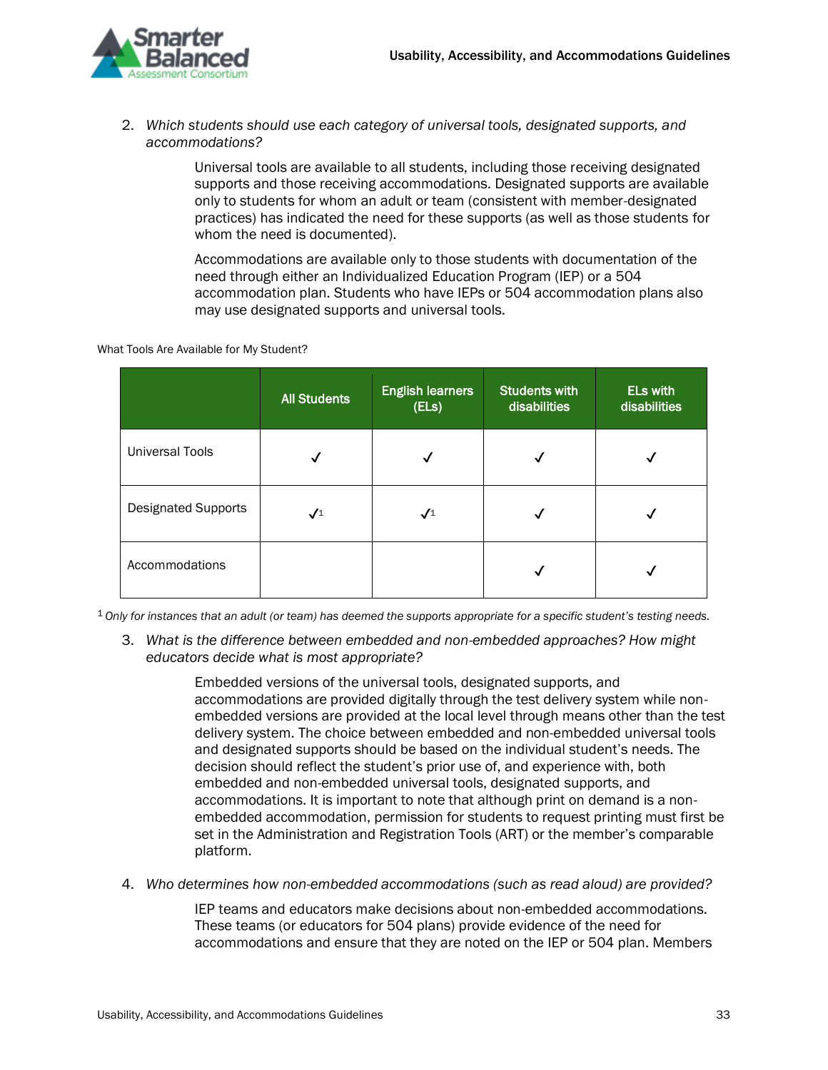2. *Which students should use each category of universal tools, designated supports, and accommodations?*

   Universal tools are available to all students, including those receiving designated supports and those receiving accommodations. Designated supports are available only to students for whom an adult or team (consistent with member-designated practices) has indicated the need for these supports (as well as those students for whom the need is documented).

   Accommodations are available only to those students with documentation of the need through either an Individualized Education Program (IEP) or a 504 accommodation plan. Students who have IEPs or 504 accommodation plans also may use designated supports and universal tools.

What Tools Are Available for My Student?

| | All Students | English learners (ELs) | Students with disabilities | ELs with disabilities |
|---|---|---|---|---|
| Universal Tools | ✓ | ✓ | ✓ | ✓ |
| Designated Supports | ✓[1] | ✓[1] | ✓ | ✓ |
| Accommodations | | | ✓ | ✓ |

[1] *Only for instances that an adult (or team) has deemed the supports appropriate for a specific student's testing needs.*

3. *What is the difference between embedded and non-embedded approaches? How might educators decide what is most appropriate?*

   Embedded versions of the universal tools, designated supports, and accommodations are provided digitally through the test delivery system while non-embedded versions are provided at the local level through means other than the test delivery system. The choice between embedded and non-embedded universal tools and designated supports should be based on the individual student's needs. The decision should reflect the student's prior use of, and experience with, both embedded and non-embedded universal tools, designated supports, and accommodations. It is important to note that although print on demand is a non-embedded accommodation, permission for students to request printing must first be set in the Administration and Registration Tools (ART) or the member's comparable platform.

4. *Who determines how non-embedded accommodations (such as read aloud) are provided?*

   IEP teams and educators make decisions about non-embedded accommodations. These teams (or educators for 504 plans) provide evidence of the need for accommodations and ensure that they are noted on the IEP or 504 plan. Members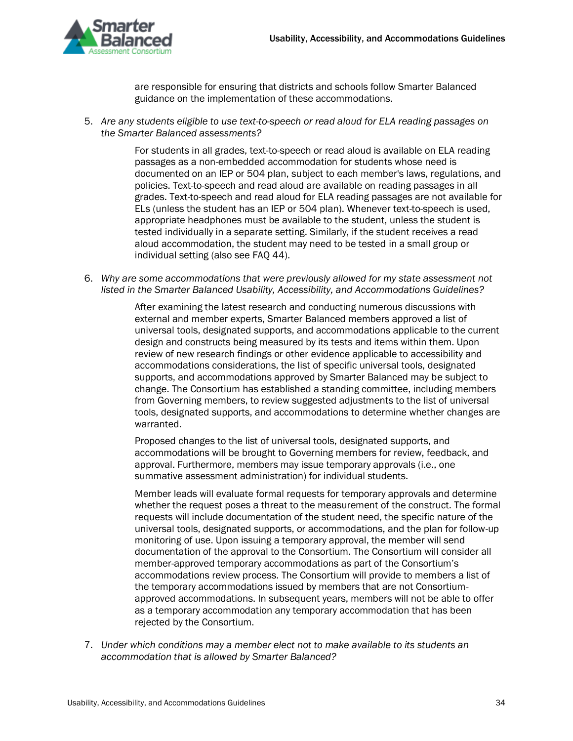are responsible for ensuring that districts and schools follow Smarter Balanced guidance on the implementation of these accommodations.

5. *Are any students eligible to use text-to-speech or read aloud for ELA reading passages on the Smarter Balanced assessments?*

   For students in all grades, text-to-speech or read aloud is available on ELA reading passages as a non-embedded accommodation for students whose need is documented on an IEP or 504 plan, subject to each member's laws, regulations, and policies. Text-to-speech and read aloud are available on reading passages in all grades. Text-to-speech and read aloud for ELA reading passages are not available for ELs (unless the student has an IEP or 504 plan). Whenever text-to-speech is used, appropriate headphones must be available to the student, unless the student is tested individually in a separate setting. Similarly, if the student receives a read aloud accommodation, the student may need to be tested in a small group or individual setting (also see FAQ 44).

6. *Why are some accommodations that were previously allowed for my state assessment not listed in the Smarter Balanced Usability, Accessibility, and Accommodations Guidelines?*

   After examining the latest research and conducting numerous discussions with external and member experts, Smarter Balanced members approved a list of universal tools, designated supports, and accommodations applicable to the current design and constructs being measured by its tests and items within them. Upon review of new research findings or other evidence applicable to accessibility and accommodations considerations, the list of specific universal tools, designated supports, and accommodations approved by Smarter Balanced may be subject to change. The Consortium has established a standing committee, including members from Governing members, to review suggested adjustments to the list of universal tools, designated supports, and accommodations to determine whether changes are warranted.

   Proposed changes to the list of universal tools, designated supports, and accommodations will be brought to Governing members for review, feedback, and approval. Furthermore, members may issue temporary approvals (i.e., one summative assessment administration) for individual students.

   Member leads will evaluate formal requests for temporary approvals and determine whether the request poses a threat to the measurement of the construct. The formal requests will include documentation of the student need, the specific nature of the universal tools, designated supports, or accommodations, and the plan for follow-up monitoring of use. Upon issuing a temporary approval, the member will send documentation of the approval to the Consortium. The Consortium will consider all member-approved temporary accommodations as part of the Consortium's accommodations review process. The Consortium will provide to members a list of the temporary accommodations issued by members that are not Consortium-approved accommodations. In subsequent years, members will not be able to offer as a temporary accommodation any temporary accommodation that has been rejected by the Consortium.

7. *Under which conditions may a member elect not to make available to its students an accommodation that is allowed by Smarter Balanced?*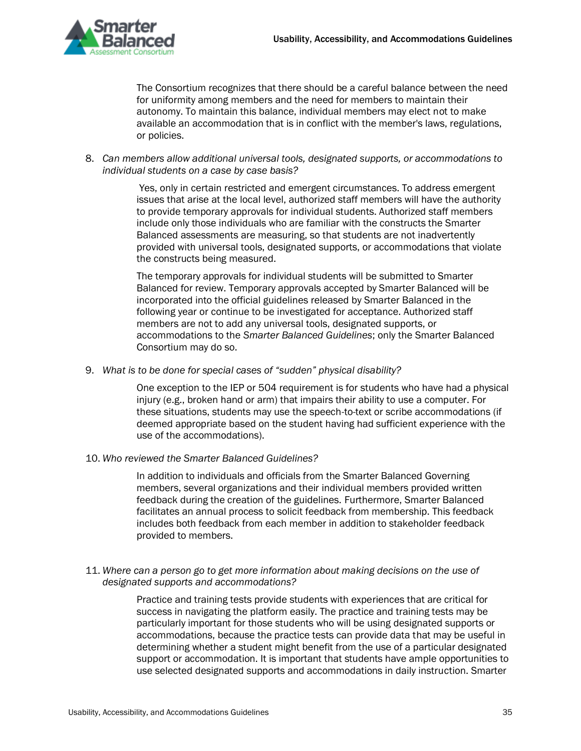The Consortium recognizes that there should be a careful balance between the need for uniformity among members and the need for members to maintain their autonomy. To maintain this balance, individual members may elect not to make available an accommodation that is in conflict with the member's laws, regulations, or policies.

8. *Can members allow additional universal tools, designated supports, or accommodations to individual students on a case by case basis?*

   Yes, only in certain restricted and emergent circumstances. To address emergent issues that arise at the local level, authorized staff members will have the authority to provide temporary approvals for individual students. Authorized staff members include only those individuals who are familiar with the constructs the Smarter Balanced assessments are measuring, so that students are not inadvertently provided with universal tools, designated supports, or accommodations that violate the constructs being measured.

   The temporary approvals for individual students will be submitted to Smarter Balanced for review. Temporary approvals accepted by Smarter Balanced will be incorporated into the official guidelines released by Smarter Balanced in the following year or continue to be investigated for acceptance. Authorized staff members are not to add any universal tools, designated supports, or accommodations to the *Smarter Balanced Guidelines*; only the Smarter Balanced Consortium may do so.

9. *What is to be done for special cases of "sudden" physical disability?*

   One exception to the IEP or 504 requirement is for students who have had a physical injury (e.g., broken hand or arm) that impairs their ability to use a computer. For these situations, students may use the speech-to-text or scribe accommodations (if deemed appropriate based on the student having had sufficient experience with the use of the accommodations).

10. *Who reviewed the Smarter Balanced Guidelines?*

    In addition to individuals and officials from the Smarter Balanced Governing members, several organizations and their individual members provided written feedback during the creation of the guidelines. Furthermore, Smarter Balanced facilitates an annual process to solicit feedback from membership. This feedback includes both feedback from each member in addition to stakeholder feedback provided to members.

11. *Where can a person go to get more information about making decisions on the use of designated supports and accommodations?*

    Practice and training tests provide students with experiences that are critical for success in navigating the platform easily. The practice and training tests may be particularly important for those students who will be using designated supports or accommodations, because the practice tests can provide data that may be useful in determining whether a student might benefit from the use of a particular designated support or accommodation. It is important that students have ample opportunities to use selected designated supports and accommodations in daily instruction. Smarter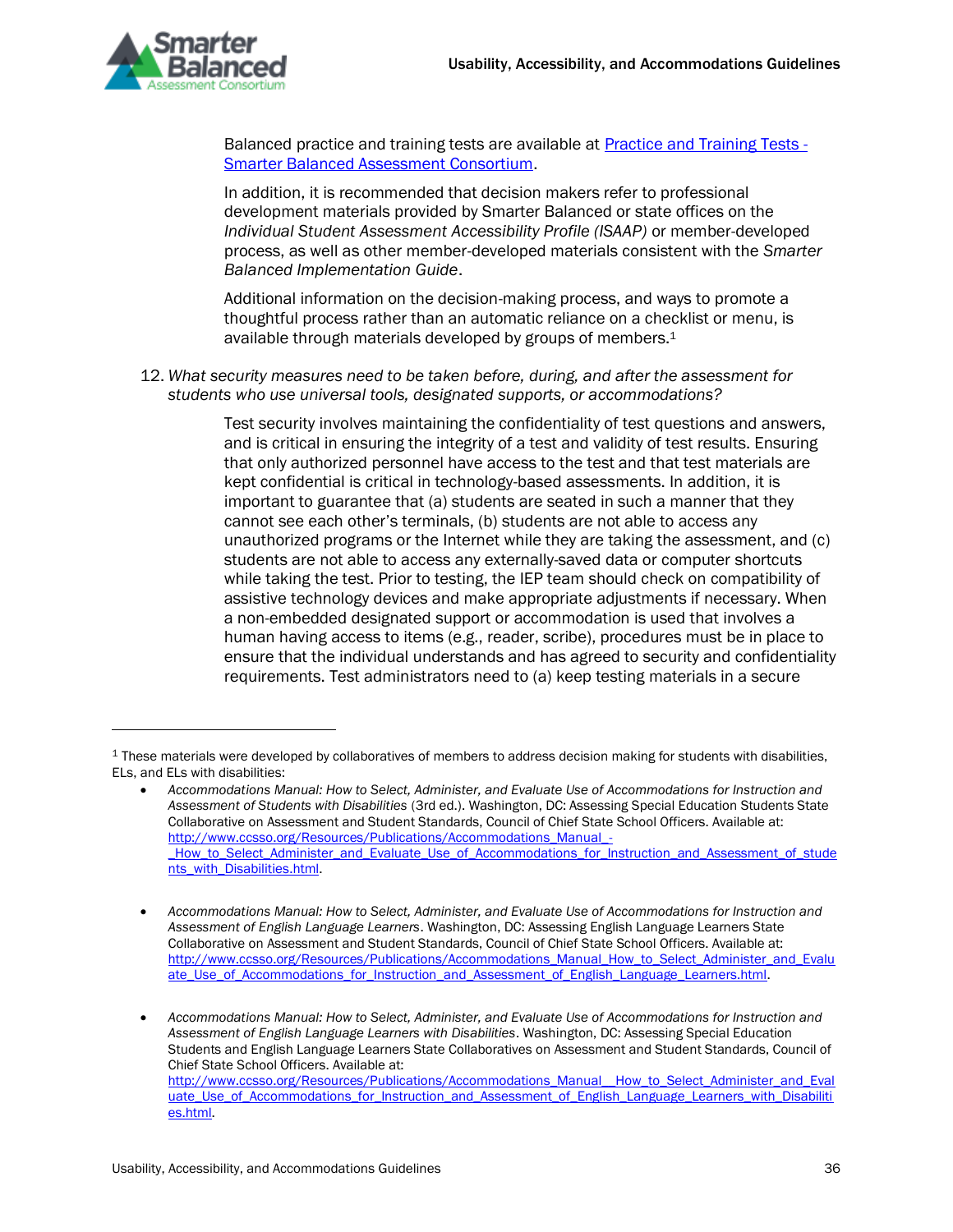Balanced practice and training tests are available at [Practice and Training Tests - Smarter Balanced Assessment Consortium](#).

In addition, it is recommended that decision makers refer to professional development materials provided by Smarter Balanced or state offices on the *Individual Student Assessment Accessibility Profile (ISAAP)* or member-developed process, as well as other member-developed materials consistent with the *Smarter Balanced Implementation Guide*.

Additional information on the decision-making process, and ways to promote a thoughtful process rather than an automatic reliance on a checklist or menu, is available through materials developed by groups of members.[1]

12. *What security measures need to be taken before, during, and after the assessment for students who use universal tools, designated supports, or accommodations?*

    Test security involves maintaining the confidentiality of test questions and answers, and is critical in ensuring the integrity of a test and validity of test results. Ensuring that only authorized personnel have access to the test and that test materials are kept confidential is critical in technology-based assessments. In addition, it is important to guarantee that (a) students are seated in such a manner that they cannot see each other's terminals, (b) students are not able to access any unauthorized programs or the Internet while they are taking the assessment, and (c) students are not able to access any externally-saved data or computer shortcuts while taking the test. Prior to testing, the IEP team should check on compatibility of assistive technology devices and make appropriate adjustments if necessary. When a non-embedded designated support or accommodation is used that involves a human having access to items (e.g., reader, scribe), procedures must be in place to ensure that the individual understands and has agreed to security and confidentiality requirements. Test administrators need to (a) keep testing materials in a secure

---

[1] These materials were developed by collaboratives of members to address decision making for students with disabilities, ELs, and ELs with disabilities:

- *Accommodations Manual: How to Select, Administer, and Evaluate Use of Accommodations for Instruction and Assessment of Students with Disabilities* (3rd ed.). Washington, DC: Assessing Special Education Students State Collaborative on Assessment and Student Standards, Council of Chief State School Officers. Available at: http://www.ccsso.org/Resources/Publications/Accommodations_Manual_-_How_to_Select_Administer_and_Evaluate_Use_of_Accommodations_for_Instruction_and_Assessment_of_students_with_Disabilities.html.

- *Accommodations Manual: How to Select, Administer, and Evaluate Use of Accommodations for Instruction and Assessment of English Language Learners*. Washington, DC: Assessing English Language Learners State Collaborative on Assessment and Student Standards, Council of Chief State School Officers. Available at: http://www.ccsso.org/Resources/Publications/Accommodations_Manual_How_to_Select_Administer_and_Evaluate_Use_of_Accommodations_for_Instruction_and_Assessment_of_English_Language_Learners.html.

- *Accommodations Manual: How to Select, Administer, and Evaluate Use of Accommodations for Instruction and Assessment of English Language Learners with Disabilities*. Washington, DC: Assessing Special Education Students and English Language Learners State Collaboratives on Assessment and Student Standards, Council of Chief State School Officers. Available at: http://www.ccsso.org/Resources/Publications/Accommodations_Manual__How_to_Select_Administer_and_Evaluate_Use_of_Accommodations_for_Instruction_and_Assessment_of_English_Language_Learners_with_Disabilities.html.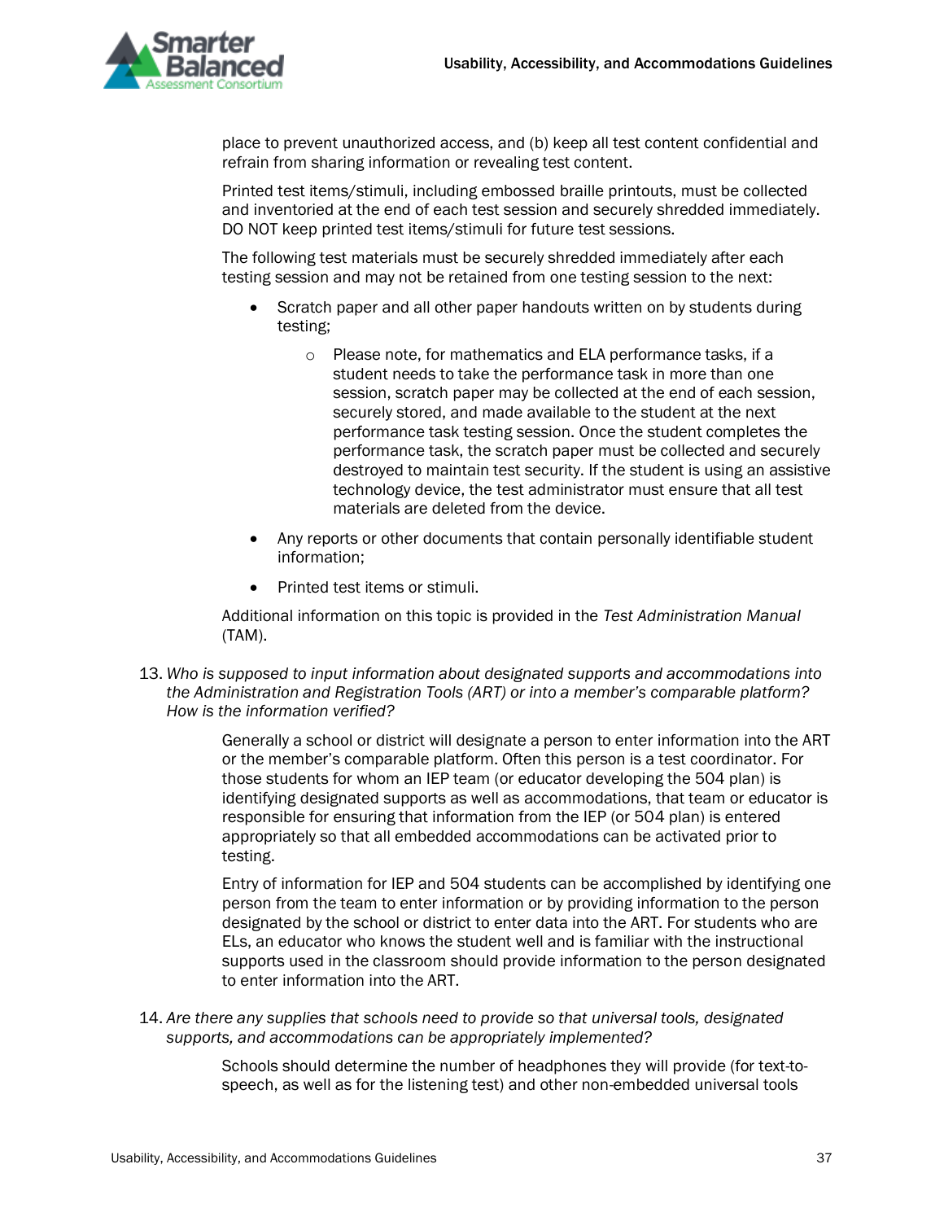place to prevent unauthorized access, and (b) keep all test content confidential and refrain from sharing information or revealing test content.

Printed test items/stimuli, including embossed braille printouts, must be collected and inventoried at the end of each test session and securely shredded immediately. DO NOT keep printed test items/stimuli for future test sessions.

The following test materials must be securely shredded immediately after each testing session and may not be retained from one testing session to the next:

- Scratch paper and all other paper handouts written on by students during testing;
  - Please note, for mathematics and ELA performance tasks, if a student needs to take the performance task in more than one session, scratch paper may be collected at the end of each session, securely stored, and made available to the student at the next performance task testing session. Once the student completes the performance task, the scratch paper must be collected and securely destroyed to maintain test security. If the student is using an assistive technology device, the test administrator must ensure that all test materials are deleted from the device.
- Any reports or other documents that contain personally identifiable student information;
- Printed test items or stimuli.

Additional information on this topic is provided in the *Test Administration Manual* (TAM).

13. *Who is supposed to input information about designated supports and accommodations into the Administration and Registration Tools (ART) or into a member's comparable platform? How is the information verified?*

    Generally a school or district will designate a person to enter information into the ART or the member's comparable platform. Often this person is a test coordinator. For those students for whom an IEP team (or educator developing the 504 plan) is identifying designated supports as well as accommodations, that team or educator is responsible for ensuring that information from the IEP (or 504 plan) is entered appropriately so that all embedded accommodations can be activated prior to testing.

    Entry of information for IEP and 504 students can be accomplished by identifying one person from the team to enter information or by providing information to the person designated by the school or district to enter data into the ART. For students who are ELs, an educator who knows the student well and is familiar with the instructional supports used in the classroom should provide information to the person designated to enter information into the ART.

14. *Are there any supplies that schools need to provide so that universal tools, designated supports, and accommodations can be appropriately implemented?*

    Schools should determine the number of headphones they will provide (for text-to-speech, as well as for the listening test) and other non-embedded universal tools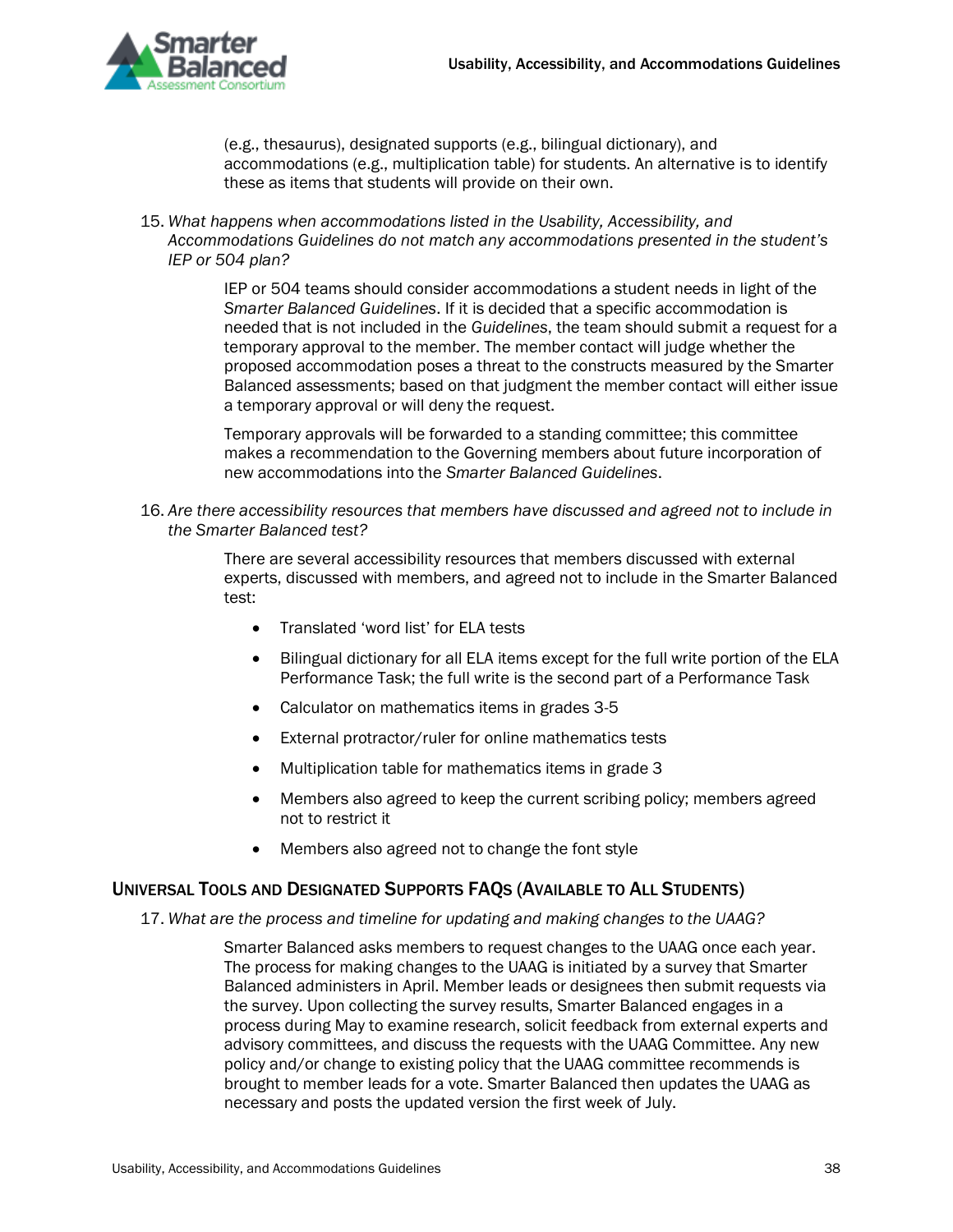(e.g., thesaurus), designated supports (e.g., bilingual dictionary), and accommodations (e.g., multiplication table) for students. An alternative is to identify these as items that students will provide on their own.

15. *What happens when accommodations listed in the Usability, Accessibility, and Accommodations Guidelines do not match any accommodations presented in the student's IEP or 504 plan?*

    IEP or 504 teams should consider accommodations a student needs in light of the *Smarter Balanced Guidelines*. If it is decided that a specific accommodation is needed that is not included in the *Guidelines*, the team should submit a request for a temporary approval to the member. The member contact will judge whether the proposed accommodation poses a threat to the constructs measured by the Smarter Balanced assessments; based on that judgment the member contact will either issue a temporary approval or will deny the request.

    Temporary approvals will be forwarded to a standing committee; this committee makes a recommendation to the Governing members about future incorporation of new accommodations into the *Smarter Balanced Guidelines*.

16. *Are there accessibility resources that members have discussed and agreed not to include in the Smarter Balanced test?*

    There are several accessibility resources that members discussed with external experts, discussed with members, and agreed not to include in the Smarter Balanced test:

    - Translated 'word list' for ELA tests
    - Bilingual dictionary for all ELA items except for the full write portion of the ELA Performance Task; the full write is the second part of a Performance Task
    - Calculator on mathematics items in grades 3-5
    - External protractor/ruler for online mathematics tests
    - Multiplication table for mathematics items in grade 3
    - Members also agreed to keep the current scribing policy; members agreed not to restrict it
    - Members also agreed not to change the font style

## Universal Tools and Designated Supports FAQs (Available to All Students)

17. *What are the process and timeline for updating and making changes to the UAAG?*

    Smarter Balanced asks members to request changes to the UAAG once each year. The process for making changes to the UAAG is initiated by a survey that Smarter Balanced administers in April. Member leads or designees then submit requests via the survey. Upon collecting the survey results, Smarter Balanced engages in a process during May to examine research, solicit feedback from external experts and advisory committees, and discuss the requests with the UAAG Committee. Any new policy and/or change to existing policy that the UAAG committee recommends is brought to member leads for a vote. Smarter Balanced then updates the UAAG as necessary and posts the updated version the first week of July.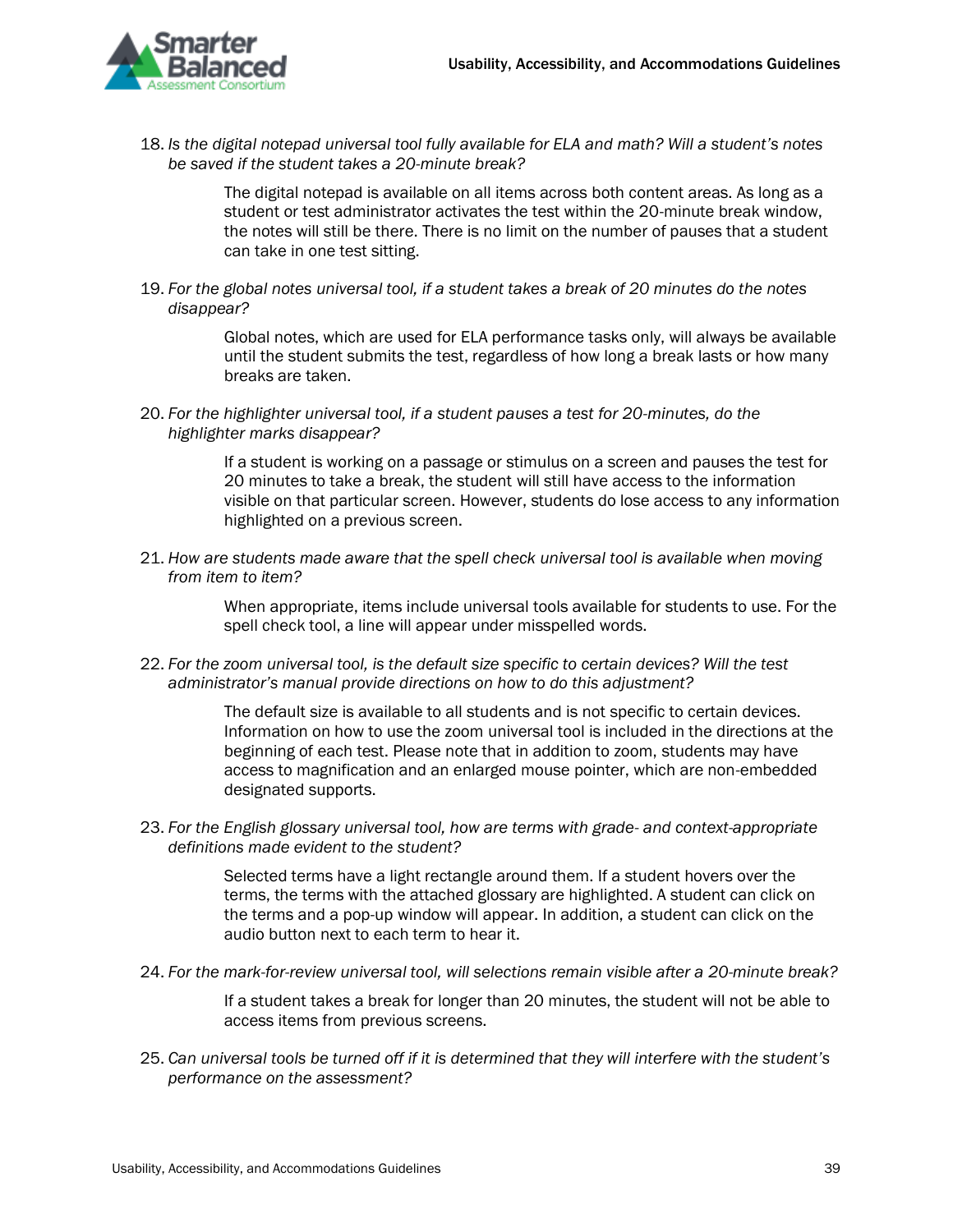18. *Is the digital notepad universal tool fully available for ELA and math? Will a student's notes be saved if the student takes a 20-minute break?*

    The digital notepad is available on all items across both content areas. As long as a student or test administrator activates the test within the 20-minute break window, the notes will still be there. There is no limit on the number of pauses that a student can take in one test sitting.

19. *For the global notes universal tool, if a student takes a break of 20 minutes do the notes disappear?*

    Global notes, which are used for ELA performance tasks only, will always be available until the student submits the test, regardless of how long a break lasts or how many breaks are taken.

20. *For the highlighter universal tool, if a student pauses a test for 20-minutes, do the highlighter marks disappear?*

    If a student is working on a passage or stimulus on a screen and pauses the test for 20 minutes to take a break, the student will still have access to the information visible on that particular screen. However, students do lose access to any information highlighted on a previous screen.

21. *How are students made aware that the spell check universal tool is available when moving from item to item?*

    When appropriate, items include universal tools available for students to use. For the spell check tool, a line will appear under misspelled words.

22. *For the zoom universal tool, is the default size specific to certain devices? Will the test administrator's manual provide directions on how to do this adjustment?*

    The default size is available to all students and is not specific to certain devices. Information on how to use the zoom universal tool is included in the directions at the beginning of each test. Please note that in addition to zoom, students may have access to magnification and an enlarged mouse pointer, which are non-embedded designated supports.

23. *For the English glossary universal tool, how are terms with grade- and context-appropriate definitions made evident to the student?*

    Selected terms have a light rectangle around them. If a student hovers over the terms, the terms with the attached glossary are highlighted. A student can click on the terms and a pop-up window will appear. In addition, a student can click on the audio button next to each term to hear it.

24. *For the mark-for-review universal tool, will selections remain visible after a 20-minute break?*

    If a student takes a break for longer than 20 minutes, the student will not be able to access items from previous screens.

25. *Can universal tools be turned off if it is determined that they will interfere with the student's performance on the assessment?*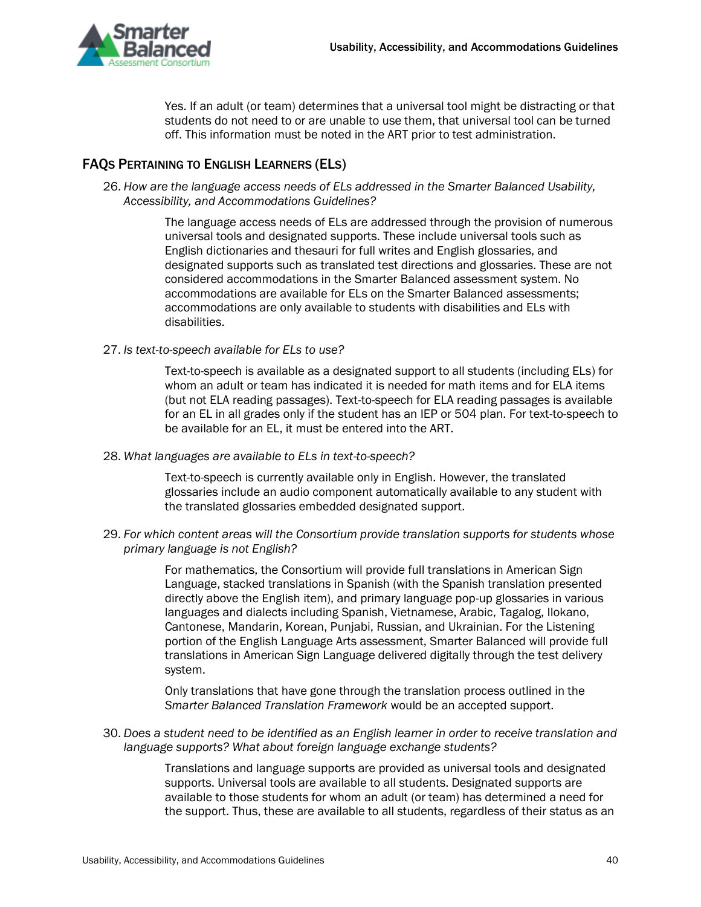Yes. If an adult (or team) determines that a universal tool might be distracting or that students do not need to or are unable to use them, that universal tool can be turned off. This information must be noted in the ART prior to test administration.

## FAQs Pertaining to English Learners (ELs)

26. *How are the language access needs of ELs addressed in the Smarter Balanced Usability, Accessibility, and Accommodations Guidelines?*

    The language access needs of ELs are addressed through the provision of numerous universal tools and designated supports. These include universal tools such as English dictionaries and thesauri for full writes and English glossaries, and designated supports such as translated test directions and glossaries. These are not considered accommodations in the Smarter Balanced assessment system. No accommodations are available for ELs on the Smarter Balanced assessments; accommodations are only available to students with disabilities and ELs with disabilities.

27. *Is text-to-speech available for ELs to use?*

    Text-to-speech is available as a designated support to all students (including ELs) for whom an adult or team has indicated it is needed for math items and for ELA items (but not ELA reading passages). Text-to-speech for ELA reading passages is available for an EL in all grades only if the student has an IEP or 504 plan. For text-to-speech to be available for an EL, it must be entered into the ART.

28. *What languages are available to ELs in text-to-speech?*

    Text-to-speech is currently available only in English. However, the translated glossaries include an audio component automatically available to any student with the translated glossaries embedded designated support.

29. *For which content areas will the Consortium provide translation supports for students whose primary language is not English?*

    For mathematics, the Consortium will provide full translations in American Sign Language, stacked translations in Spanish (with the Spanish translation presented directly above the English item), and primary language pop-up glossaries in various languages and dialects including Spanish, Vietnamese, Arabic, Tagalog, Ilokano, Cantonese, Mandarin, Korean, Punjabi, Russian, and Ukrainian. For the Listening portion of the English Language Arts assessment, Smarter Balanced will provide full translations in American Sign Language delivered digitally through the test delivery system.

    Only translations that have gone through the translation process outlined in the *Smarter Balanced Translation Framework* would be an accepted support.

30. *Does a student need to be identified as an English learner in order to receive translation and language supports? What about foreign language exchange students?*

    Translations and language supports are provided as universal tools and designated supports. Universal tools are available to all students. Designated supports are available to those students for whom an adult (or team) has determined a need for the support. Thus, these are available to all students, regardless of their status as an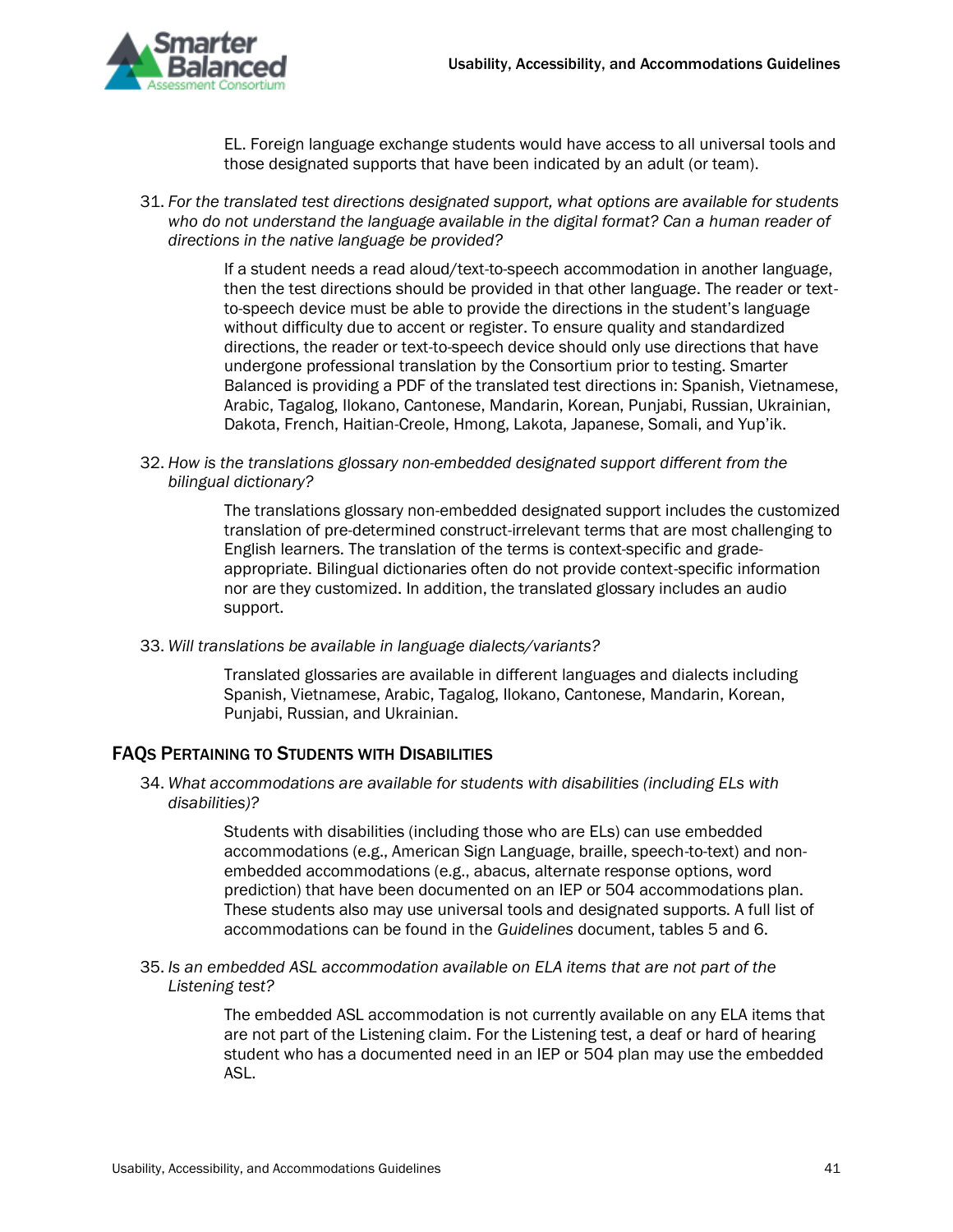EL. Foreign language exchange students would have access to all universal tools and those designated supports that have been indicated by an adult (or team).

31. *For the translated test directions designated support, what options are available for students who do not understand the language available in the digital format? Can a human reader of directions in the native language be provided?*

    If a student needs a read aloud/text-to-speech accommodation in another language, then the test directions should be provided in that other language. The reader or text-to-speech device must be able to provide the directions in the student's language without difficulty due to accent or register. To ensure quality and standardized directions, the reader or text-to-speech device should only use directions that have undergone professional translation by the Consortium prior to testing. Smarter Balanced is providing a PDF of the translated test directions in: Spanish, Vietnamese, Arabic, Tagalog, Ilokano, Cantonese, Mandarin, Korean, Punjabi, Russian, Ukrainian, Dakota, French, Haitian-Creole, Hmong, Lakota, Japanese, Somali, and Yup'ik.

32. *How is the translations glossary non-embedded designated support different from the bilingual dictionary?*

    The translations glossary non-embedded designated support includes the customized translation of pre-determined construct-irrelevant terms that are most challenging to English learners. The translation of the terms is context-specific and grade-appropriate. Bilingual dictionaries often do not provide context-specific information nor are they customized. In addition, the translated glossary includes an audio support.

33. *Will translations be available in language dialects/variants?*

    Translated glossaries are available in different languages and dialects including Spanish, Vietnamese, Arabic, Tagalog, Ilokano, Cantonese, Mandarin, Korean, Punjabi, Russian, and Ukrainian.

## FAQs Pertaining to Students with Disabilities

34. *What accommodations are available for students with disabilities (including ELs with disabilities)?*

    Students with disabilities (including those who are ELs) can use embedded accommodations (e.g., American Sign Language, braille, speech-to-text) and non-embedded accommodations (e.g., abacus, alternate response options, word prediction) that have been documented on an IEP or 504 accommodations plan. These students also may use universal tools and designated supports. A full list of accommodations can be found in the *Guidelines* document, tables 5 and 6.

35. *Is an embedded ASL accommodation available on ELA items that are not part of the Listening test?*

    The embedded ASL accommodation is not currently available on any ELA items that are not part of the Listening claim. For the Listening test, a deaf or hard of hearing student who has a documented need in an IEP or 504 plan may use the embedded ASL.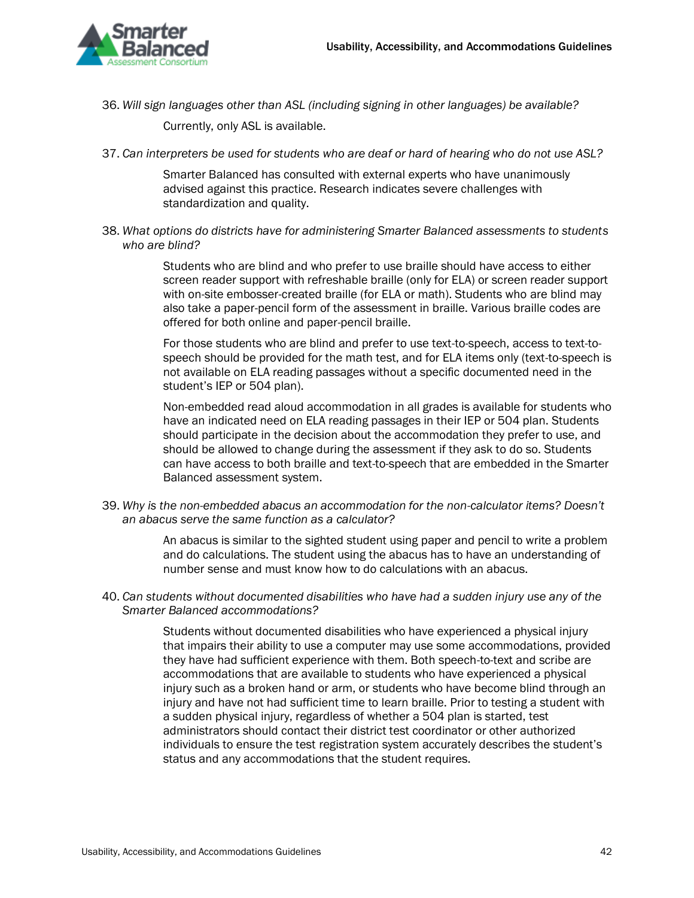36. *Will sign languages other than ASL (including signing in other languages) be available?*

    Currently, only ASL is available.

37. *Can interpreters be used for students who are deaf or hard of hearing who do not use ASL?*

    Smarter Balanced has consulted with external experts who have unanimously advised against this practice. Research indicates severe challenges with standardization and quality.

38. *What options do districts have for administering Smarter Balanced assessments to students who are blind?*

    Students who are blind and who prefer to use braille should have access to either screen reader support with refreshable braille (only for ELA) or screen reader support with on-site embosser-created braille (for ELA or math). Students who are blind may also take a paper-pencil form of the assessment in braille. Various braille codes are offered for both online and paper-pencil braille.

    For those students who are blind and prefer to use text-to-speech, access to text-to-speech should be provided for the math test, and for ELA items only (text-to-speech is not available on ELA reading passages without a specific documented need in the student's IEP or 504 plan).

    Non-embedded read aloud accommodation in all grades is available for students who have an indicated need on ELA reading passages in their IEP or 504 plan. Students should participate in the decision about the accommodation they prefer to use, and should be allowed to change during the assessment if they ask to do so. Students can have access to both braille and text-to-speech that are embedded in the Smarter Balanced assessment system.

39. *Why is the non-embedded abacus an accommodation for the non-calculator items? Doesn't an abacus serve the same function as a calculator?*

    An abacus is similar to the sighted student using paper and pencil to write a problem and do calculations. The student using the abacus has to have an understanding of number sense and must know how to do calculations with an abacus.

40. *Can students without documented disabilities who have had a sudden injury use any of the Smarter Balanced accommodations?*

    Students without documented disabilities who have experienced a physical injury that impairs their ability to use a computer may use some accommodations, provided they have had sufficient experience with them. Both speech-to-text and scribe are accommodations that are available to students who have experienced a physical injury such as a broken hand or arm, or students who have become blind through an injury and have not had sufficient time to learn braille. Prior to testing a student with a sudden physical injury, regardless of whether a 504 plan is started, test administrators should contact their district test coordinator or other authorized individuals to ensure the test registration system accurately describes the student's status and any accommodations that the student requires.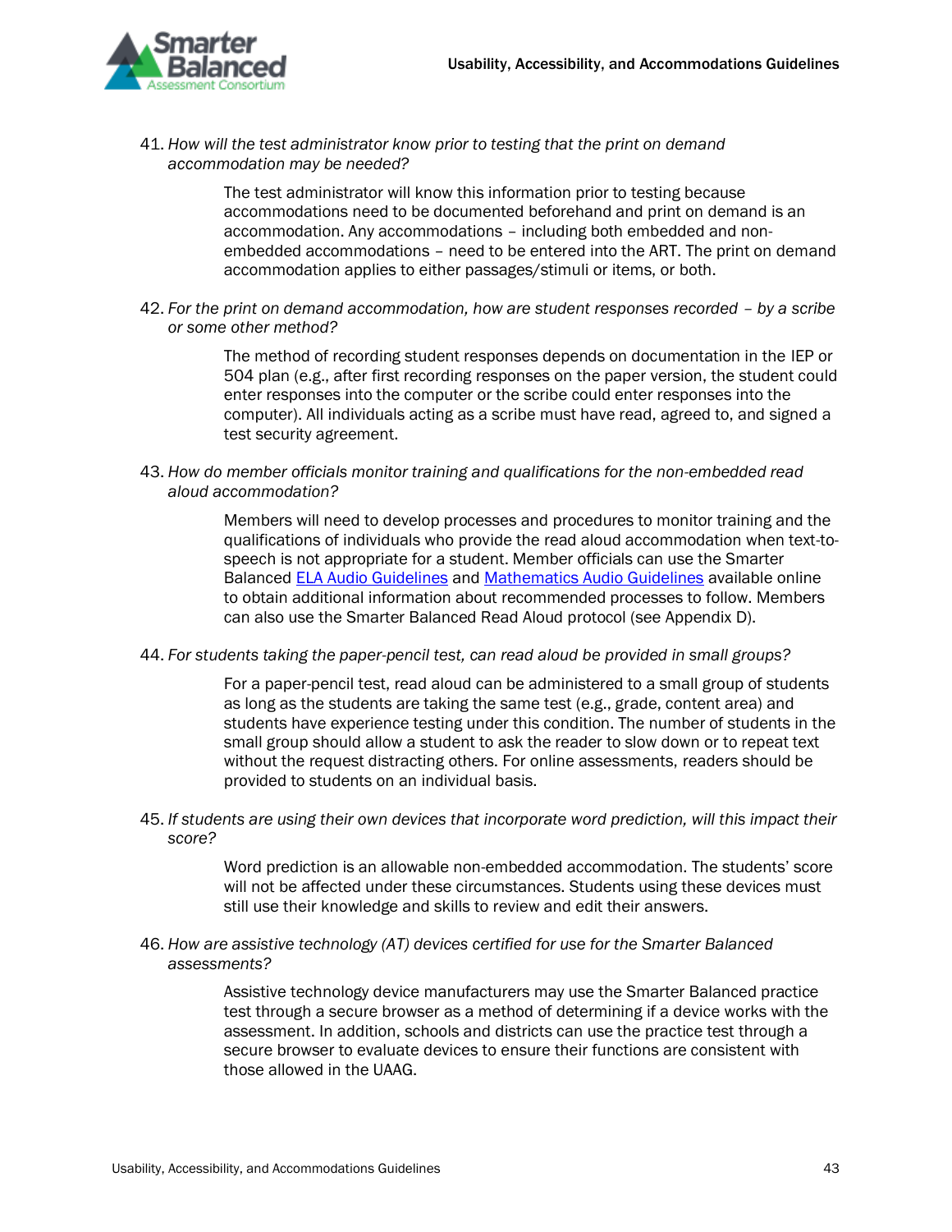41. *How will the test administrator know prior to testing that the print on demand accommodation may be needed?*

    The test administrator will know this information prior to testing because accommodations need to be documented beforehand and print on demand is an accommodation. Any accommodations – including both embedded and non-embedded accommodations – need to be entered into the ART. The print on demand accommodation applies to either passages/stimuli or items, or both.

42. *For the print on demand accommodation, how are student responses recorded – by a scribe or some other method?*

    The method of recording student responses depends on documentation in the IEP or 504 plan (e.g., after first recording responses on the paper version, the student could enter responses into the computer or the scribe could enter responses into the computer). All individuals acting as a scribe must have read, agreed to, and signed a test security agreement.

43. *How do member officials monitor training and qualifications for the non-embedded read aloud accommodation?*

    Members will need to develop processes and procedures to monitor training and the qualifications of individuals who provide the read aloud accommodation when text-to-speech is not appropriate for a student. Member officials can use the Smarter Balanced ELA Audio Guidelines and Mathematics Audio Guidelines available online to obtain additional information about recommended processes to follow. Members can also use the Smarter Balanced Read Aloud protocol (see Appendix D).

44. *For students taking the paper-pencil test, can read aloud be provided in small groups?*

    For a paper-pencil test, read aloud can be administered to a small group of students as long as the students are taking the same test (e.g., grade, content area) and students have experience testing under this condition. The number of students in the small group should allow a student to ask the reader to slow down or to repeat text without the request distracting others. For online assessments, readers should be provided to students on an individual basis.

45. *If students are using their own devices that incorporate word prediction, will this impact their score?*

    Word prediction is an allowable non-embedded accommodation. The students' score will not be affected under these circumstances. Students using these devices must still use their knowledge and skills to review and edit their answers.

46. *How are assistive technology (AT) devices certified for use for the Smarter Balanced assessments?*

    Assistive technology device manufacturers may use the Smarter Balanced practice test through a secure browser as a method of determining if a device works with the assessment. In addition, schools and districts can use the practice test through a secure browser to evaluate devices to ensure their functions are consistent with those allowed in the UAAG.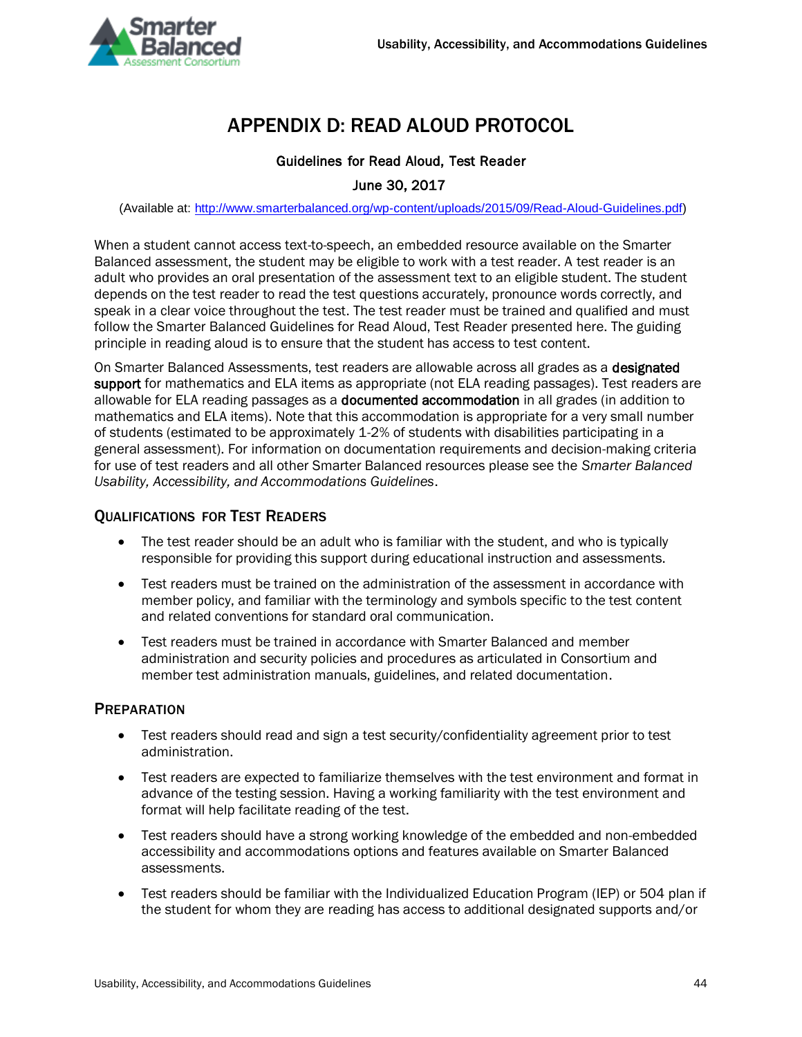# APPENDIX D: READ ALOUD PROTOCOL

Guidelines for Read Aloud, Test Reader

June 30, 2017

(Available at: http://www.smarterbalanced.org/wp-content/uploads/2015/09/Read-Aloud-Guidelines.pdf)

When a student cannot access text-to-speech, an embedded resource available on the Smarter Balanced assessment, the student may be eligible to work with a test reader. A test reader is an adult who provides an oral presentation of the assessment text to an eligible student. The student depends on the test reader to read the test questions accurately, pronounce words correctly, and speak in a clear voice throughout the test. The test reader must be trained and qualified and must follow the Smarter Balanced Guidelines for Read Aloud, Test Reader presented here. The guiding principle in reading aloud is to ensure that the student has access to test content.

On Smarter Balanced Assessments, test readers are allowable across all grades as a **designated support** for mathematics and ELA items as appropriate (not ELA reading passages). Test readers are allowable for ELA reading passages as a **documented accommodation** in all grades (in addition to mathematics and ELA items). Note that this accommodation is appropriate for a very small number of students (estimated to be approximately 1-2% of students with disabilities participating in a general assessment). For information on documentation requirements and decision-making criteria for use of test readers and all other Smarter Balanced resources please see the *Smarter Balanced Usability, Accessibility, and Accommodations Guidelines*.

## Qualifications for Test Readers

- The test reader should be an adult who is familiar with the student, and who is typically responsible for providing this support during educational instruction and assessments.
- Test readers must be trained on the administration of the assessment in accordance with member policy, and familiar with the terminology and symbols specific to the test content and related conventions for standard oral communication.
- Test readers must be trained in accordance with Smarter Balanced and member administration and security policies and procedures as articulated in Consortium and member test administration manuals, guidelines, and related documentation.

## Preparation

- Test readers should read and sign a test security/confidentiality agreement prior to test administration.
- Test readers are expected to familiarize themselves with the test environment and format in advance of the testing session. Having a working familiarity with the test environment and format will help facilitate reading of the test.
- Test readers should have a strong working knowledge of the embedded and non-embedded accessibility and accommodations options and features available on Smarter Balanced assessments.
- Test readers should be familiar with the Individualized Education Program (IEP) or 504 plan if the student for whom they are reading has access to additional designated supports and/or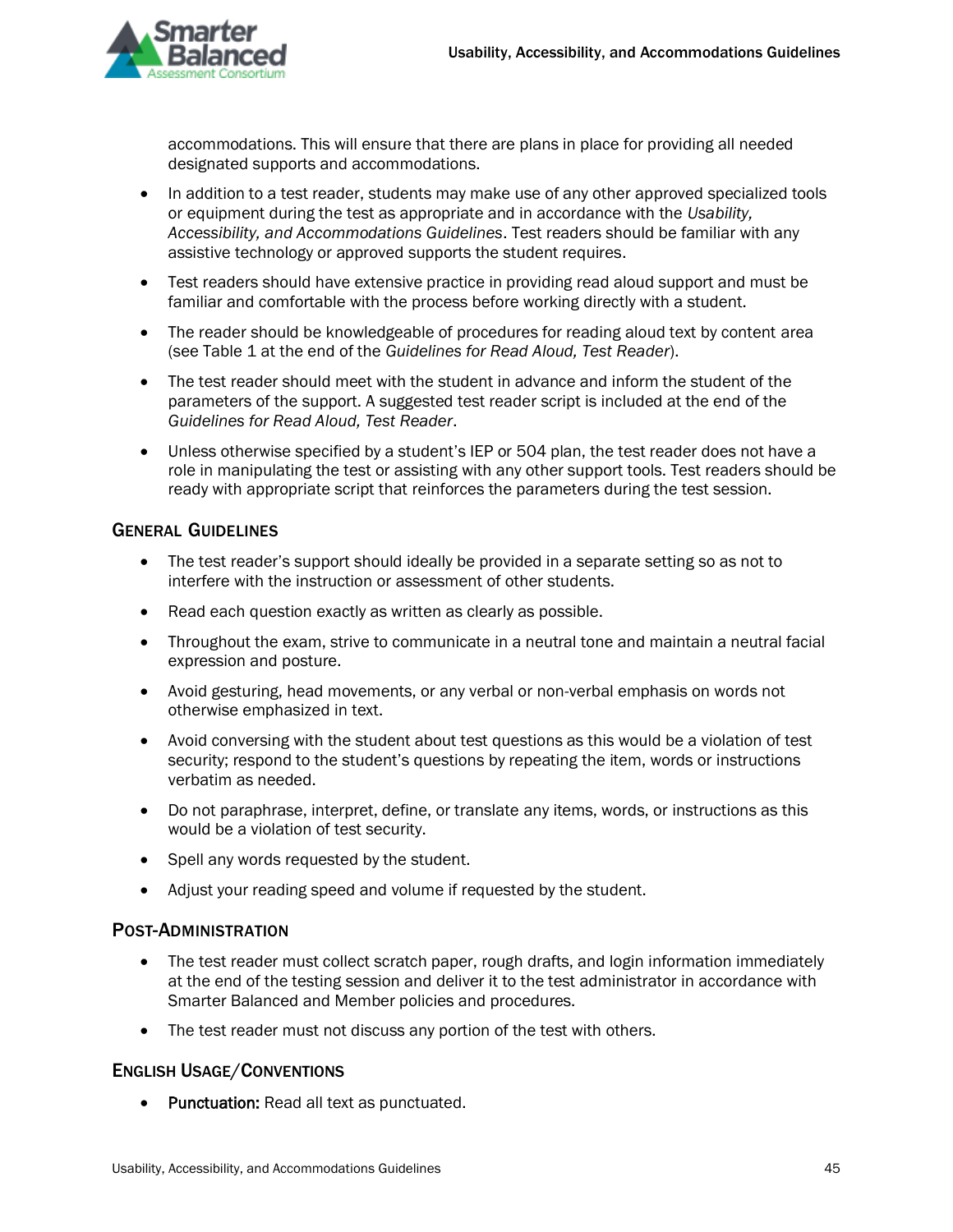accommodations. This will ensure that there are plans in place for providing all needed designated supports and accommodations.

- In addition to a test reader, students may make use of any other approved specialized tools or equipment during the test as appropriate and in accordance with the *Usability, Accessibility, and Accommodations Guidelines*. Test readers should be familiar with any assistive technology or approved supports the student requires.
- Test readers should have extensive practice in providing read aloud support and must be familiar and comfortable with the process before working directly with a student.
- The reader should be knowledgeable of procedures for reading aloud text by content area (see Table 1 at the end of the *Guidelines for Read Aloud, Test Reader*).
- The test reader should meet with the student in advance and inform the student of the parameters of the support. A suggested test reader script is included at the end of the *Guidelines for Read Aloud, Test Reader*.
- Unless otherwise specified by a student's IEP or 504 plan, the test reader does not have a role in manipulating the test or assisting with any other support tools. Test readers should be ready with appropriate script that reinforces the parameters during the test session.

### General Guidelines

- The test reader's support should ideally be provided in a separate setting so as not to interfere with the instruction or assessment of other students.
- Read each question exactly as written as clearly as possible.
- Throughout the exam, strive to communicate in a neutral tone and maintain a neutral facial expression and posture.
- Avoid gesturing, head movements, or any verbal or non-verbal emphasis on words not otherwise emphasized in text.
- Avoid conversing with the student about test questions as this would be a violation of test security; respond to the student's questions by repeating the item, words or instructions verbatim as needed.
- Do not paraphrase, interpret, define, or translate any items, words, or instructions as this would be a violation of test security.
- Spell any words requested by the student.
- Adjust your reading speed and volume if requested by the student.

### Post-Administration

- The test reader must collect scratch paper, rough drafts, and login information immediately at the end of the testing session and deliver it to the test administrator in accordance with Smarter Balanced and Member policies and procedures.
- The test reader must not discuss any portion of the test with others.

### English Usage/Conventions

- **Punctuation:** Read all text as punctuated.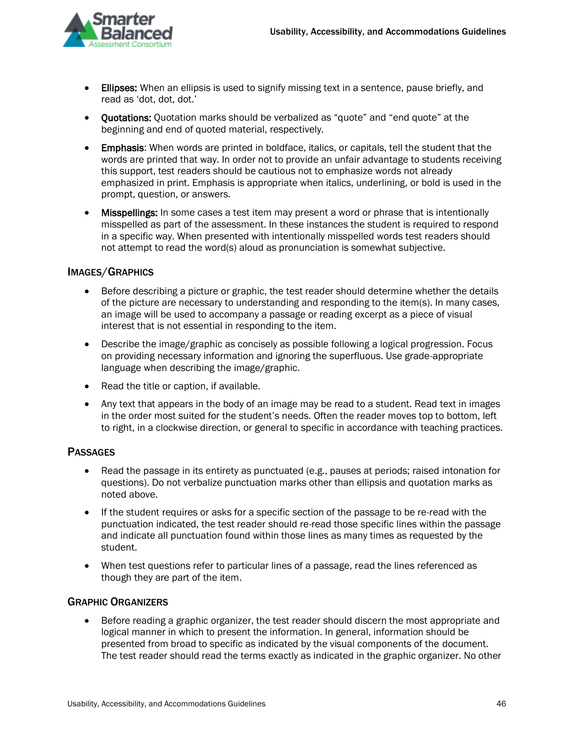- **Ellipses:** When an ellipsis is used to signify missing text in a sentence, pause briefly, and read as 'dot, dot, dot.'
- **Quotations:** Quotation marks should be verbalized as "quote" and "end quote" at the beginning and end of quoted material, respectively.
- **Emphasis**: When words are printed in boldface, italics, or capitals, tell the student that the words are printed that way. In order not to provide an unfair advantage to students receiving this support, test readers should be cautious not to emphasize words not already emphasized in print. Emphasis is appropriate when italics, underlining, or bold is used in the prompt, question, or answers.
- **Misspellings:** In some cases a test item may present a word or phrase that is intentionally misspelled as part of the assessment. In these instances the student is required to respond in a specific way. When presented with intentionally misspelled words test readers should not attempt to read the word(s) aloud as pronunciation is somewhat subjective.

### Images/Graphics

- Before describing a picture or graphic, the test reader should determine whether the details of the picture are necessary to understanding and responding to the item(s). In many cases, an image will be used to accompany a passage or reading excerpt as a piece of visual interest that is not essential in responding to the item.
- Describe the image/graphic as concisely as possible following a logical progression. Focus on providing necessary information and ignoring the superfluous. Use grade-appropriate language when describing the image/graphic.
- Read the title or caption, if available.
- Any text that appears in the body of an image may be read to a student. Read text in images in the order most suited for the student's needs. Often the reader moves top to bottom, left to right, in a clockwise direction, or general to specific in accordance with teaching practices.

### Passages

- Read the passage in its entirety as punctuated (e.g., pauses at periods; raised intonation for questions). Do not verbalize punctuation marks other than ellipsis and quotation marks as noted above.
- If the student requires or asks for a specific section of the passage to be re-read with the punctuation indicated, the test reader should re-read those specific lines within the passage and indicate all punctuation found within those lines as many times as requested by the student.
- When test questions refer to particular lines of a passage, read the lines referenced as though they are part of the item.

### Graphic Organizers

- Before reading a graphic organizer, the test reader should discern the most appropriate and logical manner in which to present the information. In general, information should be presented from broad to specific as indicated by the visual components of the document. The test reader should read the terms exactly as indicated in the graphic organizer. No other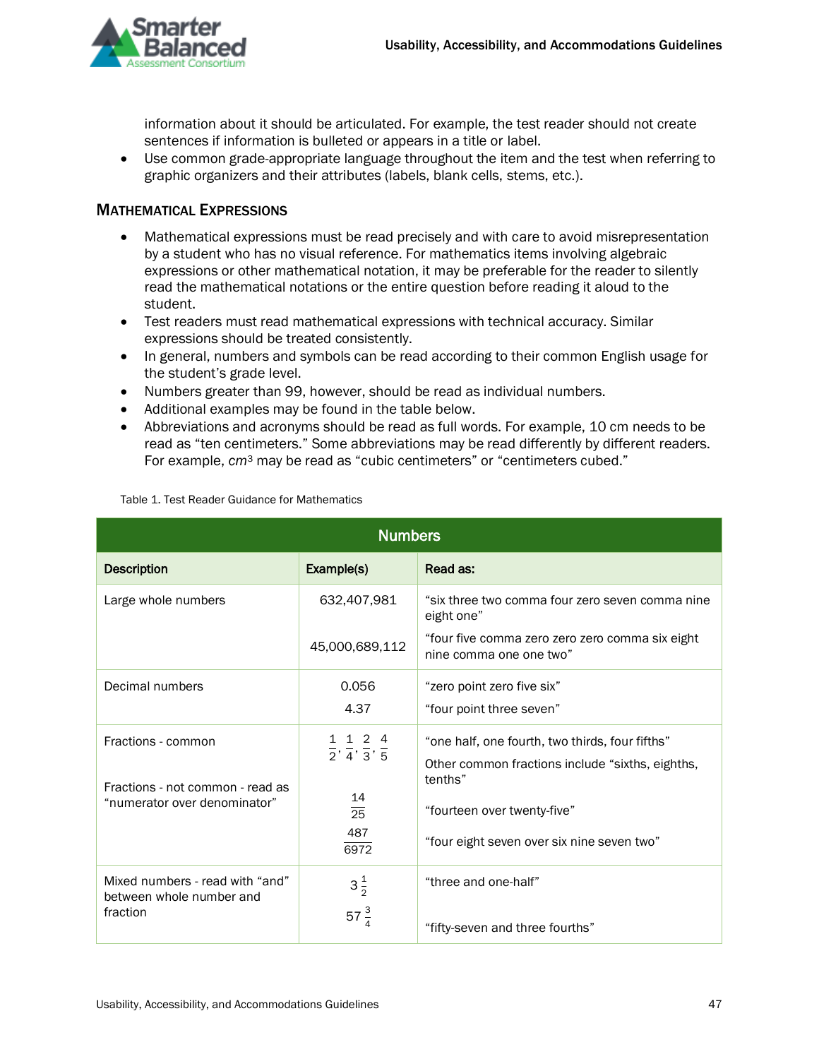information about it should be articulated. For example, the test reader should not create sentences if information is bulleted or appears in a title or label.

- Use common grade-appropriate language throughout the item and the test when referring to graphic organizers and their attributes (labels, blank cells, stems, etc.).

### Mathematical Expressions

- Mathematical expressions must be read precisely and with care to avoid misrepresentation by a student who has no visual reference. For mathematics items involving algebraic expressions or other mathematical notation, it may be preferable for the reader to silently read the mathematical notations or the entire question before reading it aloud to the student.
- Test readers must read mathematical expressions with technical accuracy. Similar expressions should be treated consistently.
- In general, numbers and symbols can be read according to their common English usage for the student's grade level.
- Numbers greater than 99, however, should be read as individual numbers.
- Additional examples may be found in the table below.
- Abbreviations and acronyms should be read as full words. For example, 10 cm needs to be read as "ten centimeters." Some abbreviations may be read differently by different readers. For example, $cm^3$ may be read as "cubic centimeters" or "centimeters cubed."

Table 1. Test Reader Guidance for Mathematics

| Numbers | | |
|---|---|---|
| **Description** | **Example(s)** | **Read as:** |
| Large whole numbers | 632,407,981 | "six three two comma four zero seven comma nine eight one" |
| | 45,000,689,112 | "four five comma zero zero zero comma six eight nine comma one one two" |
| Decimal numbers | 0.056 | "zero point zero five six" |
| | 4.37 | "four point three seven" |
| Fractions - common | $\frac{1}{2}, \frac{1}{4}, \frac{2}{3}, \frac{4}{5}$ | "one half, one fourth, two thirds, four fifths" Other common fractions include "sixths, eighths, tenths" |
| Fractions - not common - read as "numerator over denominator" | $\frac{14}{25}$ | "fourteen over twenty-five" |
| | $\frac{487}{6972}$ | "four eight seven over six nine seven two" |
| Mixed numbers - read with "and" between whole number and fraction | $3\frac{1}{2}$ | "three and one-half" |
| | $57\frac{3}{4}$ | "fifty-seven and three fourths" |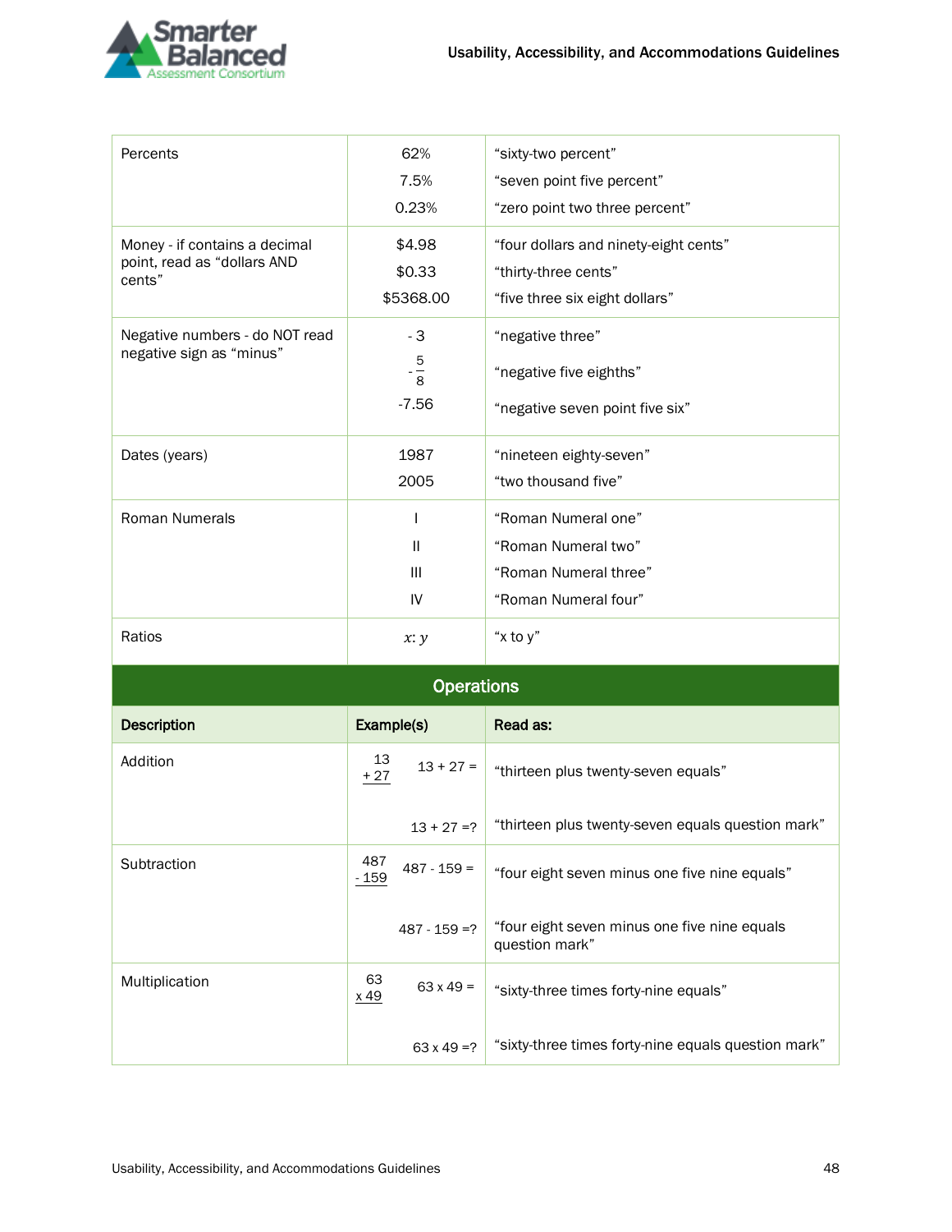| | | |
|---|---|---|
| Percents | 62%<br>7.5%<br>0.23% | "sixty-two percent"<br>"seven point five percent"<br>"zero point two three percent" |
| Money - if contains a decimal point, read as "dollars AND cents" | \$4.98<br>\$0.33<br>\$5368.00 | "four dollars and ninety-eight cents"<br>"thirty-three cents"<br>"five three six eight dollars" |
| Negative numbers - do NOT read negative sign as "minus" | - 3<br>$-\frac{5}{8}$<br>-7.56 | "negative three"<br>"negative five eighths"<br>"negative seven point five six" |
| Dates (years) | 1987<br>2005 | "nineteen eighty-seven"<br>"two thousand five" |
| Roman Numerals | I<br>II<br>III<br>IV | "Roman Numeral one"<br>"Roman Numeral two"<br>"Roman Numeral three"<br>"Roman Numeral four" |
| Ratios | $x: y$ | "x to y" |

## Operations

| Description | Example(s) | Read as: |
|---|---|---|
| Addition | $\begin{array}{r} 13 \\ +27 \\ \hline \end{array}$ 13 + 27 = | "thirteen plus twenty-seven equals" |
| | 13 + 27 =? | "thirteen plus twenty-seven equals question mark" |
| Subtraction | $\begin{array}{r} 487 \\ -159 \\ \hline \end{array}$ 487 - 159 = | "four eight seven minus one five nine equals" |
| | 487 - 159 =? | "four eight seven minus one five nine equals question mark" |
| Multiplication | $\begin{array}{r} 63 \\ \times 49 \\ \hline \end{array}$ 63 x 49 = | "sixty-three times forty-nine equals" |
| | 63 x 49 =? | "sixty-three times forty-nine equals question mark" |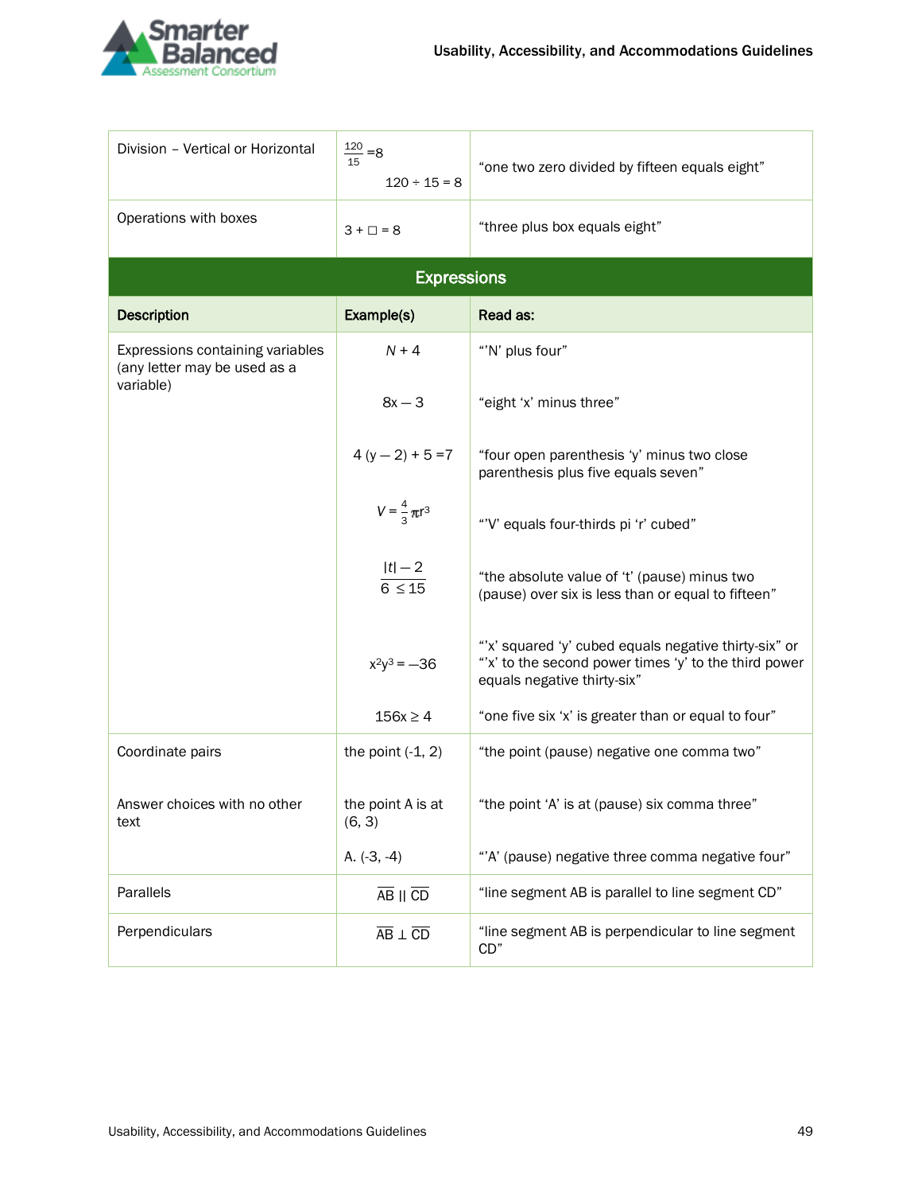| | | |
|---|---|---|
| Division – Vertical or Horizontal | $\frac{120}{15}=8$<br>$120 \div 15 = 8$ | "one two zero divided by fifteen equals eight" |
| Operations with boxes | $3 + \square = 8$ | "three plus box equals eight" |

## Expressions

| Description | Example(s) | Read as: |
|---|---|---|
| Expressions containing variables (any letter may be used as a variable) | $N + 4$ | "'N' plus four" |
| | $8x - 3$ | "eight 'x' minus three" |
| | $4\,(y - 2) + 5 = 7$ | "four open parenthesis 'y' minus two close parenthesis plus five equals seven" |
| | $V = \frac{4}{3}\pi r^3$ | "'V' equals four-thirds pi 'r' cubed" |
| | $\frac{\lvert t \rvert - 2}{6} \leq 15$ | "the absolute value of 't' (pause) minus two (pause) over six is less than or equal to fifteen" |
| | $x^2y^3 = -36$ | "'x' squared 'y' cubed equals negative thirty-six" or "'x' to the second power times 'y' to the third power equals negative thirty-six" |
| | $156x \geq 4$ | "one five six 'x' is greater than or equal to four" |
| Coordinate pairs | the point (-1, 2) | "the point (pause) negative one comma two" |
| Answer choices with no other text | the point A is at (6, 3) | "the point 'A' is at (pause) six comma three" |
| | A. (-3, -4) | "'A' (pause) negative three comma negative four" |
| Parallels | $\overline{AB} \parallel \overline{CD}$ | "line segment AB is parallel to line segment CD" |
| Perpendiculars | $\overline{AB} \perp \overline{CD}$ | "line segment AB is perpendicular to line segment CD" |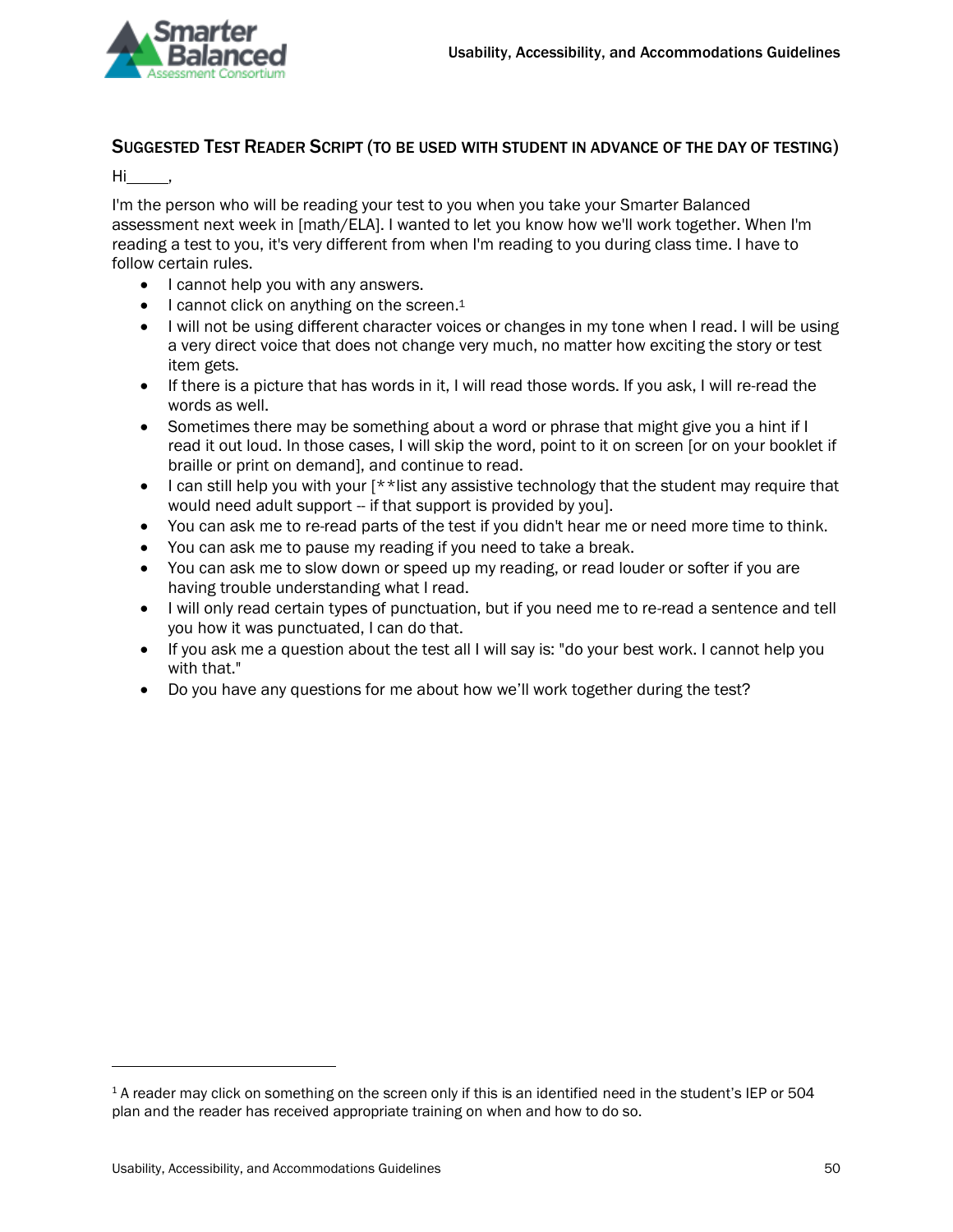## SUGGESTED TEST READER SCRIPT (TO BE USED WITH STUDENT IN ADVANCE OF THE DAY OF TESTING)

Hi_____,

I'm the person who will be reading your test to you when you take your Smarter Balanced assessment next week in [math/ELA]. I wanted to let you know how we'll work together. When I'm reading a test to you, it's very different from when I'm reading to you during class time. I have to follow certain rules.

- I cannot help you with any answers.
- I cannot click on anything on the screen.[1]
- I will not be using different character voices or changes in my tone when I read. I will be using a very direct voice that does not change very much, no matter how exciting the story or test item gets.
- If there is a picture that has words in it, I will read those words. If you ask, I will re-read the words as well.
- Sometimes there may be something about a word or phrase that might give you a hint if I read it out loud. In those cases, I will skip the word, point to it on screen [or on your booklet if braille or print on demand], and continue to read.
- I can still help you with your [**list any assistive technology that the student may require that would need adult support -- if that support is provided by you].
- You can ask me to re-read parts of the test if you didn't hear me or need more time to think.
- You can ask me to pause my reading if you need to take a break.
- You can ask me to slow down or speed up my reading, or read louder or softer if you are having trouble understanding what I read.
- I will only read certain types of punctuation, but if you need me to re-read a sentence and tell you how it was punctuated, I can do that.
- If you ask me a question about the test all I will say is: "do your best work. I cannot help you with that."
- Do you have any questions for me about how we'll work together during the test?

---

[1] A reader may click on something on the screen only if this is an identified need in the student's IEP or 504 plan and the reader has received appropriate training on when and how to do so.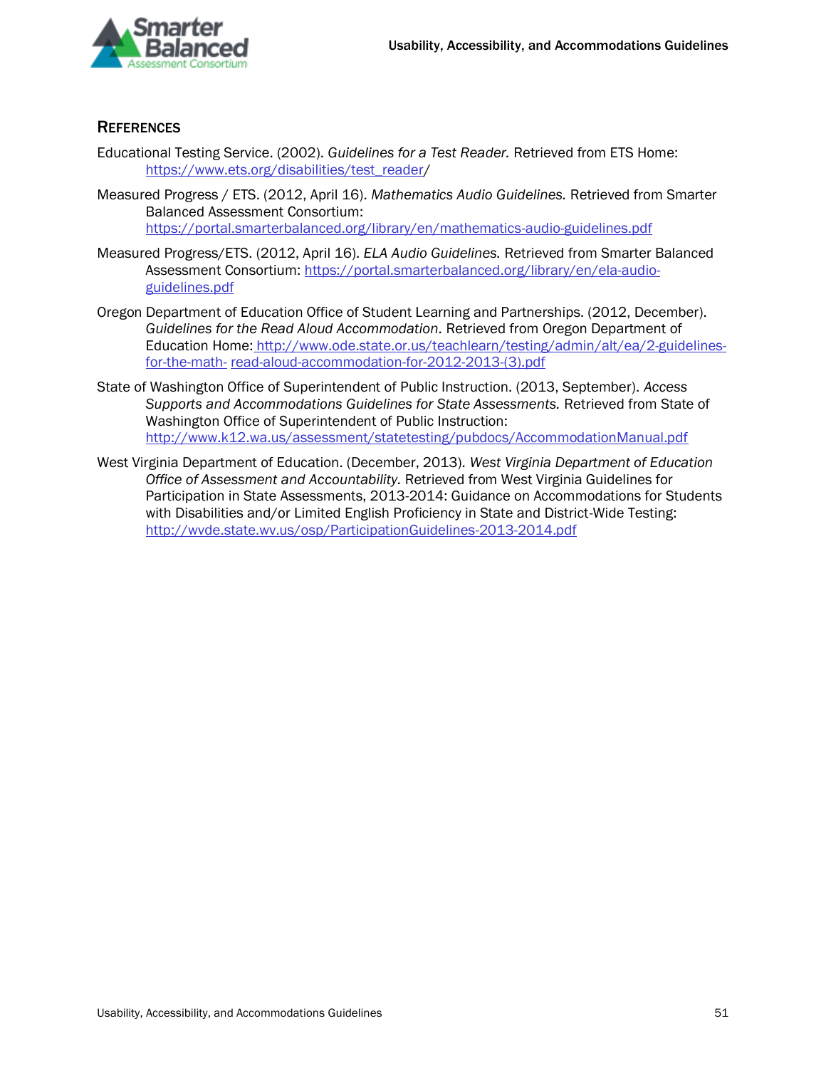## References

Educational Testing Service. (2002). *Guidelines for a Test Reader.* Retrieved from ETS Home: https://www.ets.org/disabilities/test_reader/

Measured Progress / ETS. (2012, April 16). *Mathematics Audio Guidelines.* Retrieved from Smarter Balanced Assessment Consortium: https://portal.smarterbalanced.org/library/en/mathematics-audio-guidelines.pdf

Measured Progress/ETS. (2012, April 16). *ELA Audio Guidelines.* Retrieved from Smarter Balanced Assessment Consortium: https://portal.smarterbalanced.org/library/en/ela-audio-guidelines.pdf

Oregon Department of Education Office of Student Learning and Partnerships. (2012, December). *Guidelines for the Read Aloud Accommodation.* Retrieved from Oregon Department of Education Home: http://www.ode.state.or.us/teachlearn/testing/admin/alt/ea/2-guidelines-for-the-math- read-aloud-accommodation-for-2012-2013-(3).pdf

State of Washington Office of Superintendent of Public Instruction. (2013, September). *Access Supports and Accommodations Guidelines for State Assessments.* Retrieved from State of Washington Office of Superintendent of Public Instruction: http://www.k12.wa.us/assessment/statetesting/pubdocs/AccommodationManual.pdf

West Virginia Department of Education. (December, 2013). *West Virginia Department of Education Office of Assessment and Accountability.* Retrieved from West Virginia Guidelines for Participation in State Assessments, 2013-2014: Guidance on Accommodations for Students with Disabilities and/or Limited English Proficiency in State and District-Wide Testing: http://wvde.state.wv.us/osp/ParticipationGuidelines-2013-2014.pdf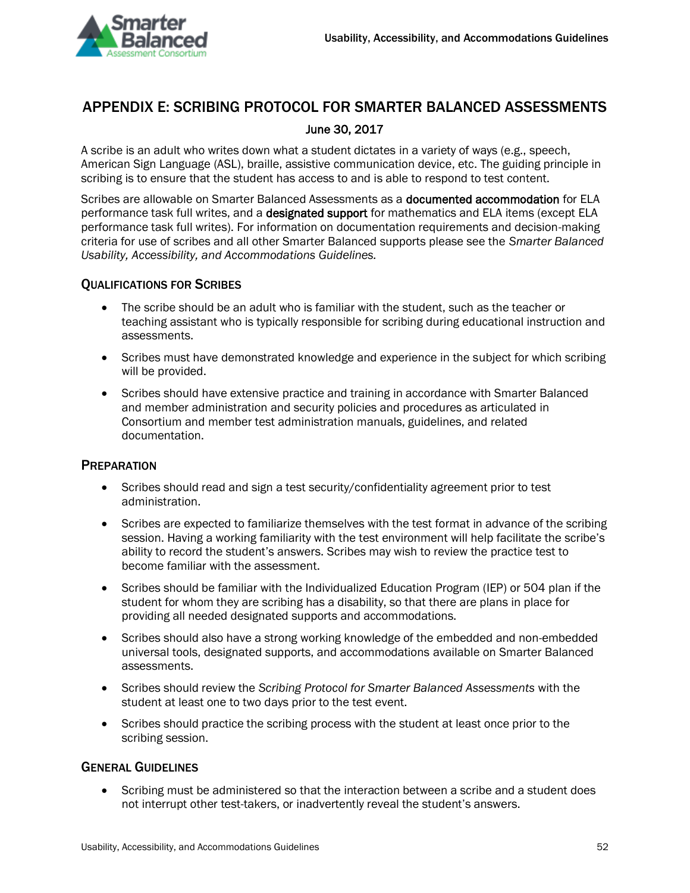# APPENDIX E: SCRIBING PROTOCOL FOR SMARTER BALANCED ASSESSMENTS

June 30, 2017

A scribe is an adult who writes down what a student dictates in a variety of ways (e.g., speech, American Sign Language (ASL), braille, assistive communication device, etc. The guiding principle in scribing is to ensure that the student has access to and is able to respond to test content.

Scribes are allowable on Smarter Balanced Assessments as a **documented accommodation** for ELA performance task full writes, and a **designated support** for mathematics and ELA items (except ELA performance task full writes). For information on documentation requirements and decision-making criteria for use of scribes and all other Smarter Balanced supports please see the *Smarter Balanced Usability, Accessibility, and Accommodations Guidelines.*

## QUALIFICATIONS FOR SCRIBES

- The scribe should be an adult who is familiar with the student, such as the teacher or teaching assistant who is typically responsible for scribing during educational instruction and assessments.
- Scribes must have demonstrated knowledge and experience in the subject for which scribing will be provided.
- Scribes should have extensive practice and training in accordance with Smarter Balanced and member administration and security policies and procedures as articulated in Consortium and member test administration manuals, guidelines, and related documentation.

## PREPARATION

- Scribes should read and sign a test security/confidentiality agreement prior to test administration.
- Scribes are expected to familiarize themselves with the test format in advance of the scribing session. Having a working familiarity with the test environment will help facilitate the scribe's ability to record the student's answers. Scribes may wish to review the practice test to become familiar with the assessment.
- Scribes should be familiar with the Individualized Education Program (IEP) or 504 plan if the student for whom they are scribing has a disability, so that there are plans in place for providing all needed designated supports and accommodations.
- Scribes should also have a strong working knowledge of the embedded and non-embedded universal tools, designated supports, and accommodations available on Smarter Balanced assessments.
- Scribes should review the *Scribing Protocol for Smarter Balanced Assessments* with the student at least one to two days prior to the test event.
- Scribes should practice the scribing process with the student at least once prior to the scribing session.

## GENERAL GUIDELINES

- Scribing must be administered so that the interaction between a scribe and a student does not interrupt other test-takers, or inadvertently reveal the student's answers.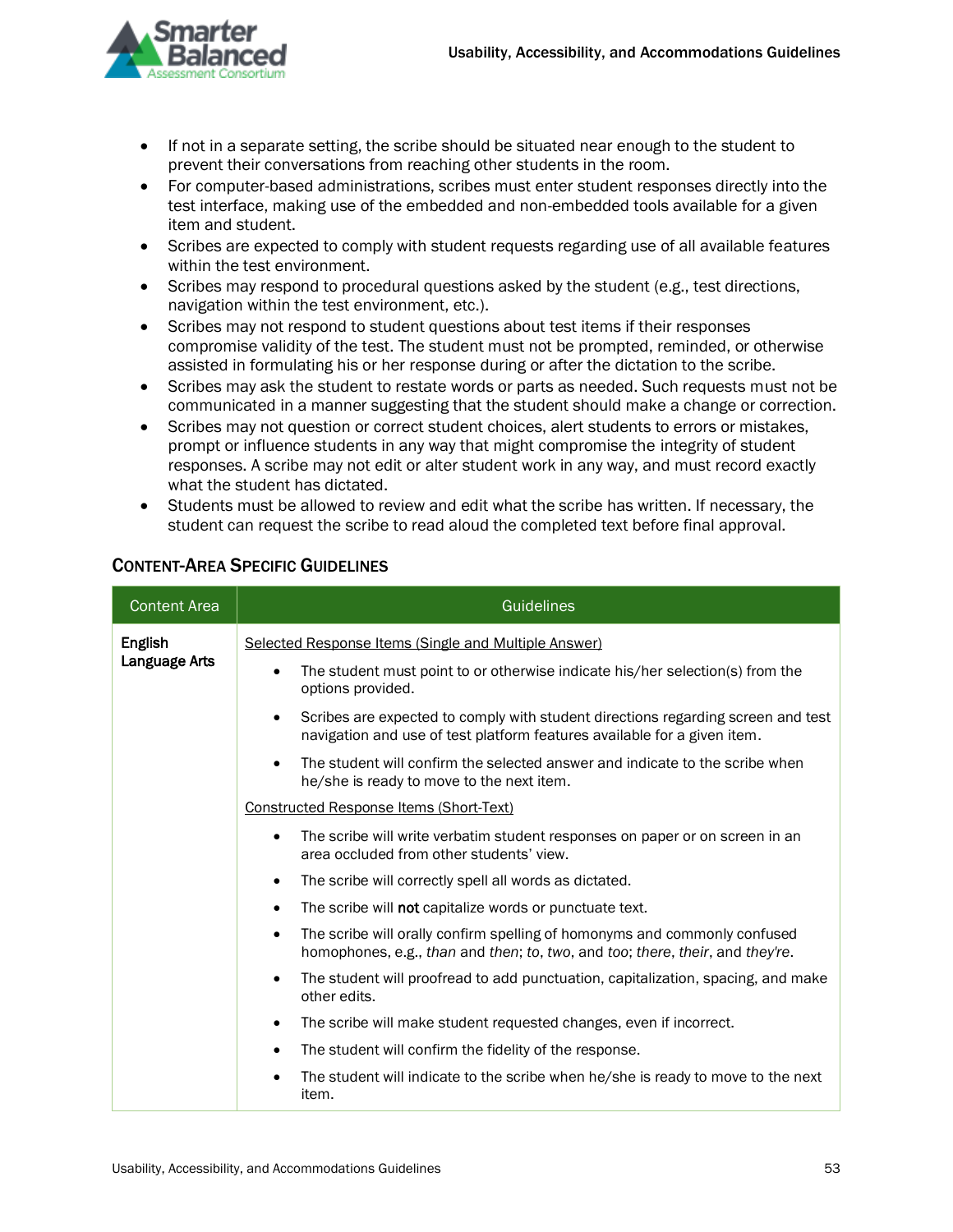- If not in a separate setting, the scribe should be situated near enough to the student to prevent their conversations from reaching other students in the room.
- For computer-based administrations, scribes must enter student responses directly into the test interface, making use of the embedded and non-embedded tools available for a given item and student.
- Scribes are expected to comply with student requests regarding use of all available features within the test environment.
- Scribes may respond to procedural questions asked by the student (e.g., test directions, navigation within the test environment, etc.).
- Scribes may not respond to student questions about test items if their responses compromise validity of the test. The student must not be prompted, reminded, or otherwise assisted in formulating his or her response during or after the dictation to the scribe.
- Scribes may ask the student to restate words or parts as needed. Such requests must not be communicated in a manner suggesting that the student should make a change or correction.
- Scribes may not question or correct student choices, alert students to errors or mistakes, prompt or influence students in any way that might compromise the integrity of student responses. A scribe may not edit or alter student work in any way, and must record exactly what the student has dictated.
- Students must be allowed to review and edit what the scribe has written. If necessary, the student can request the scribe to read aloud the completed text before final approval.

### Content-Area Specific Guidelines

| Content Area | Guidelines |
|---|---|
| **English Language Arts** | <u>Selected Response Items (Single and Multiple Answer)</u><br>• The student must point to or otherwise indicate his/her selection(s) from the options provided.<br>• Scribes are expected to comply with student directions regarding screen and test navigation and use of test platform features available for a given item.<br>• The student will confirm the selected answer and indicate to the scribe when he/she is ready to move to the next item.<br><u>Constructed Response Items (Short-Text)</u><br>• The scribe will write verbatim student responses on paper or on screen in an area occluded from other students' view.<br>• The scribe will correctly spell all words as dictated.<br>• The scribe will **not** capitalize words or punctuate text.<br>• The scribe will orally confirm spelling of homonyms and commonly confused homophones, e.g., *than* and *then*; *to*, *two*, and *too*; *there*, *their*, and *they're*.<br>• The student will proofread to add punctuation, capitalization, spacing, and make other edits.<br>• The scribe will make student requested changes, even if incorrect.<br>• The student will confirm the fidelity of the response.<br>• The student will indicate to the scribe when he/she is ready to move to the next item. |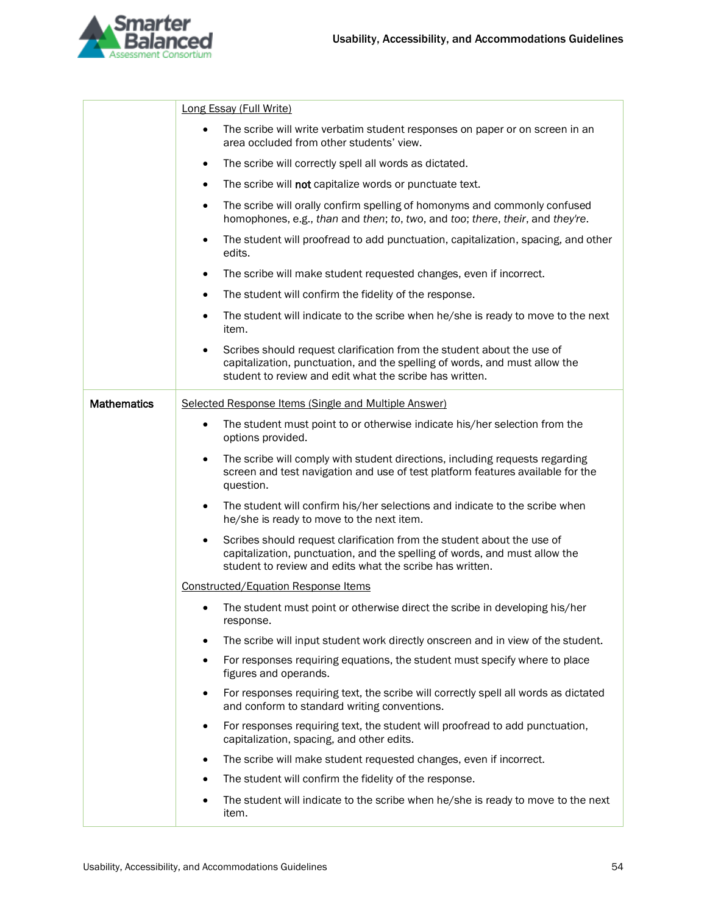| | |
|---|---|
| | <u>Long Essay (Full Write)</u><br>• The scribe will write verbatim student responses on paper or on screen in an area occluded from other students' view.<br>• The scribe will correctly spell all words as dictated.<br>• The scribe will **not** capitalize words or punctuate text.<br>• The scribe will orally confirm spelling of homonyms and commonly confused homophones, e.g., *than* and *then*; *to*, *two*, and *too*; *there*, *their*, and *they're*.<br>• The student will proofread to add punctuation, capitalization, spacing, and other edits.<br>• The scribe will make student requested changes, even if incorrect.<br>• The student will confirm the fidelity of the response.<br>• The student will indicate to the scribe when he/she is ready to move to the next item.<br>• Scribes should request clarification from the student about the use of capitalization, punctuation, and the spelling of words, and must allow the student to review and edit what the scribe has written. |
| **Mathematics** | <u>Selected Response Items (Single and Multiple Answer)</u><br>• The student must point to or otherwise indicate his/her selection from the options provided.<br>• The scribe will comply with student directions, including requests regarding screen and test navigation and use of test platform features available for the question.<br>• The student will confirm his/her selections and indicate to the scribe when he/she is ready to move to the next item.<br>• Scribes should request clarification from the student about the use of capitalization, punctuation, and the spelling of words, and must allow the student to review and edits what the scribe has written.<br><u>Constructed/Equation Response Items</u><br>• The student must point or otherwise direct the scribe in developing his/her response.<br>• The scribe will input student work directly onscreen and in view of the student.<br>• For responses requiring equations, the student must specify where to place figures and operands.<br>• For responses requiring text, the scribe will correctly spell all words as dictated and conform to standard writing conventions.<br>• For responses requiring text, the student will proofread to add punctuation, capitalization, spacing, and other edits.<br>• The scribe will make student requested changes, even if incorrect.<br>• The student will confirm the fidelity of the response.<br>• The student will indicate to the scribe when he/she is ready to move to the next item. |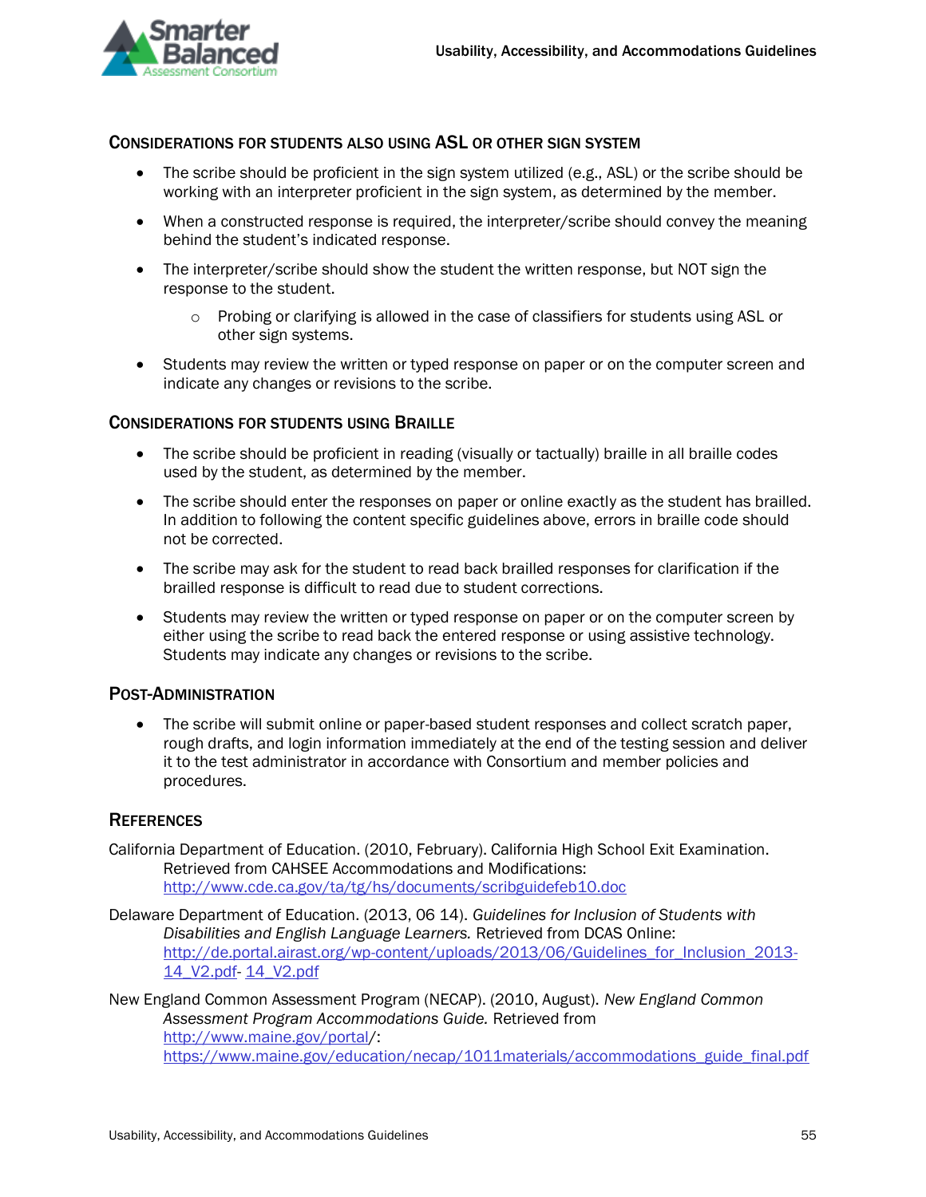### Considerations for Students Also Using ASL or Other Sign System

- The scribe should be proficient in the sign system utilized (e.g., ASL) or the scribe should be working with an interpreter proficient in the sign system, as determined by the member.
- When a constructed response is required, the interpreter/scribe should convey the meaning behind the student's indicated response.
- The interpreter/scribe should show the student the written response, but NOT sign the response to the student.
  - Probing or clarifying is allowed in the case of classifiers for students using ASL or other sign systems.
- Students may review the written or typed response on paper or on the computer screen and indicate any changes or revisions to the scribe.

### Considerations for Students Using Braille

- The scribe should be proficient in reading (visually or tactually) braille in all braille codes used by the student, as determined by the member.
- The scribe should enter the responses on paper or online exactly as the student has brailled. In addition to following the content specific guidelines above, errors in braille code should not be corrected.
- The scribe may ask for the student to read back brailled responses for clarification if the brailled response is difficult to read due to student corrections.
- Students may review the written or typed response on paper or on the computer screen by either using the scribe to read back the entered response or using assistive technology. Students may indicate any changes or revisions to the scribe.

### Post-Administration

- The scribe will submit online or paper-based student responses and collect scratch paper, rough drafts, and login information immediately at the end of the testing session and deliver it to the test administrator in accordance with Consortium and member policies and procedures.

### References

California Department of Education. (2010, February). California High School Exit Examination. Retrieved from CAHSEE Accommodations and Modifications: http://www.cde.ca.gov/ta/tg/hs/documents/scribguidefeb10.doc

Delaware Department of Education. (2013, 06 14). *Guidelines for Inclusion of Students with Disabilities and English Language Learners.* Retrieved from DCAS Online: http://de.portal.airast.org/wp-content/uploads/2013/06/Guidelines_for_Inclusion_2013-14_V2.pdf- 14_V2.pdf

New England Common Assessment Program (NECAP). (2010, August). *New England Common Assessment Program Accommodations Guide.* Retrieved from http://www.maine.gov/portal/: https://www.maine.gov/education/necap/1011materials/accommodations_guide_final.pdf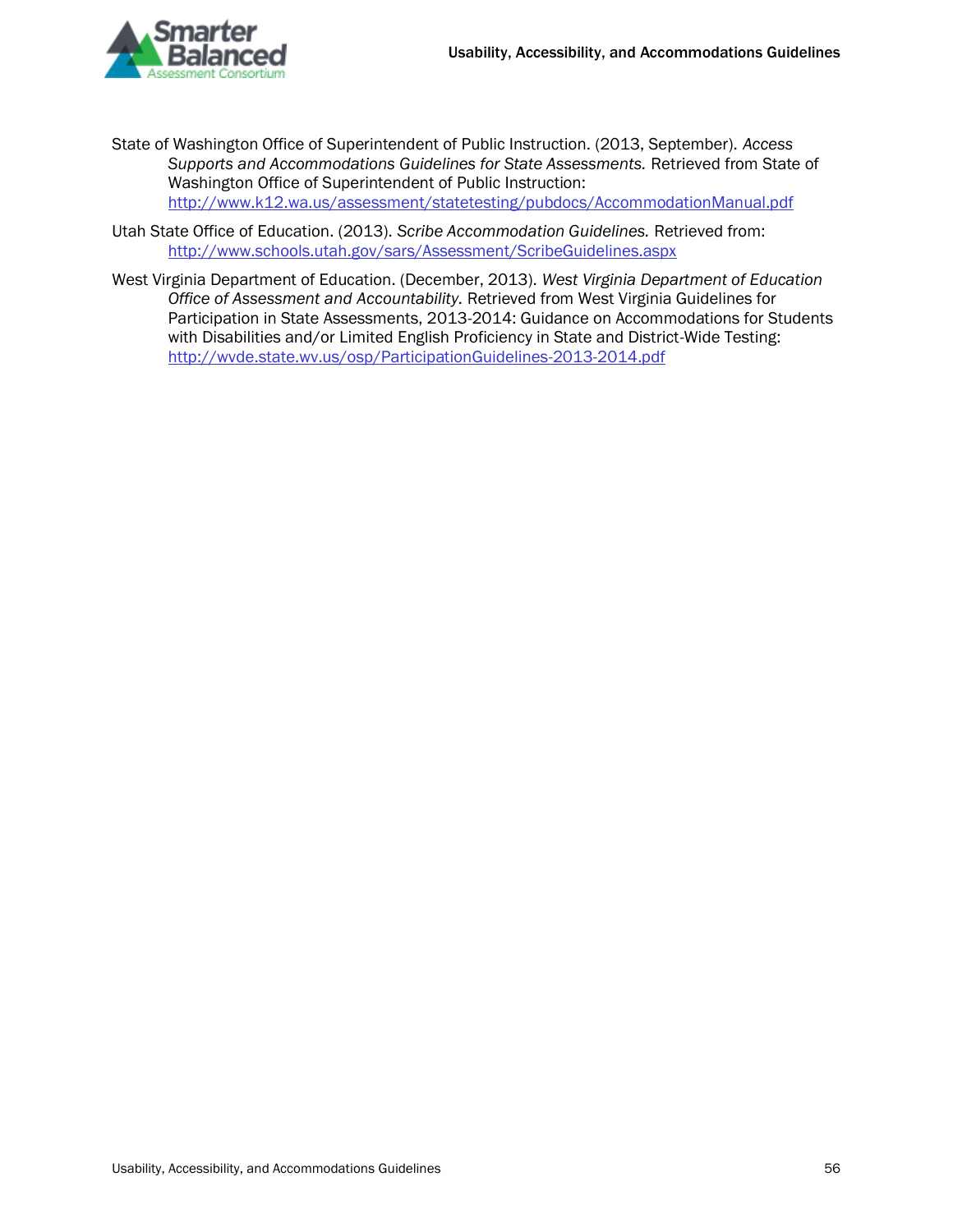State of Washington Office of Superintendent of Public Instruction. (2013, September). *Access Supports and Accommodations Guidelines for State Assessments.* Retrieved from State of Washington Office of Superintendent of Public Instruction: http://www.k12.wa.us/assessment/statetesting/pubdocs/AccommodationManual.pdf

Utah State Office of Education. (2013). *Scribe Accommodation Guidelines.* Retrieved from: http://www.schools.utah.gov/sars/Assessment/ScribeGuidelines.aspx

West Virginia Department of Education. (December, 2013). *West Virginia Department of Education Office of Assessment and Accountability.* Retrieved from West Virginia Guidelines for Participation in State Assessments, 2013-2014: Guidance on Accommodations for Students with Disabilities and/or Limited English Proficiency in State and District-Wide Testing: http://wvde.state.wv.us/osp/ParticipationGuidelines-2013-2014.pdf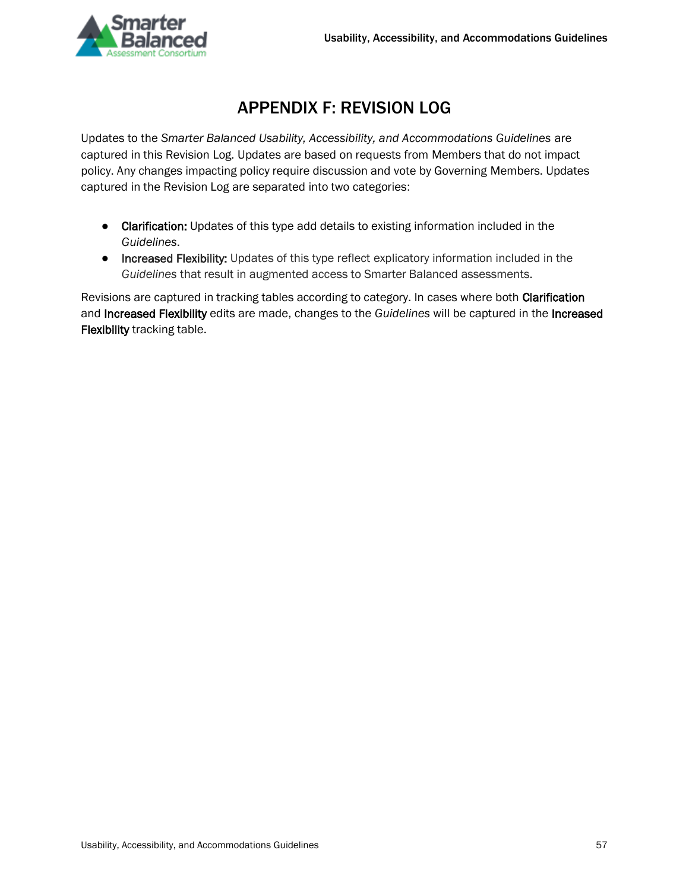# APPENDIX F: REVISION LOG

Updates to the *Smarter Balanced Usability, Accessibility, and Accommodations Guidelines* are captured in this Revision Log. Updates are based on requests from Members that do not impact policy. Any changes impacting policy require discussion and vote by Governing Members. Updates captured in the Revision Log are separated into two categories:

- **Clarification:** Updates of this type add details to existing information included in the *Guidelines*.
- **Increased Flexibility:** Updates of this type reflect explicatory information included in the *Guidelines* that result in augmented access to Smarter Balanced assessments.

Revisions are captured in tracking tables according to category. In cases where both **Clarification** and **Increased Flexibility** edits are made, changes to the *Guidelines* will be captured in the **Increased Flexibility** tracking table.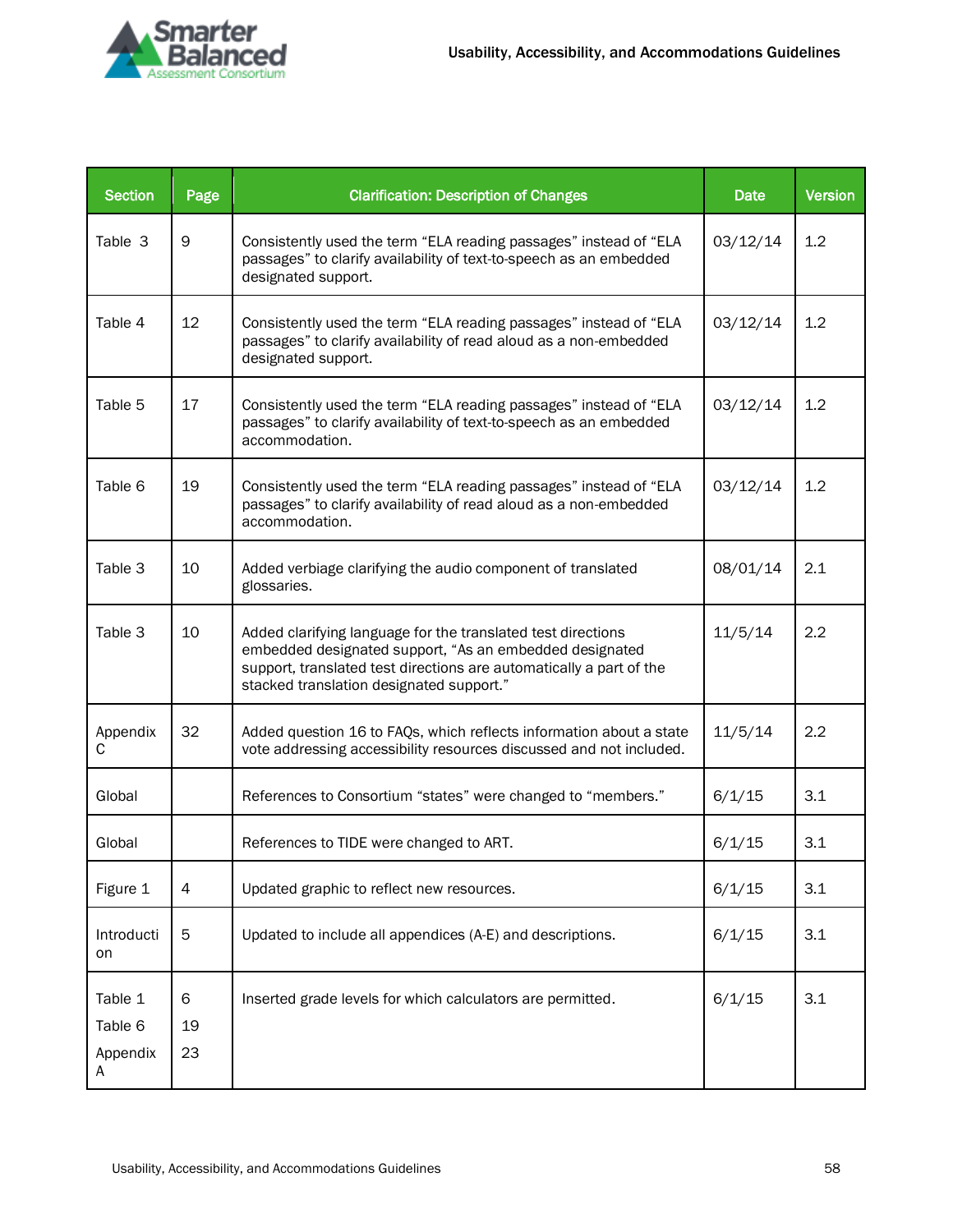| Section | Page | Clarification: Description of Changes | Date | Version |
|---|---|---|---|---|
| Table 3 | 9 | Consistently used the term "ELA reading passages" instead of "ELA passages" to clarify availability of text-to-speech as an embedded designated support. | 03/12/14 | 1.2 |
| Table 4 | 12 | Consistently used the term "ELA reading passages" instead of "ELA passages" to clarify availability of read aloud as a non-embedded designated support. | 03/12/14 | 1.2 |
| Table 5 | 17 | Consistently used the term "ELA reading passages" instead of "ELA passages" to clarify availability of text-to-speech as an embedded accommodation. | 03/12/14 | 1.2 |
| Table 6 | 19 | Consistently used the term "ELA reading passages" instead of "ELA passages" to clarify availability of read aloud as a non-embedded accommodation. | 03/12/14 | 1.2 |
| Table 3 | 10 | Added verbiage clarifying the audio component of translated glossaries. | 08/01/14 | 2.1 |
| Table 3 | 10 | Added clarifying language for the translated test directions embedded designated support, "As an embedded designated support, translated test directions are automatically a part of the stacked translation designated support." | 11/5/14 | 2.2 |
| Appendix C | 32 | Added question 16 to FAQs, which reflects information about a state vote addressing accessibility resources discussed and not included. | 11/5/14 | 2.2 |
| Global | | References to Consortium "states" were changed to "members." | 6/1/15 | 3.1 |
| Global | | References to TIDE were changed to ART. | 6/1/15 | 3.1 |
| Figure 1 | 4 | Updated graphic to reflect new resources. | 6/1/15 | 3.1 |
| Introduction | 5 | Updated to include all appendices (A-E) and descriptions. | 6/1/15 | 3.1 |
| Table 1<br>Table 6<br>Appendix A | 6<br>19<br>23 | Inserted grade levels for which calculators are permitted. | 6/1/15 | 3.1 |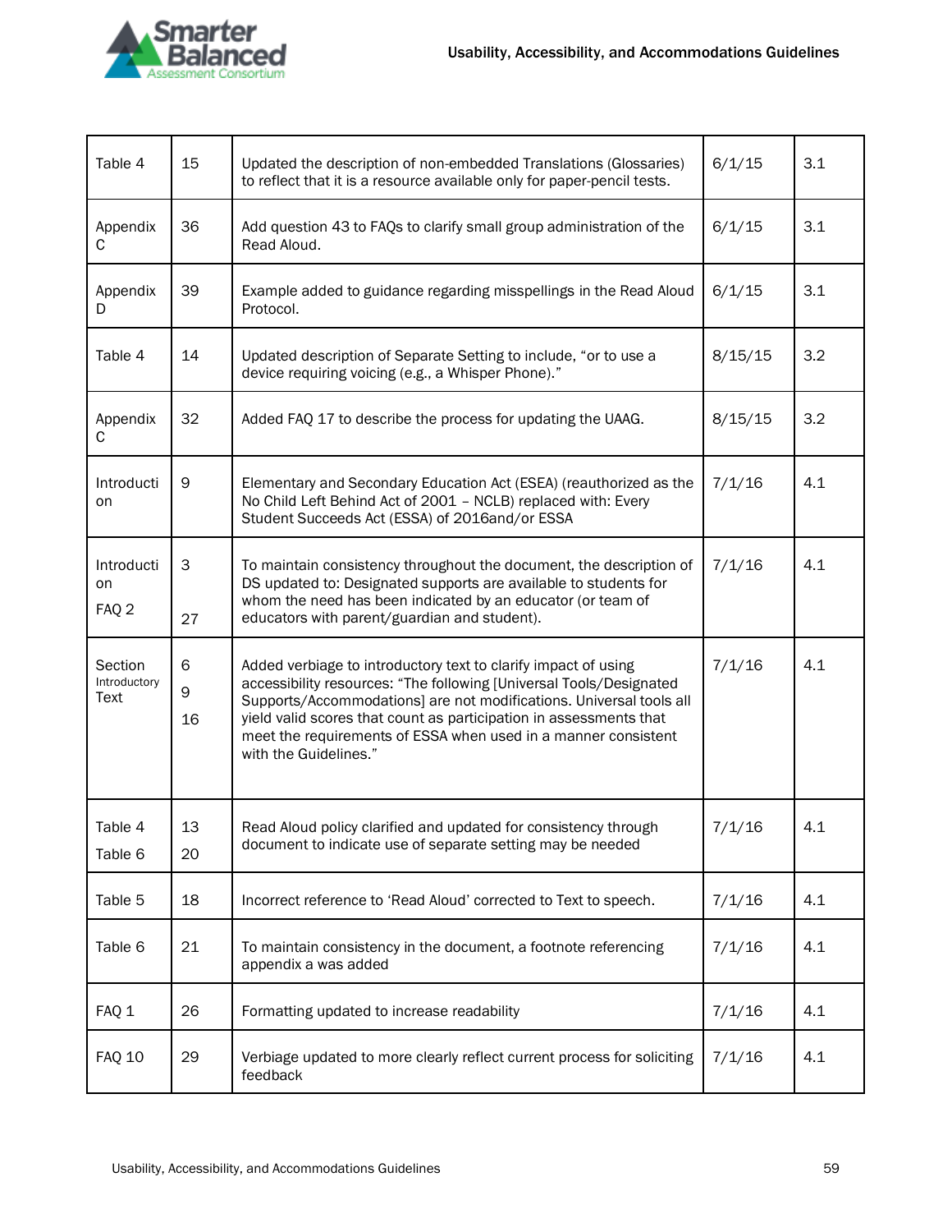| | | | | |
|---|---|---|---|---|
| Table 4 | 15 | Updated the description of non-embedded Translations (Glossaries) to reflect that it is a resource available only for paper-pencil tests. | 6/1/15 | 3.1 |
| Appendix C | 36 | Add question 43 to FAQs to clarify small group administration of the Read Aloud. | 6/1/15 | 3.1 |
| Appendix D | 39 | Example added to guidance regarding misspellings in the Read Aloud Protocol. | 6/1/15 | 3.1 |
| Table 4 | 14 | Updated description of Separate Setting to include, "or to use a device requiring voicing (e.g., a Whisper Phone)." | 8/15/15 | 3.2 |
| Appendix C | 32 | Added FAQ 17 to describe the process for updating the UAAG. | 8/15/15 | 3.2 |
| Introduction | 9 | Elementary and Secondary Education Act (ESEA) (reauthorized as the No Child Left Behind Act of 2001 – NCLB) replaced with: Every Student Succeeds Act (ESSA) of 2016and/or ESSA | 7/1/16 | 4.1 |
| Introduction<br>FAQ 2 | 3<br>27 | To maintain consistency throughout the document, the description of DS updated to: Designated supports are available to students for whom the need has been indicated by an educator (or team of educators with parent/guardian and student). | 7/1/16 | 4.1 |
| Section Introductory Text | 6<br>9<br>16 | Added verbiage to introductory text to clarify impact of using accessibility resources: "The following [Universal Tools/Designated Supports/Accommodations] are not modifications. Universal tools all yield valid scores that count as participation in assessments that meet the requirements of ESSA when used in a manner consistent with the Guidelines." | 7/1/16 | 4.1 |
| Table 4<br>Table 6 | 13<br>20 | Read Aloud policy clarified and updated for consistency through document to indicate use of separate setting may be needed | 7/1/16 | 4.1 |
| Table 5 | 18 | Incorrect reference to 'Read Aloud' corrected to Text to speech. | 7/1/16 | 4.1 |
| Table 6 | 21 | To maintain consistency in the document, a footnote referencing appendix a was added | 7/1/16 | 4.1 |
| FAQ 1 | 26 | Formatting updated to increase readability | 7/1/16 | 4.1 |
| FAQ 10 | 29 | Verbiage updated to more clearly reflect current process for soliciting feedback | 7/1/16 | 4.1 |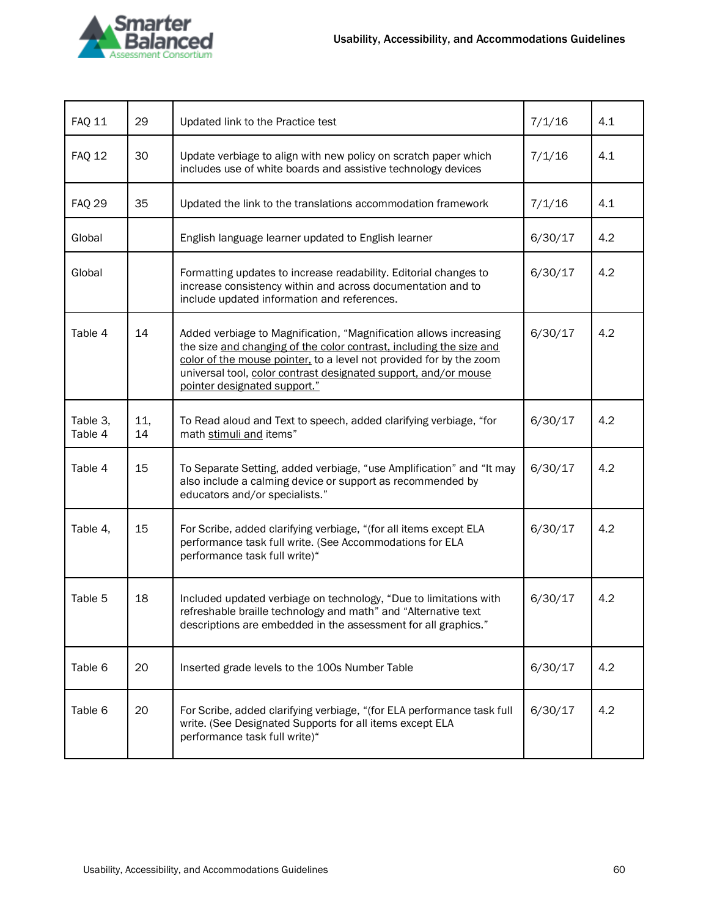| FAQ 11 | 29 | Updated link to the Practice test | 7/1/16 | 4.1 |
|---|---|---|---|---|
| FAQ 12 | 30 | Update verbiage to align with new policy on scratch paper which includes use of white boards and assistive technology devices | 7/1/16 | 4.1 |
| FAQ 29 | 35 | Updated the link to the translations accommodation framework | 7/1/16 | 4.1 |
| Global | | English language learner updated to English learner | 6/30/17 | 4.2 |
| Global | | Formatting updates to increase readability. Editorial changes to increase consistency within and across documentation and to include updated information and references. | 6/30/17 | 4.2 |
| Table 4 | 14 | Added verbiage to Magnification, "Magnification allows increasing the size <u>and changing of the color contrast, including the size and color of the mouse pointer,</u> to a level not provided for by the zoom universal tool, <u>color contrast designated support, and/or mouse pointer designated support."</u> | 6/30/17 | 4.2 |
| Table 3, Table 4 | 11, 14 | To Read aloud and Text to speech, added clarifying verbiage, "for math <u>stimuli and</u> items" | 6/30/17 | 4.2 |
| Table 4 | 15 | To Separate Setting, added verbiage, "use Amplification" and "It may also include a calming device or support as recommended by educators and/or specialists." | 6/30/17 | 4.2 |
| Table 4, | 15 | For Scribe, added clarifying verbiage, "(for all items except ELA performance task full write. (See Accommodations for ELA performance task full write)" | 6/30/17 | 4.2 |
| Table 5 | 18 | Included updated verbiage on technology, "Due to limitations with refreshable braille technology and math" and "Alternative text descriptions are embedded in the assessment for all graphics." | 6/30/17 | 4.2 |
| Table 6 | 20 | Inserted grade levels to the 100s Number Table | 6/30/17 | 4.2 |
| Table 6 | 20 | For Scribe, added clarifying verbiage, "(for ELA performance task full write. (See Designated Supports for all items except ELA performance task full write)" | 6/30/17 | 4.2 |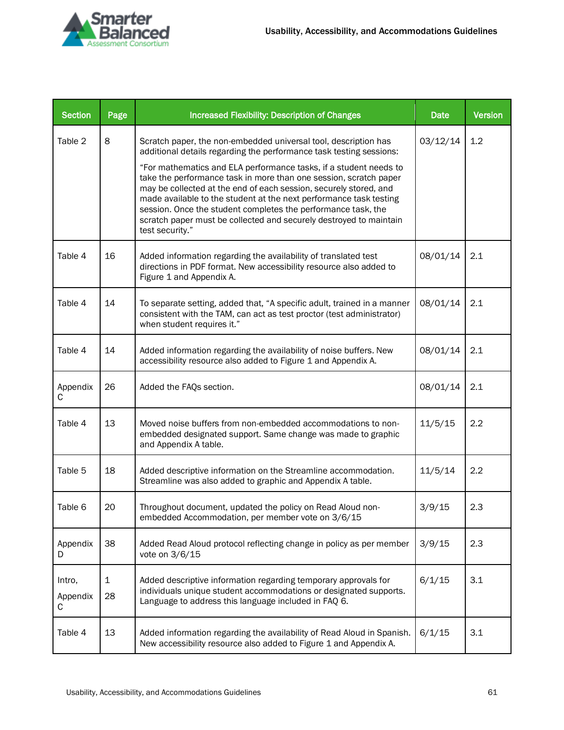| Section | Page | Increased Flexibility: Description of Changes | Date | Version |
|---|---|---|---|---|
| Table 2 | 8 | Scratch paper, the non-embedded universal tool, description has additional details regarding the performance task testing sessions: "For mathematics and ELA performance tasks, if a student needs to take the performance task in more than one session, scratch paper may be collected at the end of each session, securely stored, and made available to the student at the next performance task testing session. Once the student completes the performance task, the scratch paper must be collected and securely destroyed to maintain test security." | 03/12/14 | 1.2 |
| Table 4 | 16 | Added information regarding the availability of translated test directions in PDF format. New accessibility resource also added to Figure 1 and Appendix A. | 08/01/14 | 2.1 |
| Table 4 | 14 | To separate setting, added that, "A specific adult, trained in a manner consistent with the TAM, can act as test proctor (test administrator) when student requires it." | 08/01/14 | 2.1 |
| Table 4 | 14 | Added information regarding the availability of noise buffers. New accessibility resource also added to Figure 1 and Appendix A. | 08/01/14 | 2.1 |
| Appendix C | 26 | Added the FAQs section. | 08/01/14 | 2.1 |
| Table 4 | 13 | Moved noise buffers from non-embedded accommodations to non-embedded designated support. Same change was made to graphic and Appendix A table. | 11/5/15 | 2.2 |
| Table 5 | 18 | Added descriptive information on the Streamline accommodation. Streamline was also added to graphic and Appendix A table. | 11/5/14 | 2.2 |
| Table 6 | 20 | Throughout document, updated the policy on Read Aloud non-embedded Accommodation, per member vote on 3/6/15 | 3/9/15 | 2.3 |
| Appendix D | 38 | Added Read Aloud protocol reflecting change in policy as per member vote on 3/6/15 | 3/9/15 | 2.3 |
| Intro, Appendix C | 1 28 | Added descriptive information regarding temporary approvals for individuals unique student accommodations or designated supports. Language to address this language included in FAQ 6. | 6/1/15 | 3.1 |
| Table 4 | 13 | Added information regarding the availability of Read Aloud in Spanish. New accessibility resource also added to Figure 1 and Appendix A. | 6/1/15 | 3.1 |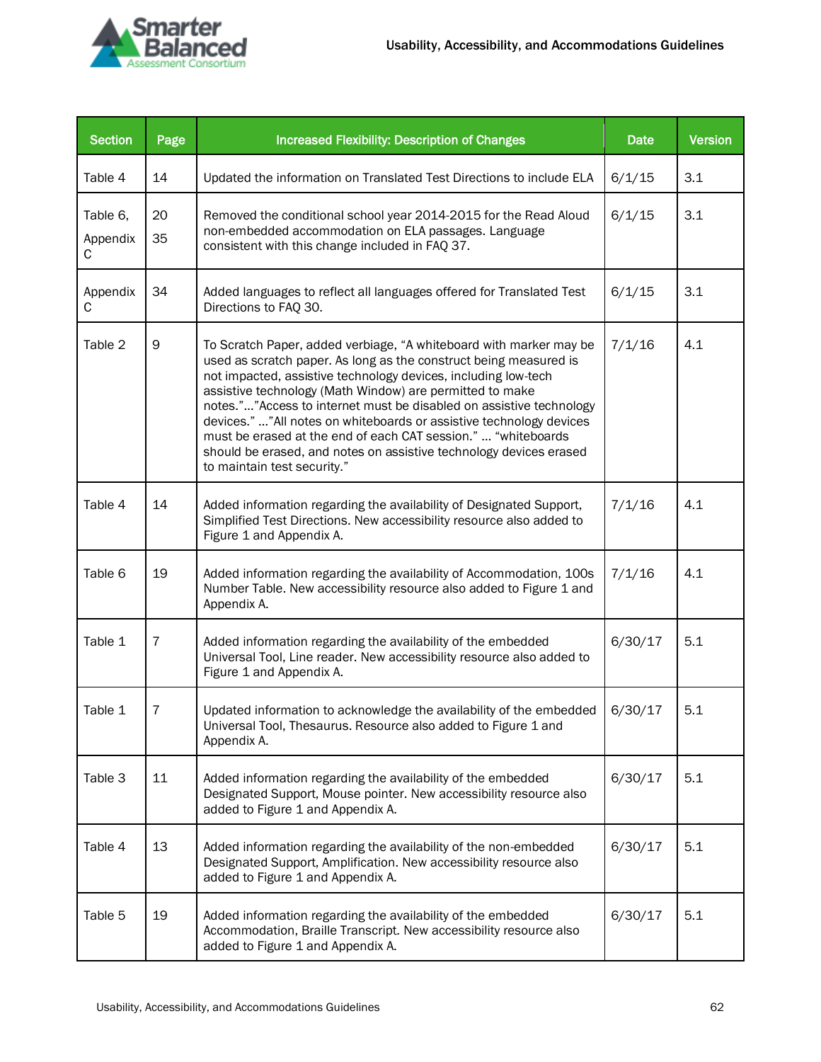| Section | Page | Increased Flexibility: Description of Changes | Date | Version |
|---|---|---|---|---|
| Table 4 | 14 | Updated the information on Translated Test Directions to include ELA | 6/1/15 | 3.1 |
| Table 6, Appendix C | 20 35 | Removed the conditional school year 2014-2015 for the Read Aloud non-embedded accommodation on ELA passages. Language consistent with this change included in FAQ 37. | 6/1/15 | 3.1 |
| Appendix C | 34 | Added languages to reflect all languages offered for Translated Test Directions to FAQ 30. | 6/1/15 | 3.1 |
| Table 2 | 9 | To Scratch Paper, added verbiage, “A whiteboard with marker may be used as scratch paper. As long as the construct being measured is not impacted, assistive technology devices, including low-tech assistive technology (Math Window) are permitted to make notes.”…”Access to internet must be disabled on assistive technology devices.” …”All notes on whiteboards or assistive technology devices must be erased at the end of each CAT session.” … “whiteboards should be erased, and notes on assistive technology devices erased to maintain test security.” | 7/1/16 | 4.1 |
| Table 4 | 14 | Added information regarding the availability of Designated Support, Simplified Test Directions. New accessibility resource also added to Figure 1 and Appendix A. | 7/1/16 | 4.1 |
| Table 6 | 19 | Added information regarding the availability of Accommodation, 100s Number Table. New accessibility resource also added to Figure 1 and Appendix A. | 7/1/16 | 4.1 |
| Table 1 | 7 | Added information regarding the availability of the embedded Universal Tool, Line reader. New accessibility resource also added to Figure 1 and Appendix A. | 6/30/17 | 5.1 |
| Table 1 | 7 | Updated information to acknowledge the availability of the embedded Universal Tool, Thesaurus. Resource also added to Figure 1 and Appendix A. | 6/30/17 | 5.1 |
| Table 3 | 11 | Added information regarding the availability of the embedded Designated Support, Mouse pointer. New accessibility resource also added to Figure 1 and Appendix A. | 6/30/17 | 5.1 |
| Table 4 | 13 | Added information regarding the availability of the non-embedded Designated Support, Amplification. New accessibility resource also added to Figure 1 and Appendix A. | 6/30/17 | 5.1 |
| Table 5 | 19 | Added information regarding the availability of the embedded Accommodation, Braille Transcript. New accessibility resource also added to Figure 1 and Appendix A. | 6/30/17 | 5.1 |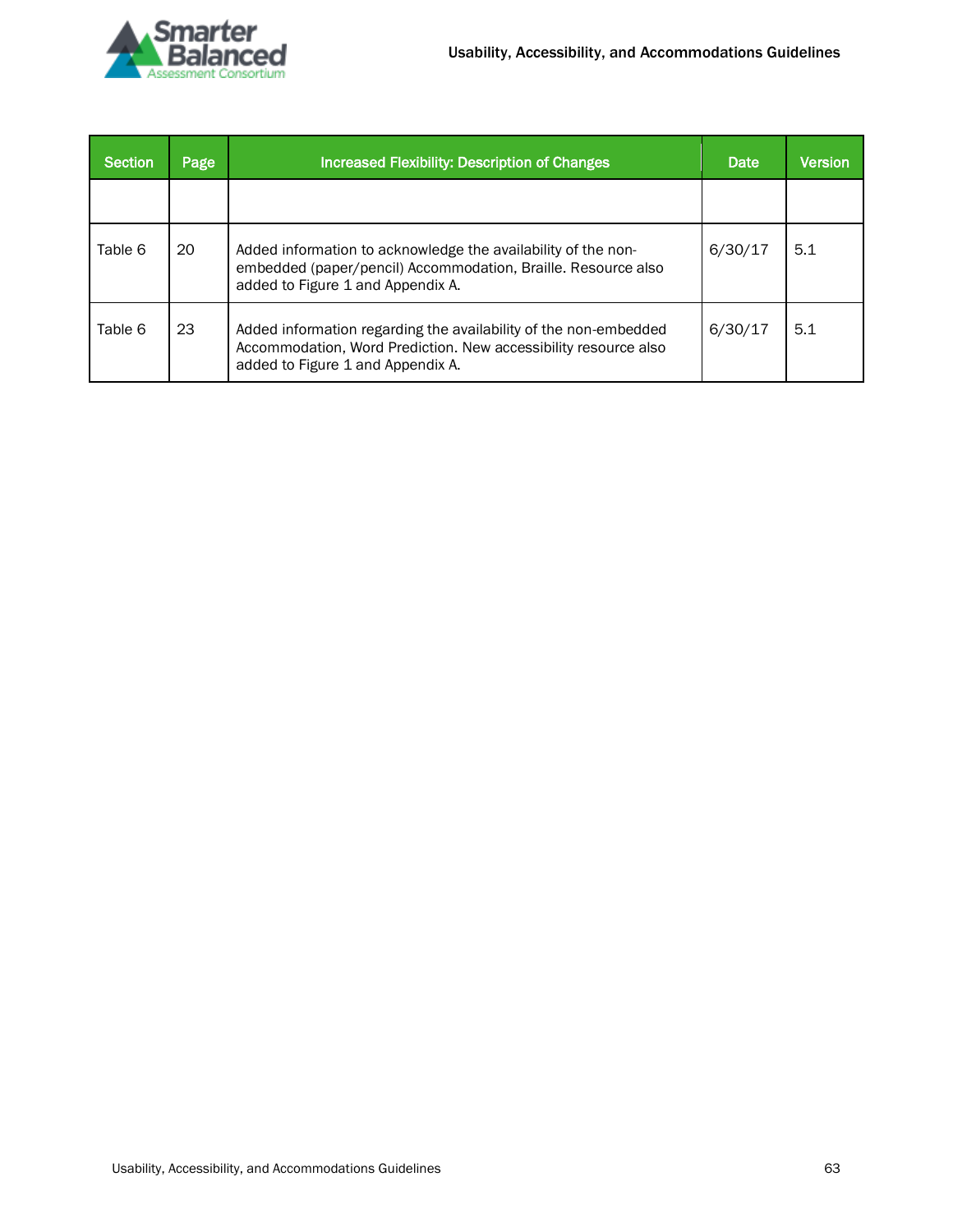| Section | Page | Increased Flexibility: Description of Changes | Date | Version |
|---|---|---|---|---|
| | | | | |
| Table 6 | 20 | Added information to acknowledge the availability of the non-embedded (paper/pencil) Accommodation, Braille. Resource also added to Figure 1 and Appendix A. | 6/30/17 | 5.1 |
| Table 6 | 23 | Added information regarding the availability of the non-embedded Accommodation, Word Prediction. New accessibility resource also added to Figure 1 and Appendix A. | 6/30/17 | 5.1 |